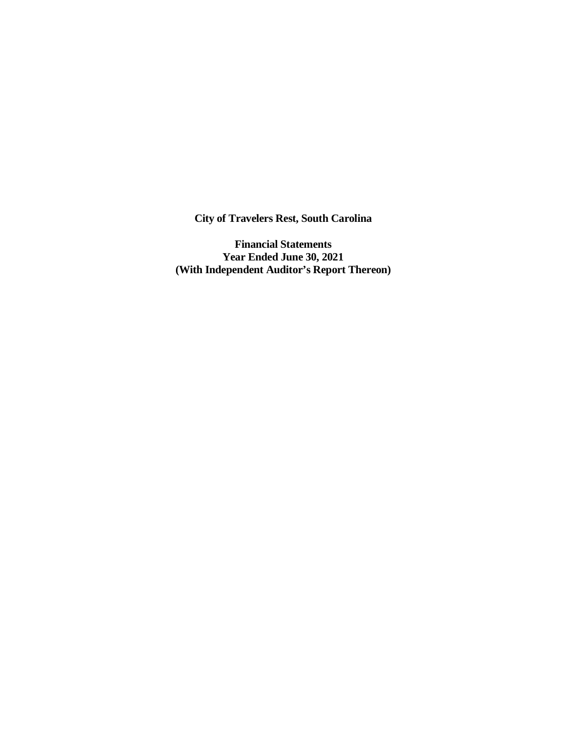**City of Travelers Rest, South Carolina**

**Financial Statements**
**Year Ended June 30, 2021**
**(With Independent Auditor's Report Thereon)**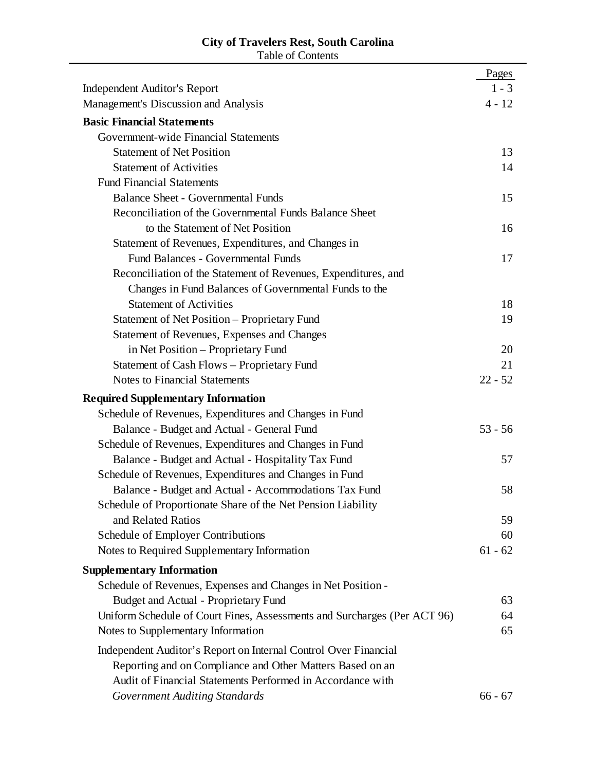# City of Travelers Rest, South Carolina

Table of Contents

| | Pages |
|---|---|
| Independent Auditor's Report | 1 - 3 |
| Management's Discussion and Analysis | 4 - 12 |
| **Basic Financial Statements** | |
| Government-wide Financial Statements | |
| Statement of Net Position | 13 |
| Statement of Activities | 14 |
| Fund Financial Statements | |
| Balance Sheet - Governmental Funds | 15 |
| Reconciliation of the Governmental Funds Balance Sheet to the Statement of Net Position | 16 |
| Statement of Revenues, Expenditures, and Changes in Fund Balances - Governmental Funds | 17 |
| Reconciliation of the Statement of Revenues, Expenditures, and Changes in Fund Balances of Governmental Funds to the Statement of Activities | 18 |
| Statement of Net Position – Proprietary Fund | 19 |
| Statement of Revenues, Expenses and Changes in Net Position – Proprietary Fund | 20 |
| Statement of Cash Flows – Proprietary Fund | 21 |
| Notes to Financial Statements | 22 - 52 |
| **Required Supplementary Information** | |
| Schedule of Revenues, Expenditures and Changes in Fund Balance - Budget and Actual - General Fund | 53 - 56 |
| Schedule of Revenues, Expenditures and Changes in Fund Balance - Budget and Actual - Hospitality Tax Fund | 57 |
| Schedule of Revenues, Expenditures and Changes in Fund Balance - Budget and Actual - Accommodations Tax Fund | 58 |
| Schedule of Proportionate Share of the Net Pension Liability and Related Ratios | 59 |
| Schedule of Employer Contributions | 60 |
| Notes to Required Supplementary Information | 61 - 62 |
| **Supplementary Information** | |
| Schedule of Revenues, Expenses and Changes in Net Position - Budget and Actual - Proprietary Fund | 63 |
| Uniform Schedule of Court Fines, Assessments and Surcharges (Per ACT 96) | 64 |
| Notes to Supplementary Information | 65 |
| Independent Auditor's Report on Internal Control Over Financial Reporting and on Compliance and Other Matters Based on an Audit of Financial Statements Performed in Accordance with *Government Auditing Standards* | 66 - 67 |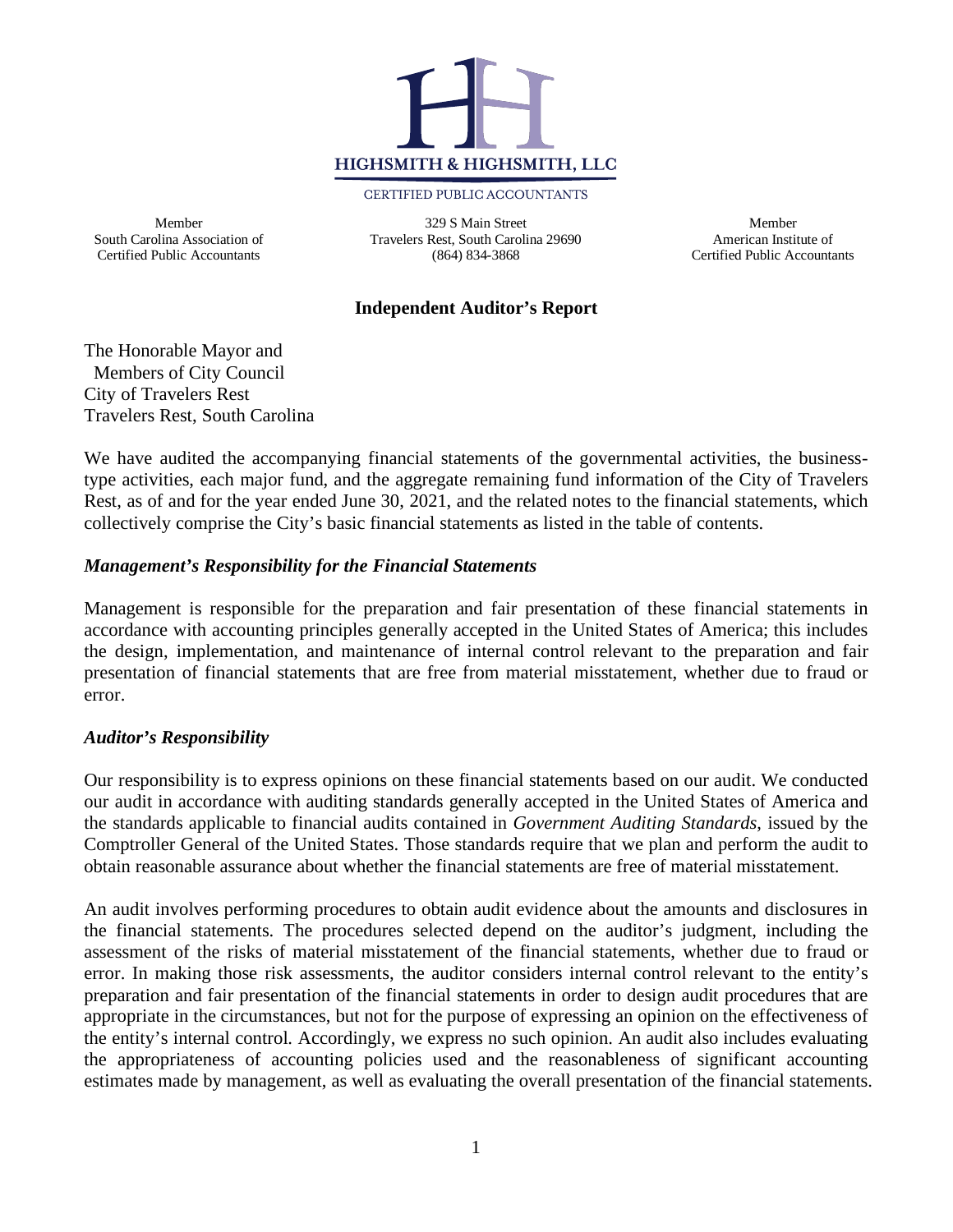HIGHSMITH & HIGHSMITH, LLC

CERTIFIED PUBLIC ACCOUNTANTS

Member
South Carolina Association of
Certified Public Accountants

329 S Main Street
Travelers Rest, South Carolina 29690
(864) 834-3868

Member
American Institute of
Certified Public Accountants

## Independent Auditor's Report

The Honorable Mayor and
Members of City Council
City of Travelers Rest
Travelers Rest, South Carolina

We have audited the accompanying financial statements of the governmental activities, the business-type activities, each major fund, and the aggregate remaining fund information of the City of Travelers Rest, as of and for the year ended June 30, 2021, and the related notes to the financial statements, which collectively comprise the City's basic financial statements as listed in the table of contents.

### *Management's Responsibility for the Financial Statements*

Management is responsible for the preparation and fair presentation of these financial statements in accordance with accounting principles generally accepted in the United States of America; this includes the design, implementation, and maintenance of internal control relevant to the preparation and fair presentation of financial statements that are free from material misstatement, whether due to fraud or error.

### *Auditor's Responsibility*

Our responsibility is to express opinions on these financial statements based on our audit. We conducted our audit in accordance with auditing standards generally accepted in the United States of America and the standards applicable to financial audits contained in *Government Auditing Standards*, issued by the Comptroller General of the United States. Those standards require that we plan and perform the audit to obtain reasonable assurance about whether the financial statements are free of material misstatement.

An audit involves performing procedures to obtain audit evidence about the amounts and disclosures in the financial statements. The procedures selected depend on the auditor's judgment, including the assessment of the risks of material misstatement of the financial statements, whether due to fraud or error. In making those risk assessments, the auditor considers internal control relevant to the entity's preparation and fair presentation of the financial statements in order to design audit procedures that are appropriate in the circumstances, but not for the purpose of expressing an opinion on the effectiveness of the entity's internal control. Accordingly, we express no such opinion. An audit also includes evaluating the appropriateness of accounting policies used and the reasonableness of significant accounting estimates made by management, as well as evaluating the overall presentation of the financial statements.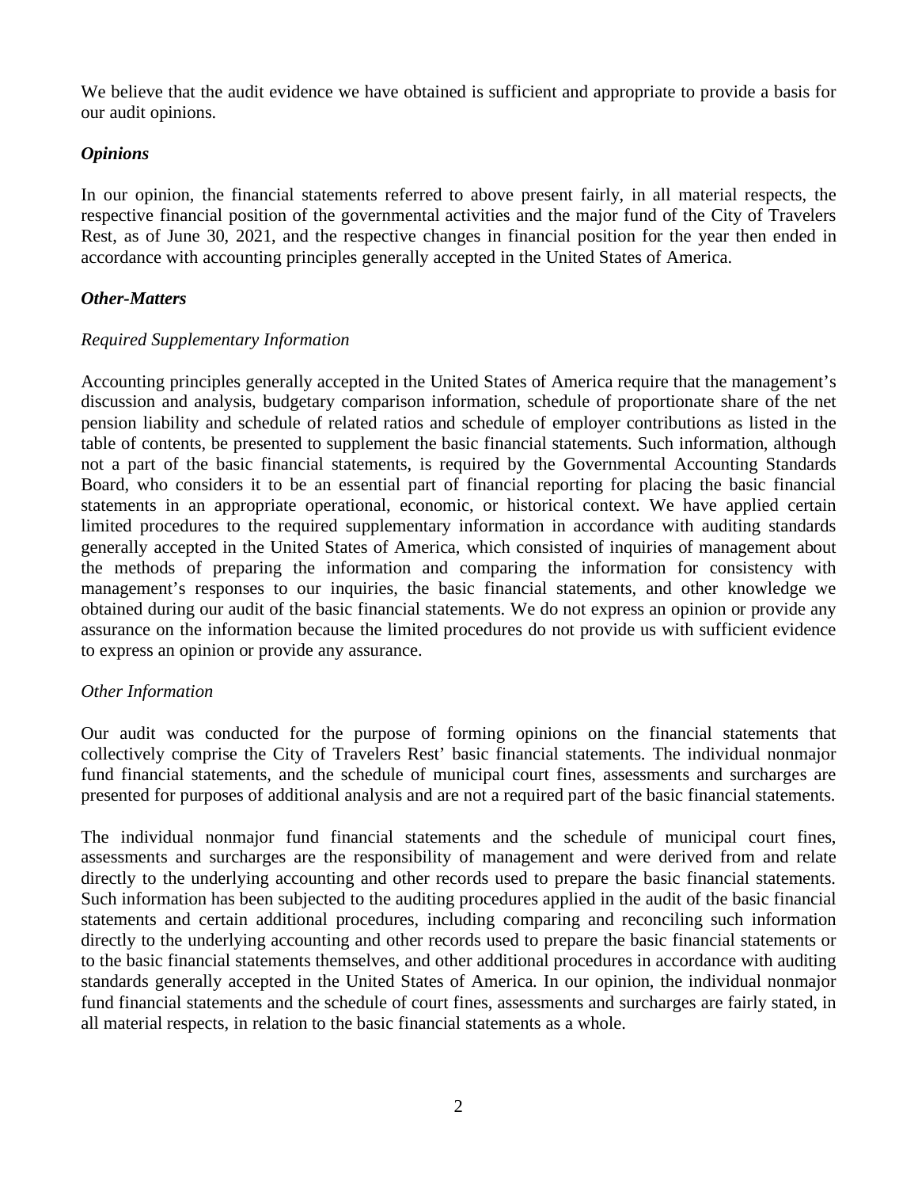We believe that the audit evidence we have obtained is sufficient and appropriate to provide a basis for our audit opinions.

***Opinions***

In our opinion, the financial statements referred to above present fairly, in all material respects, the respective financial position of the governmental activities and the major fund of the City of Travelers Rest, as of June 30, 2021, and the respective changes in financial position for the year then ended in accordance with accounting principles generally accepted in the United States of America.

***Other-Matters***

*Required Supplementary Information*

Accounting principles generally accepted in the United States of America require that the management's discussion and analysis, budgetary comparison information, schedule of proportionate share of the net pension liability and schedule of related ratios and schedule of employer contributions as listed in the table of contents, be presented to supplement the basic financial statements. Such information, although not a part of the basic financial statements, is required by the Governmental Accounting Standards Board, who considers it to be an essential part of financial reporting for placing the basic financial statements in an appropriate operational, economic, or historical context. We have applied certain limited procedures to the required supplementary information in accordance with auditing standards generally accepted in the United States of America, which consisted of inquiries of management about the methods of preparing the information and comparing the information for consistency with management's responses to our inquiries, the basic financial statements, and other knowledge we obtained during our audit of the basic financial statements. We do not express an opinion or provide any assurance on the information because the limited procedures do not provide us with sufficient evidence to express an opinion or provide any assurance.

*Other Information*

Our audit was conducted for the purpose of forming opinions on the financial statements that collectively comprise the City of Travelers Rest' basic financial statements. The individual nonmajor fund financial statements, and the schedule of municipal court fines, assessments and surcharges are presented for purposes of additional analysis and are not a required part of the basic financial statements.

The individual nonmajor fund financial statements and the schedule of municipal court fines, assessments and surcharges are the responsibility of management and were derived from and relate directly to the underlying accounting and other records used to prepare the basic financial statements. Such information has been subjected to the auditing procedures applied in the audit of the basic financial statements and certain additional procedures, including comparing and reconciling such information directly to the underlying accounting and other records used to prepare the basic financial statements or to the basic financial statements themselves, and other additional procedures in accordance with auditing standards generally accepted in the United States of America. In our opinion, the individual nonmajor fund financial statements and the schedule of court fines, assessments and surcharges are fairly stated, in all material respects, in relation to the basic financial statements as a whole.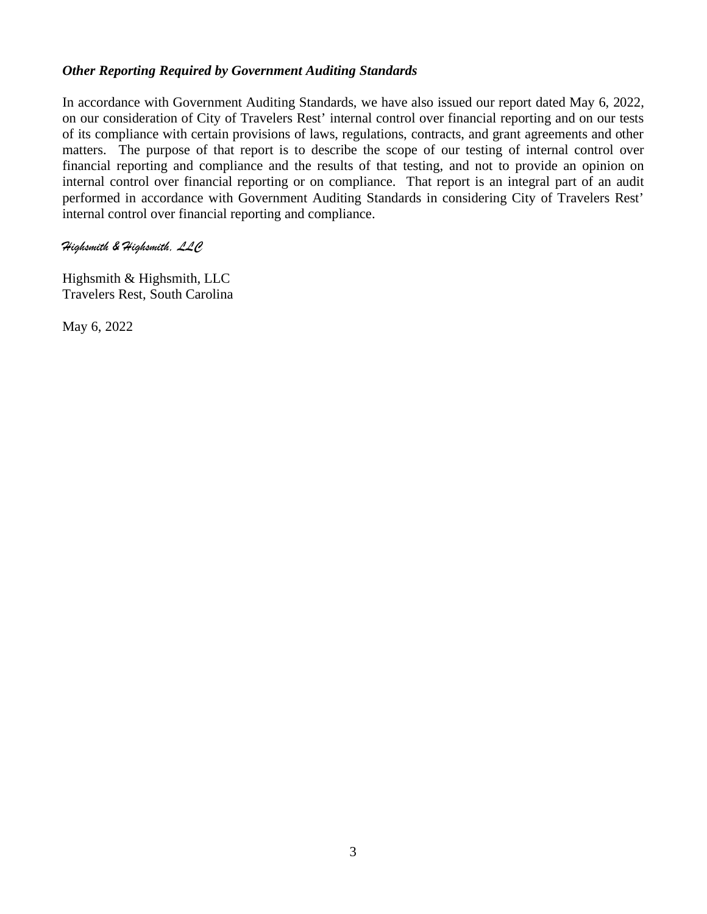***Other Reporting Required by Government Auditing Standards***

In accordance with Government Auditing Standards, we have also issued our report dated May 6, 2022, on our consideration of City of Travelers Rest' internal control over financial reporting and on our tests of its compliance with certain provisions of laws, regulations, contracts, and grant agreements and other matters. The purpose of that report is to describe the scope of our testing of internal control over financial reporting and compliance and the results of that testing, and not to provide an opinion on internal control over financial reporting or on compliance. That report is an integral part of an audit performed in accordance with Government Auditing Standards in considering City of Travelers Rest' internal control over financial reporting and compliance.

*Highsmith & Highsmith, LLC*

Highsmith & Highsmith, LLC
Travelers Rest, South Carolina

May 6, 2022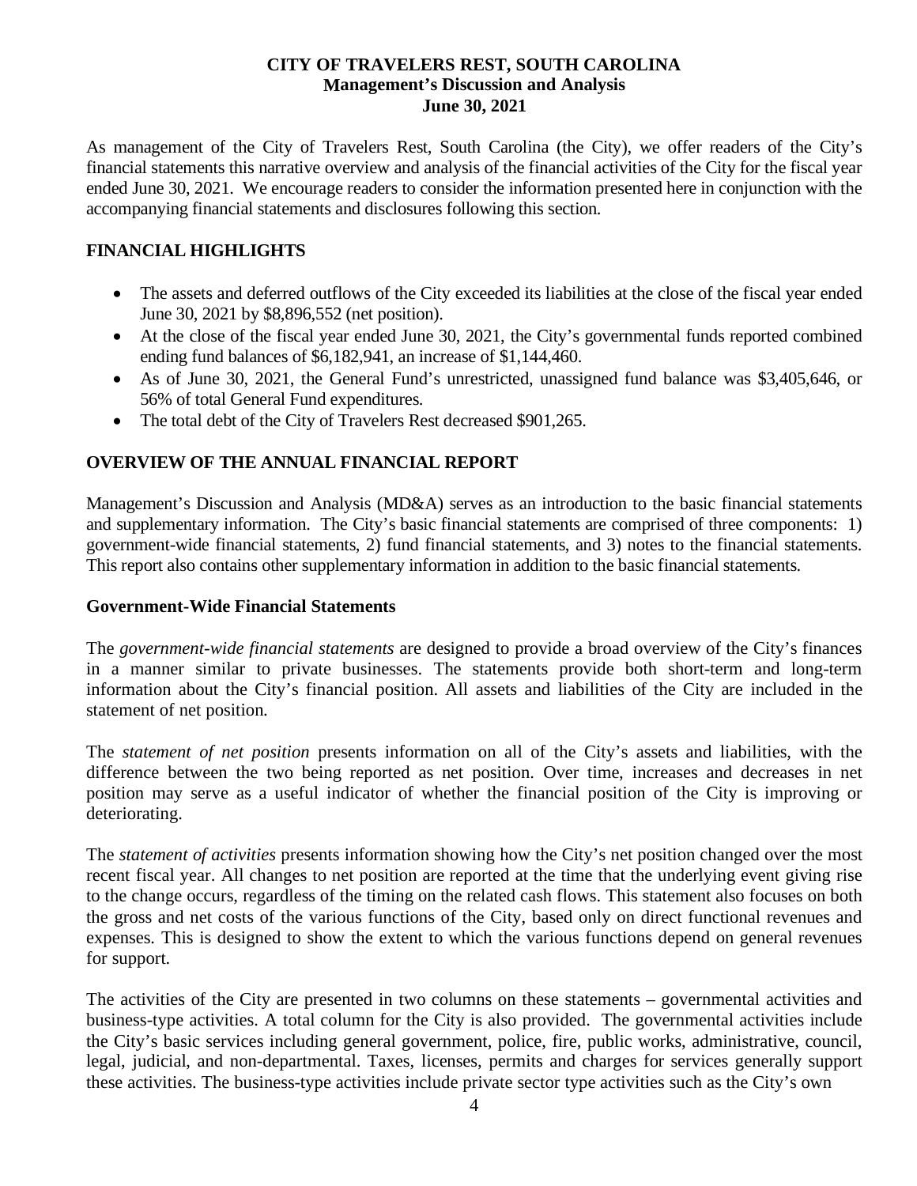# CITY OF TRAVELERS REST, SOUTH CAROLINA
## Management's Discussion and Analysis
## June 30, 2021

As management of the City of Travelers Rest, South Carolina (the City), we offer readers of the City's financial statements this narrative overview and analysis of the financial activities of the City for the fiscal year ended June 30, 2021. We encourage readers to consider the information presented here in conjunction with the accompanying financial statements and disclosures following this section.

## FINANCIAL HIGHLIGHTS

- The assets and deferred outflows of the City exceeded its liabilities at the close of the fiscal year ended June 30, 2021 by $8,896,552 (net position).
- At the close of the fiscal year ended June 30, 2021, the City's governmental funds reported combined ending fund balances of $6,182,941, an increase of $1,144,460.
- As of June 30, 2021, the General Fund's unrestricted, unassigned fund balance was $3,405,646, or 56% of total General Fund expenditures.
- The total debt of the City of Travelers Rest decreased $901,265.

## OVERVIEW OF THE ANNUAL FINANCIAL REPORT

Management's Discussion and Analysis (MD&A) serves as an introduction to the basic financial statements and supplementary information. The City's basic financial statements are comprised of three components: 1) government-wide financial statements, 2) fund financial statements, and 3) notes to the financial statements. This report also contains other supplementary information in addition to the basic financial statements.

### Government-Wide Financial Statements

The *government-wide financial statements* are designed to provide a broad overview of the City's finances in a manner similar to private businesses. The statements provide both short-term and long-term information about the City's financial position. All assets and liabilities of the City are included in the statement of net position.

The *statement of net position* presents information on all of the City's assets and liabilities, with the difference between the two being reported as net position. Over time, increases and decreases in net position may serve as a useful indicator of whether the financial position of the City is improving or deteriorating.

The *statement of activities* presents information showing how the City's net position changed over the most recent fiscal year. All changes to net position are reported at the time that the underlying event giving rise to the change occurs, regardless of the timing on the related cash flows. This statement also focuses on both the gross and net costs of the various functions of the City, based only on direct functional revenues and expenses. This is designed to show the extent to which the various functions depend on general revenues for support.

The activities of the City are presented in two columns on these statements – governmental activities and business-type activities. A total column for the City is also provided. The governmental activities include the City's basic services including general government, police, fire, public works, administrative, council, legal, judicial, and non-departmental. Taxes, licenses, permits and charges for services generally support these activities. The business-type activities include private sector type activities such as the City's own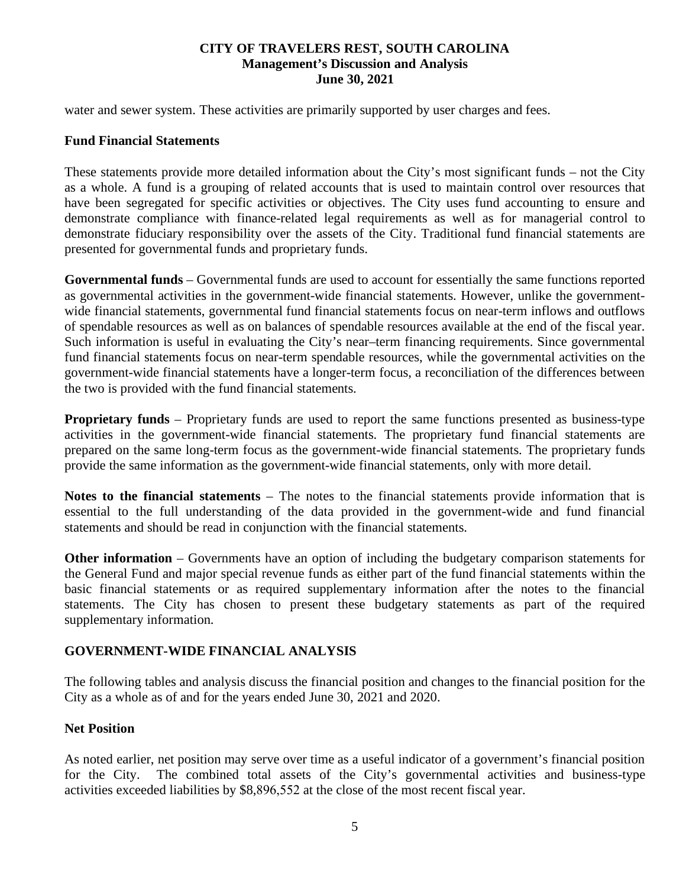water and sewer system. These activities are primarily supported by user charges and fees.

### Fund Financial Statements

These statements provide more detailed information about the City's most significant funds – not the City as a whole. A fund is a grouping of related accounts that is used to maintain control over resources that have been segregated for specific activities or objectives. The City uses fund accounting to ensure and demonstrate compliance with finance-related legal requirements as well as for managerial control to demonstrate fiduciary responsibility over the assets of the City. Traditional fund financial statements are presented for governmental funds and proprietary funds.

**Governmental funds** – Governmental funds are used to account for essentially the same functions reported as governmental activities in the government-wide financial statements. However, unlike the government-wide financial statements, governmental fund financial statements focus on near-term inflows and outflows of spendable resources as well as on balances of spendable resources available at the end of the fiscal year. Such information is useful in evaluating the City's near–term financing requirements. Since governmental fund financial statements focus on near-term spendable resources, while the governmental activities on the government-wide financial statements have a longer-term focus, a reconciliation of the differences between the two is provided with the fund financial statements.

**Proprietary funds** – Proprietary funds are used to report the same functions presented as business-type activities in the government-wide financial statements. The proprietary fund financial statements are prepared on the same long-term focus as the government-wide financial statements. The proprietary funds provide the same information as the government-wide financial statements, only with more detail.

**Notes to the financial statements** – The notes to the financial statements provide information that is essential to the full understanding of the data provided in the government-wide and fund financial statements and should be read in conjunction with the financial statements.

**Other information** – Governments have an option of including the budgetary comparison statements for the General Fund and major special revenue funds as either part of the fund financial statements within the basic financial statements or as required supplementary information after the notes to the financial statements. The City has chosen to present these budgetary statements as part of the required supplementary information.

## GOVERNMENT-WIDE FINANCIAL ANALYSIS

The following tables and analysis discuss the financial position and changes to the financial position for the City as a whole as of and for the years ended June 30, 2021 and 2020.

### Net Position

As noted earlier, net position may serve over time as a useful indicator of a government's financial position for the City. The combined total assets of the City's governmental activities and business-type activities exceeded liabilities by $8,896,552 at the close of the most recent fiscal year.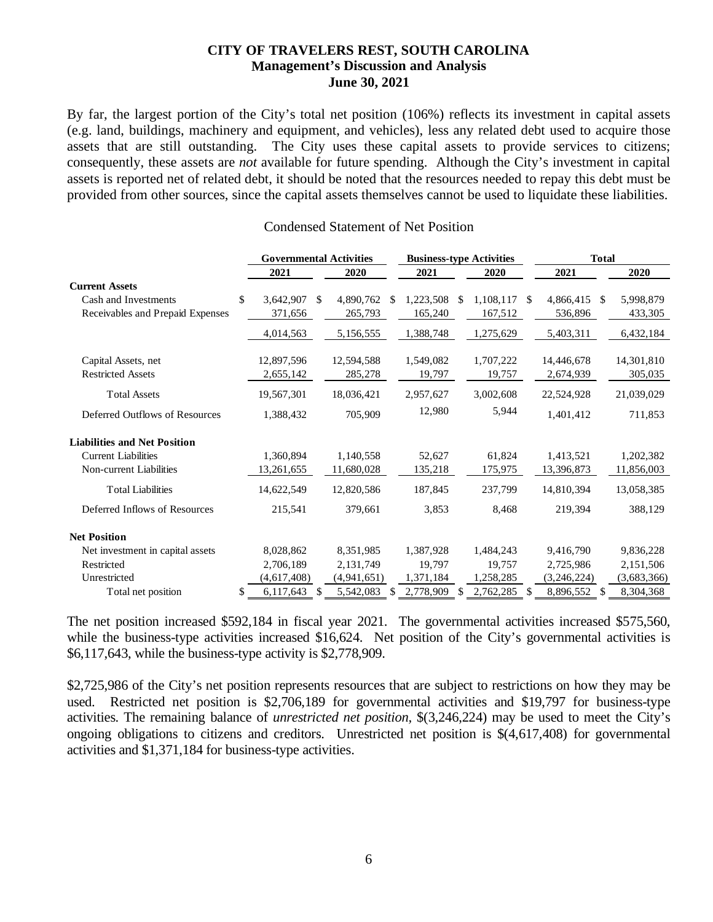# CITY OF TRAVELERS REST, SOUTH CAROLINA
## Management's Discussion and Analysis
## June 30, 2021

By far, the largest portion of the City's total net position (106%) reflects its investment in capital assets (e.g. land, buildings, machinery and equipment, and vehicles), less any related debt used to acquire those assets that are still outstanding. The City uses these capital assets to provide services to citizens; consequently, these assets are *not* available for future spending. Although the City's investment in capital assets is reported net of related debt, it should be noted that the resources needed to repay this debt must be provided from other sources, since the capital assets themselves cannot be used to liquidate these liabilities.

Condensed Statement of Net Position

| | Governmental Activities | | Business-type Activities | | Total | |
|---|---|---|---|---|---|---|
| | 2021 | 2020 | 2021 | 2020 | 2021 | 2020 |
| **Current Assets** | | | | | | |
| Cash and Investments | $ 3,642,907 | $ 4,890,762 | $ 1,223,508 | $ 1,108,117 | $ 4,866,415 | $ 5,998,879 |
| Receivables and Prepaid Expenses | 371,656 | 265,793 | 165,240 | 167,512 | 536,896 | 433,305 |
| | 4,014,563 | 5,156,555 | 1,388,748 | 1,275,629 | 5,403,311 | 6,432,184 |
| Capital Assets, net | 12,897,596 | 12,594,588 | 1,549,082 | 1,707,222 | 14,446,678 | 14,301,810 |
| Restricted Assets | 2,655,142 | 285,278 | 19,797 | 19,757 | 2,674,939 | 305,035 |
| Total Assets | 19,567,301 | 18,036,421 | 2,957,627 | 3,002,608 | 22,524,928 | 21,039,029 |
| Deferred Outflows of Resources | 1,388,432 | 705,909 | 12,980 | 5,944 | 1,401,412 | 711,853 |
| **Liabilities and Net Position** | | | | | | |
| Current Liabilities | 1,360,894 | 1,140,558 | 52,627 | 61,824 | 1,413,521 | 1,202,382 |
| Non-current Liabilities | 13,261,655 | 11,680,028 | 135,218 | 175,975 | 13,396,873 | 11,856,003 |
| Total Liabilities | 14,622,549 | 12,820,586 | 187,845 | 237,799 | 14,810,394 | 13,058,385 |
| Deferred Inflows of Resources | 215,541 | 379,661 | 3,853 | 8,468 | 219,394 | 388,129 |
| **Net Position** | | | | | | |
| Net investment in capital assets | 8,028,862 | 8,351,985 | 1,387,928 | 1,484,243 | 9,416,790 | 9,836,228 |
| Restricted | 2,706,189 | 2,131,749 | 19,797 | 19,757 | 2,725,986 | 2,151,506 |
| Unrestricted | (4,617,408) | (4,941,651) | 1,371,184 | 1,258,285 | (3,246,224) | (3,683,366) |
| Total net position | $ 6,117,643 | $ 5,542,083 | $ 2,778,909 | $ 2,762,285 | $ 8,896,552 | $ 8,304,368 |

The net position increased $592,184 in fiscal year 2021. The governmental activities increased $575,560, while the business-type activities increased $16,624. Net position of the City's governmental activities is $6,117,643, while the business-type activity is $2,778,909.

$2,725,986 of the City's net position represents resources that are subject to restrictions on how they may be used. Restricted net position is $2,706,189 for governmental activities and $19,797 for business-type activities. The remaining balance of *unrestricted net position*, $(3,246,224) may be used to meet the City's ongoing obligations to citizens and creditors. Unrestricted net position is $(4,617,408) for governmental activities and $1,371,184 for business-type activities.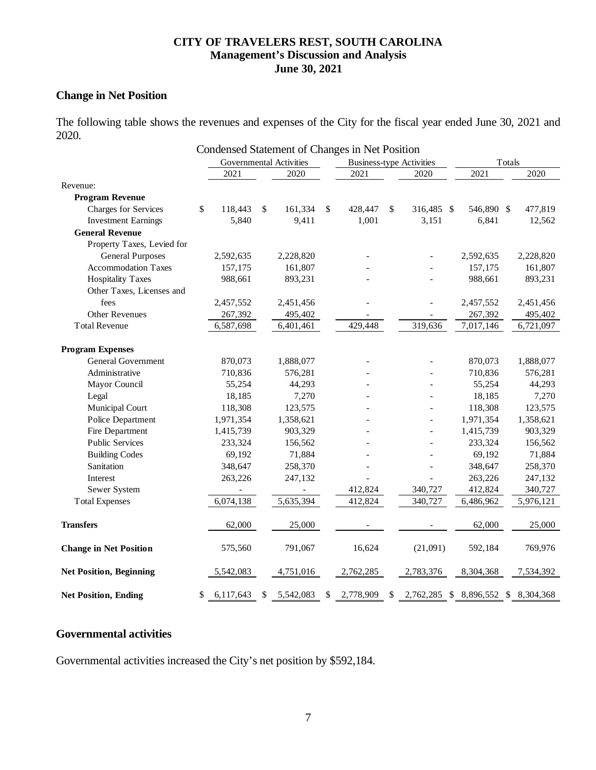## Change in Net Position

The following table shows the revenues and expenses of the City for the fiscal year ended June 30, 2021 and 2020.

Condensed Statement of Changes in Net Position

| | Governmental Activities | | Business-type Activities | | Totals | |
|---|---|---|---|---|---|---|
| | 2021 | 2020 | 2021 | 2020 | 2021 | 2020 |
| Revenue: | | | | | | |
| **Program Revenue** | | | | | | |
| Charges for Services | $ 118,443 | $ 161,334 | $ 428,447 | $ 316,485 | $ 546,890 | $ 477,819 |
| Investment Earnings | 5,840 | 9,411 | 1,001 | 3,151 | 6,841 | 12,562 |
| **General Revenue** | | | | | | |
| Property Taxes, Levied for General Purposes | 2,592,635 | 2,228,820 | - | - | 2,592,635 | 2,228,820 |
| Accommodation Taxes | 157,175 | 161,807 | - | - | 157,175 | 161,807 |
| Hospitality Taxes | 988,661 | 893,231 | - | - | 988,661 | 893,231 |
| Other Taxes, Licenses and fees | 2,457,552 | 2,451,456 | - | - | 2,457,552 | 2,451,456 |
| Other Revenues | 267,392 | 495,402 | - | - | 267,392 | 495,402 |
| Total Revenue | 6,587,698 | 6,401,461 | 429,448 | 319,636 | 7,017,146 | 6,721,097 |
| **Program Expenses** | | | | | | |
| General Government | 870,073 | 1,888,077 | - | - | 870,073 | 1,888,077 |
| Administrative | 710,836 | 576,281 | - | - | 710,836 | 576,281 |
| Mayor Council | 55,254 | 44,293 | - | - | 55,254 | 44,293 |
| Legal | 18,185 | 7,270 | - | - | 18,185 | 7,270 |
| Municipal Court | 118,308 | 123,575 | - | - | 118,308 | 123,575 |
| Police Department | 1,971,354 | 1,358,621 | - | - | 1,971,354 | 1,358,621 |
| Fire Department | 1,415,739 | 903,329 | - | - | 1,415,739 | 903,329 |
| Public Services | 233,324 | 156,562 | - | - | 233,324 | 156,562 |
| Building Codes | 69,192 | 71,884 | - | - | 69,192 | 71,884 |
| Sanitation | 348,647 | 258,370 | - | - | 348,647 | 258,370 |
| Interest | 263,226 | 247,132 | - | - | 263,226 | 247,132 |
| Sewer System | - | - | 412,824 | 340,727 | 412,824 | 340,727 |
| Total Expenses | 6,074,138 | 5,635,394 | 412,824 | 340,727 | 6,486,962 | 5,976,121 |
| **Transfers** | 62,000 | 25,000 | - | - | 62,000 | 25,000 |
| **Change in Net Position** | 575,560 | 791,067 | 16,624 | (21,091) | 592,184 | 769,976 |
| **Net Position, Beginning** | 5,542,083 | 4,751,016 | 2,762,285 | 2,783,376 | 8,304,368 | 7,534,392 |
| **Net Position, Ending** | $ 6,117,643 | $ 5,542,083 | $ 2,778,909 | $ 2,762,285 | $ 8,896,552 | $ 8,304,368 |

## Governmental activities

Governmental activities increased the City's net position by $592,184.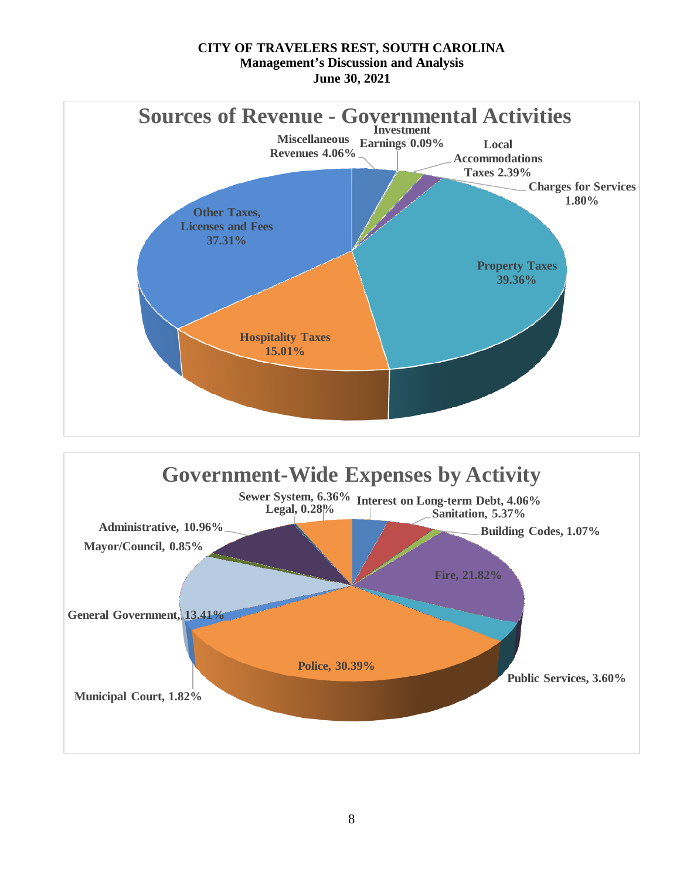# CITY OF TRAVELERS REST, SOUTH CAROLINA
## Management's Discussion and Analysis
## June 30, 2021

### Sources of Revenue - Governmental Activities

| Source | Percentage |
|---|---|
| Miscellaneous Revenues | 4.06% |
| Investment Earnings | 0.09% |
| Local Accommodations Taxes | 2.39% |
| Charges for Services | 1.80% |
| Property Taxes | 39.36% |
| Hospitality Taxes | 15.01% |
| Other Taxes, Licenses and Fees | 37.31% |

### Government-Wide Expenses by Activity

| Activity | Percentage |
|---|---|
| Interest on Long-term Debt | 4.06% |
| Sanitation | 5.37% |
| Building Codes | 1.07% |
| Fire | 21.82% |
| Public Services | 3.60% |
| Police | 30.39% |
| Municipal Court | 1.82% |
| General Government | 13.41% |
| Mayor/Council | 0.85% |
| Administrative | 10.96% |
| Legal | 0.28% |
| Sewer System | 6.36% |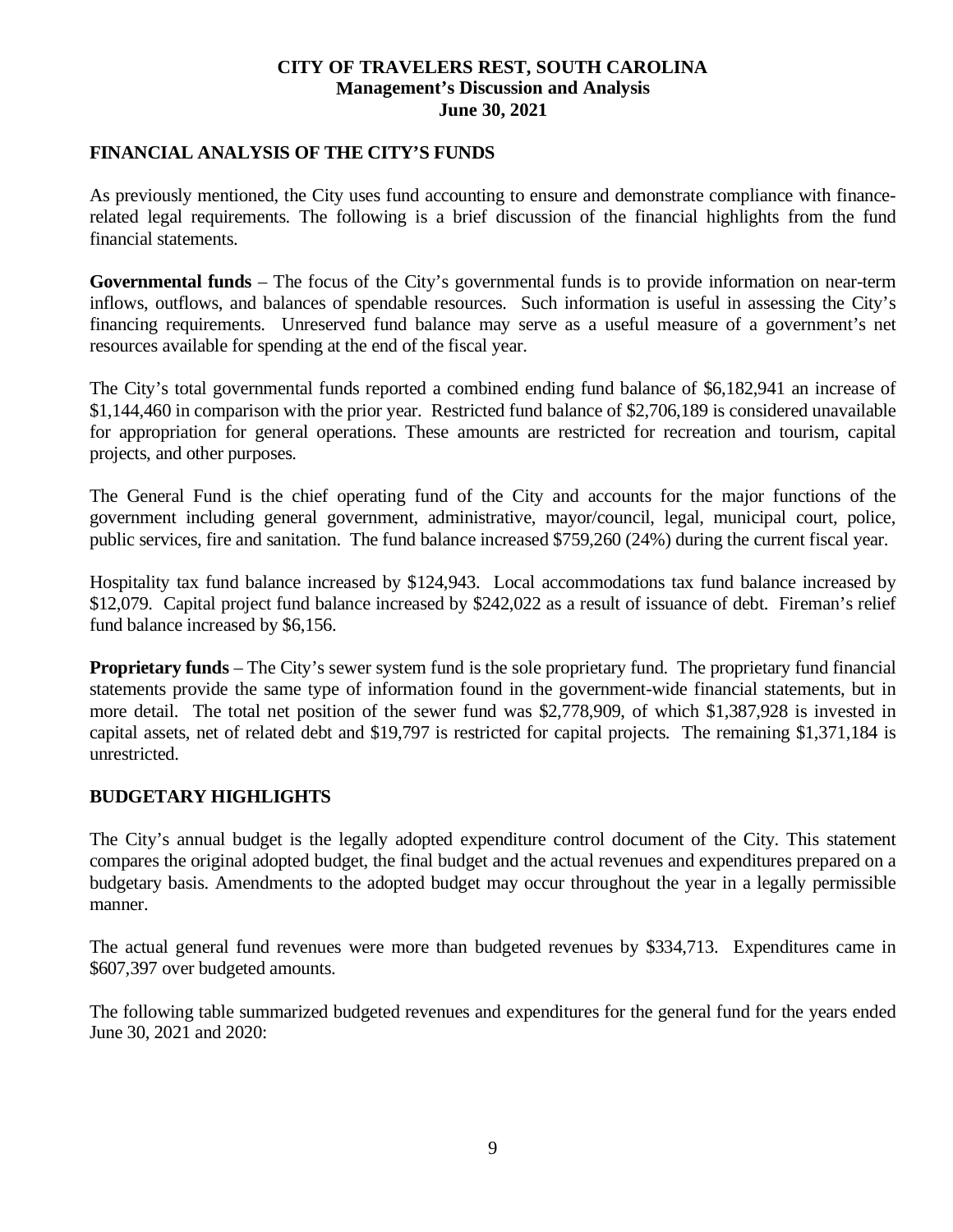## FINANCIAL ANALYSIS OF THE CITY'S FUNDS

As previously mentioned, the City uses fund accounting to ensure and demonstrate compliance with finance-related legal requirements. The following is a brief discussion of the financial highlights from the fund financial statements.

**Governmental funds** – The focus of the City's governmental funds is to provide information on near-term inflows, outflows, and balances of spendable resources. Such information is useful in assessing the City's financing requirements. Unreserved fund balance may serve as a useful measure of a government's net resources available for spending at the end of the fiscal year.

The City's total governmental funds reported a combined ending fund balance of $6,182,941 an increase of $1,144,460 in comparison with the prior year. Restricted fund balance of $2,706,189 is considered unavailable for appropriation for general operations. These amounts are restricted for recreation and tourism, capital projects, and other purposes.

The General Fund is the chief operating fund of the City and accounts for the major functions of the government including general government, administrative, mayor/council, legal, municipal court, police, public services, fire and sanitation. The fund balance increased $759,260 (24%) during the current fiscal year.

Hospitality tax fund balance increased by $124,943. Local accommodations tax fund balance increased by $12,079. Capital project fund balance increased by $242,022 as a result of issuance of debt. Fireman's relief fund balance increased by $6,156.

**Proprietary funds** – The City's sewer system fund is the sole proprietary fund. The proprietary fund financial statements provide the same type of information found in the government-wide financial statements, but in more detail. The total net position of the sewer fund was $2,778,909, of which $1,387,928 is invested in capital assets, net of related debt and $19,797 is restricted for capital projects. The remaining $1,371,184 is unrestricted.

## BUDGETARY HIGHLIGHTS

The City's annual budget is the legally adopted expenditure control document of the City. This statement compares the original adopted budget, the final budget and the actual revenues and expenditures prepared on a budgetary basis. Amendments to the adopted budget may occur throughout the year in a legally permissible manner.

The actual general fund revenues were more than budgeted revenues by $334,713. Expenditures came in $607,397 over budgeted amounts.

The following table summarized budgeted revenues and expenditures for the general fund for the years ended June 30, 2021 and 2020: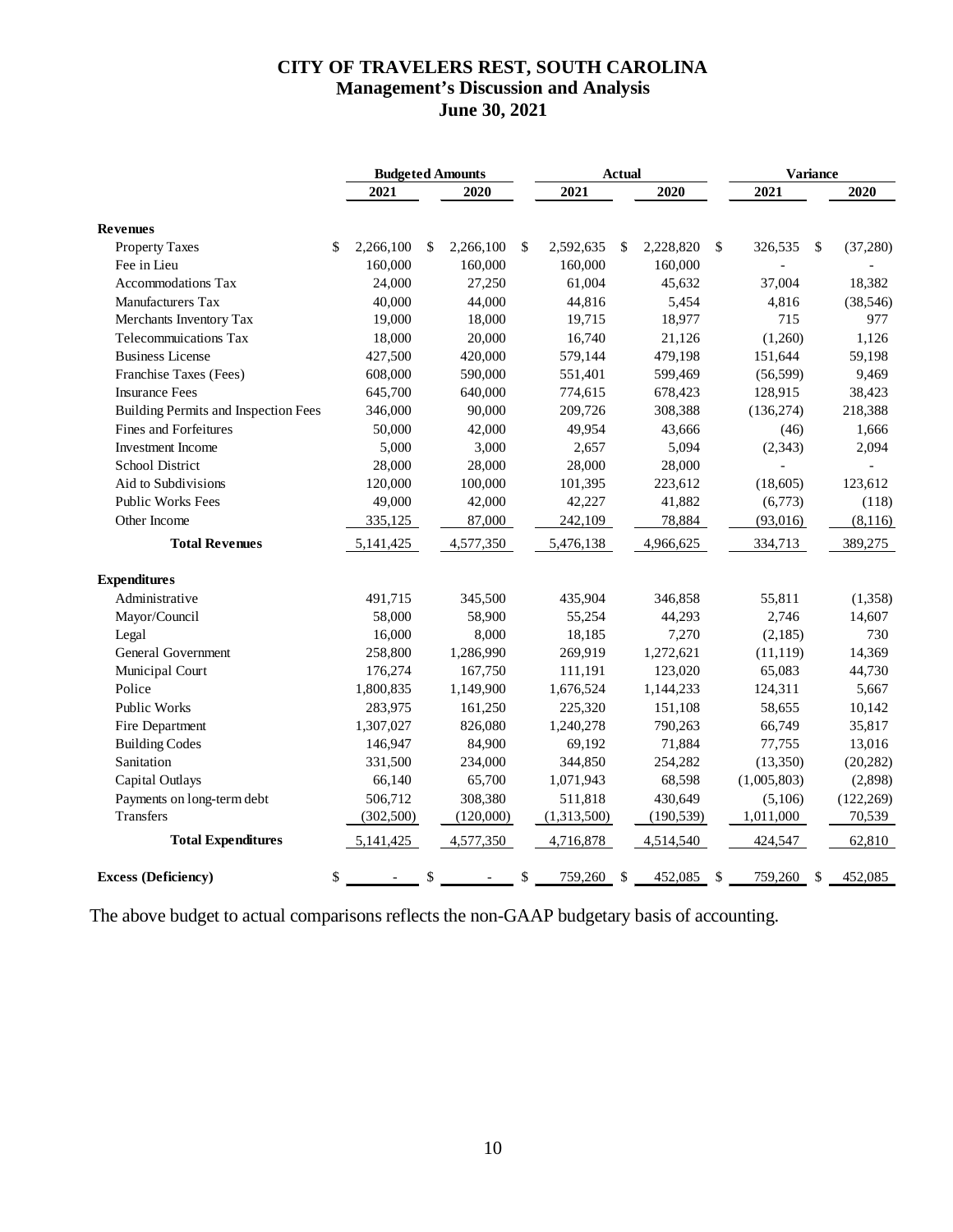# CITY OF TRAVELERS REST, SOUTH CAROLINA
## Management's Discussion and Analysis
## June 30, 2021

| | Budgeted Amounts | | Actual | | Variance | |
|---|---|---|---|---|---|---|
| | 2021 | 2020 | 2021 | 2020 | 2021 | 2020 |
| **Revenues** | | | | | | |
| Property Taxes | $ 2,266,100 | $ 2,266,100 | $ 2,592,635 | $ 2,228,820 | $ 326,535 | $ (37,280) |
| Fee in Lieu | 160,000 | 160,000 | 160,000 | 160,000 | - | - |
| Accommodations Tax | 24,000 | 27,250 | 61,004 | 45,632 | 37,004 | 18,382 |
| Manufacturers Tax | 40,000 | 44,000 | 44,816 | 5,454 | 4,816 | (38,546) |
| Merchants Inventory Tax | 19,000 | 18,000 | 19,715 | 18,977 | 715 | 977 |
| Telecommuications Tax | 18,000 | 20,000 | 16,740 | 21,126 | (1,260) | 1,126 |
| Business License | 427,500 | 420,000 | 579,144 | 479,198 | 151,644 | 59,198 |
| Franchise Taxes (Fees) | 608,000 | 590,000 | 551,401 | 599,469 | (56,599) | 9,469 |
| Insurance Fees | 645,700 | 640,000 | 774,615 | 678,423 | 128,915 | 38,423 |
| Building Permits and Inspection Fees | 346,000 | 90,000 | 209,726 | 308,388 | (136,274) | 218,388 |
| Fines and Forfeitures | 50,000 | 42,000 | 49,954 | 43,666 | (46) | 1,666 |
| Investment Income | 5,000 | 3,000 | 2,657 | 5,094 | (2,343) | 2,094 |
| School District | 28,000 | 28,000 | 28,000 | 28,000 | - | - |
| Aid to Subdivisions | 120,000 | 100,000 | 101,395 | 223,612 | (18,605) | 123,612 |
| Public Works Fees | 49,000 | 42,000 | 42,227 | 41,882 | (6,773) | (118) |
| Other Income | 335,125 | 87,000 | 242,109 | 78,884 | (93,016) | (8,116) |
| **Total Revenues** | 5,141,425 | 4,577,350 | 5,476,138 | 4,966,625 | 334,713 | 389,275 |
| **Expenditures** | | | | | | |
| Administrative | 491,715 | 345,500 | 435,904 | 346,858 | 55,811 | (1,358) |
| Mayor/Council | 58,000 | 58,900 | 55,254 | 44,293 | 2,746 | 14,607 |
| Legal | 16,000 | 8,000 | 18,185 | 7,270 | (2,185) | 730 |
| General Government | 258,800 | 1,286,990 | 269,919 | 1,272,621 | (11,119) | 14,369 |
| Municipal Court | 176,274 | 167,750 | 111,191 | 123,020 | 65,083 | 44,730 |
| Police | 1,800,835 | 1,149,900 | 1,676,524 | 1,144,233 | 124,311 | 5,667 |
| Public Works | 283,975 | 161,250 | 225,320 | 151,108 | 58,655 | 10,142 |
| Fire Department | 1,307,027 | 826,080 | 1,240,278 | 790,263 | 66,749 | 35,817 |
| Building Codes | 146,947 | 84,900 | 69,192 | 71,884 | 77,755 | 13,016 |
| Sanitation | 331,500 | 234,000 | 344,850 | 254,282 | (13,350) | (20,282) |
| Capital Outlays | 66,140 | 65,700 | 1,071,943 | 68,598 | (1,005,803) | (2,898) |
| Payments on long-term debt | 506,712 | 308,380 | 511,818 | 430,649 | (5,106) | (122,269) |
| Transfers | (302,500) | (120,000) | (1,313,500) | (190,539) | 1,011,000 | 70,539 |
| **Total Expenditures** | 5,141,425 | 4,577,350 | 4,716,878 | 4,514,540 | 424,547 | 62,810 |
| **Excess (Deficiency)** | $ - | $ - | $ 759,260 | $ 452,085 | $ 759,260 | $ 452,085 |

The above budget to actual comparisons reflects the non-GAAP budgetary basis of accounting.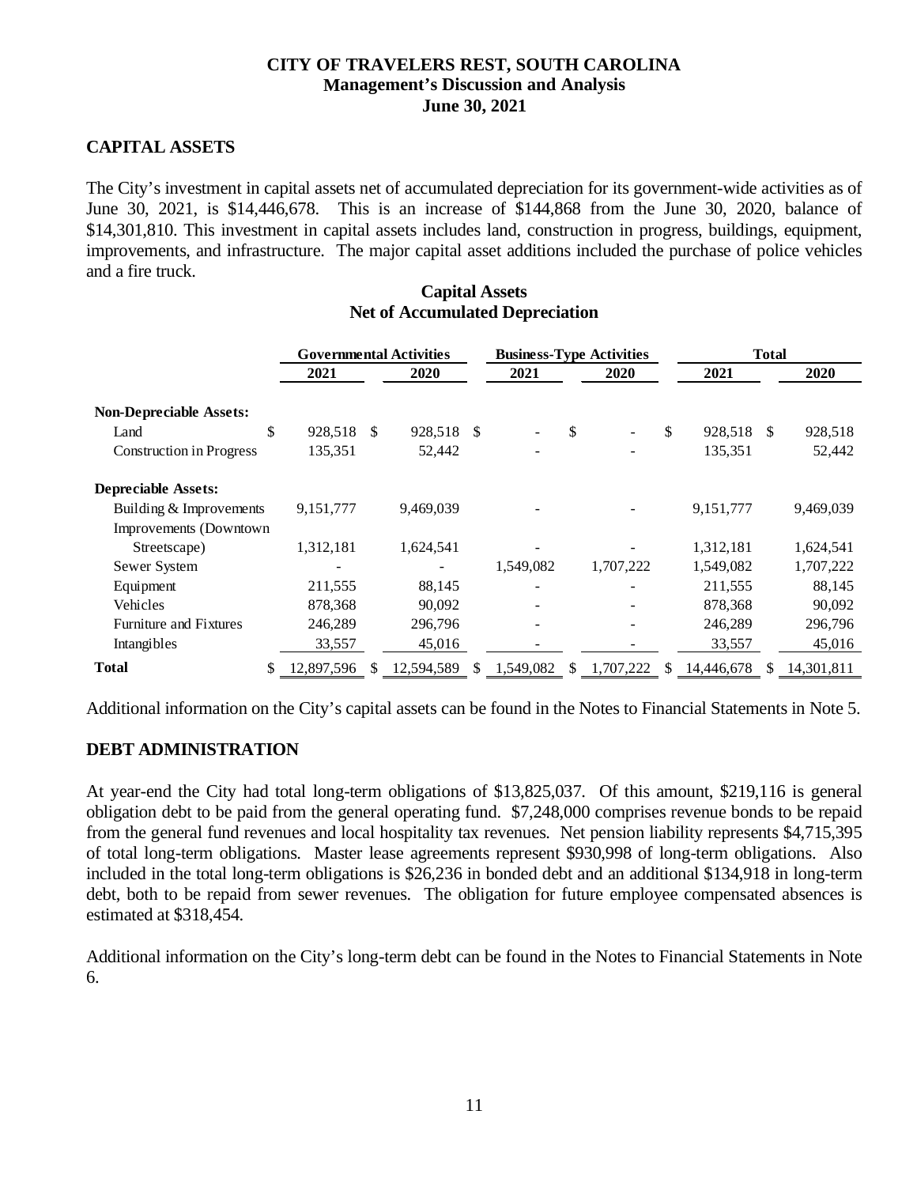## CAPITAL ASSETS

The City's investment in capital assets net of accumulated depreciation for its government-wide activities as of June 30, 2021, is $14,446,678. This is an increase of $144,868 from the June 30, 2020, balance of $14,301,810. This investment in capital assets includes land, construction in progress, buildings, equipment, improvements, and infrastructure. The major capital asset additions included the purchase of police vehicles and a fire truck.

**Capital Assets**
**Net of Accumulated Depreciation**

| | Governmental Activities | | Business-Type Activities | | Total | |
|---|---|---|---|---|---|---|
| | 2021 | 2020 | 2021 | 2020 | 2021 | 2020 |
| **Non-Depreciable Assets:** | | | | | | |
| Land | $ 928,518 | $ 928,518 | $ - | $ - | $ 928,518 | $ 928,518 |
| Construction in Progress | 135,351 | 52,442 | - | - | 135,351 | 52,442 |
| **Depreciable Assets:** | | | | | | |
| Building & Improvements | 9,151,777 | 9,469,039 | - | - | 9,151,777 | 9,469,039 |
| Improvements (Downtown Streetscape) | 1,312,181 | 1,624,541 | - | - | 1,312,181 | 1,624,541 |
| Sewer System | - | - | 1,549,082 | 1,707,222 | 1,549,082 | 1,707,222 |
| Equipment | 211,555 | 88,145 | - | - | 211,555 | 88,145 |
| Vehicles | 878,368 | 90,092 | - | - | 878,368 | 90,092 |
| Furniture and Fixtures | 246,289 | 296,796 | - | - | 246,289 | 296,796 |
| Intangibles | 33,557 | 45,016 | - | - | 33,557 | 45,016 |
| **Total** | $ 12,897,596 | $ 12,594,589 | $ 1,549,082 | $ 1,707,222 | $ 14,446,678 | $ 14,301,811 |

Additional information on the City's capital assets can be found in the Notes to Financial Statements in Note 5.

## DEBT ADMINISTRATION

At year-end the City had total long-term obligations of $13,825,037. Of this amount, $219,116 is general obligation debt to be paid from the general operating fund. $7,248,000 comprises revenue bonds to be repaid from the general fund revenues and local hospitality tax revenues. Net pension liability represents $4,715,395 of total long-term obligations. Master lease agreements represent $930,998 of long-term obligations. Also included in the total long-term obligations is $26,236 in bonded debt and an additional $134,918 in long-term debt, both to be repaid from sewer revenues. The obligation for future employee compensated absences is estimated at $318,454.

Additional information on the City's long-term debt can be found in the Notes to Financial Statements in Note 6.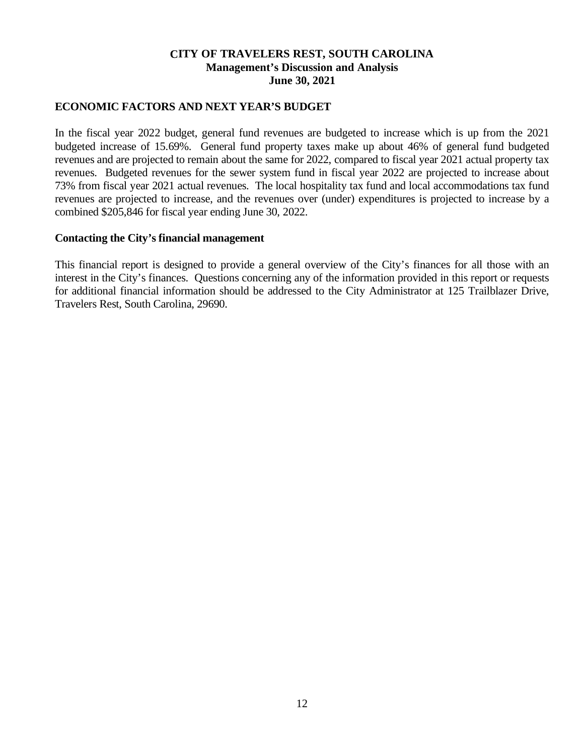## ECONOMIC FACTORS AND NEXT YEAR'S BUDGET

In the fiscal year 2022 budget, general fund revenues are budgeted to increase which is up from the 2021 budgeted increase of 15.69%. General fund property taxes make up about 46% of general fund budgeted revenues and are projected to remain about the same for 2022, compared to fiscal year 2021 actual property tax revenues. Budgeted revenues for the sewer system fund in fiscal year 2022 are projected to increase about 73% from fiscal year 2021 actual revenues. The local hospitality tax fund and local accommodations tax fund revenues are projected to increase, and the revenues over (under) expenditures is projected to increase by a combined $205,846 for fiscal year ending June 30, 2022.

### Contacting the City's financial management

This financial report is designed to provide a general overview of the City's finances for all those with an interest in the City's finances. Questions concerning any of the information provided in this report or requests for additional financial information should be addressed to the City Administrator at 125 Trailblazer Drive, Travelers Rest, South Carolina, 29690.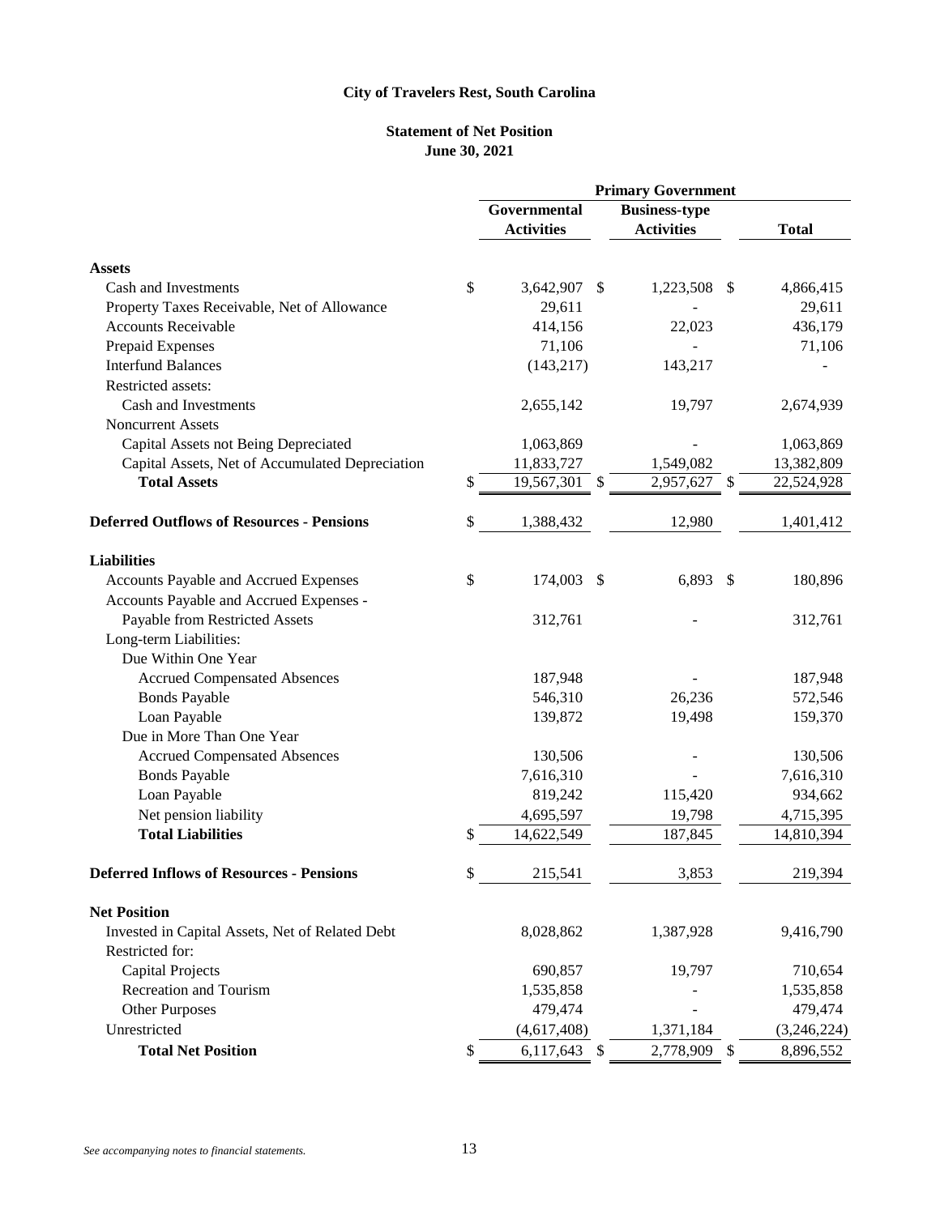# City of Travelers Rest, South Carolina

## Statement of Net Position
## June 30, 2021

| | Primary Government | | |
|---|---|---|---|
| | Governmental Activities | Business-type Activities | Total |
| **Assets** | | | |
| Cash and Investments | $ 3,642,907 | $ 1,223,508 | $ 4,866,415 |
| Property Taxes Receivable, Net of Allowance | 29,611 | - | 29,611 |
| Accounts Receivable | 414,156 | 22,023 | 436,179 |
| Prepaid Expenses | 71,106 | - | 71,106 |
| Interfund Balances | (143,217) | 143,217 | - |
| Restricted assets: | | | |
| Cash and Investments | 2,655,142 | 19,797 | 2,674,939 |
| Noncurrent Assets | | | |
| Capital Assets not Being Depreciated | 1,063,869 | - | 1,063,869 |
| Capital Assets, Net of Accumulated Depreciation | 11,833,727 | 1,549,082 | 13,382,809 |
| **Total Assets** | $ 19,567,301 | $ 2,957,627 | $ 22,524,928 |
| **Deferred Outflows of Resources - Pensions** | $ 1,388,432 | 12,980 | 1,401,412 |
| **Liabilities** | | | |
| Accounts Payable and Accrued Expenses | $ 174,003 | $ 6,893 | $ 180,896 |
| Accounts Payable and Accrued Expenses - Payable from Restricted Assets | 312,761 | - | 312,761 |
| Long-term Liabilities: | | | |
| Due Within One Year | | | |
| Accrued Compensated Absences | 187,948 | - | 187,948 |
| Bonds Payable | 546,310 | 26,236 | 572,546 |
| Loan Payable | 139,872 | 19,498 | 159,370 |
| Due in More Than One Year | | | |
| Accrued Compensated Absences | 130,506 | - | 130,506 |
| Bonds Payable | 7,616,310 | - | 7,616,310 |
| Loan Payable | 819,242 | 115,420 | 934,662 |
| Net pension liability | 4,695,597 | 19,798 | 4,715,395 |
| **Total Liabilities** | $ 14,622,549 | 187,845 | 14,810,394 |
| **Deferred Inflows of Resources - Pensions** | $ 215,541 | 3,853 | 219,394 |
| **Net Position** | | | |
| Invested in Capital Assets, Net of Related Debt | 8,028,862 | 1,387,928 | 9,416,790 |
| Restricted for: | | | |
| Capital Projects | 690,857 | 19,797 | 710,654 |
| Recreation and Tourism | 1,535,858 | - | 1,535,858 |
| Other Purposes | 479,474 | - | 479,474 |
| Unrestricted | (4,617,408) | 1,371,184 | (3,246,224) |
| **Total Net Position** | $ 6,117,643 | $ 2,778,909 | $ 8,896,552 |

*See accompanying notes to financial statements.*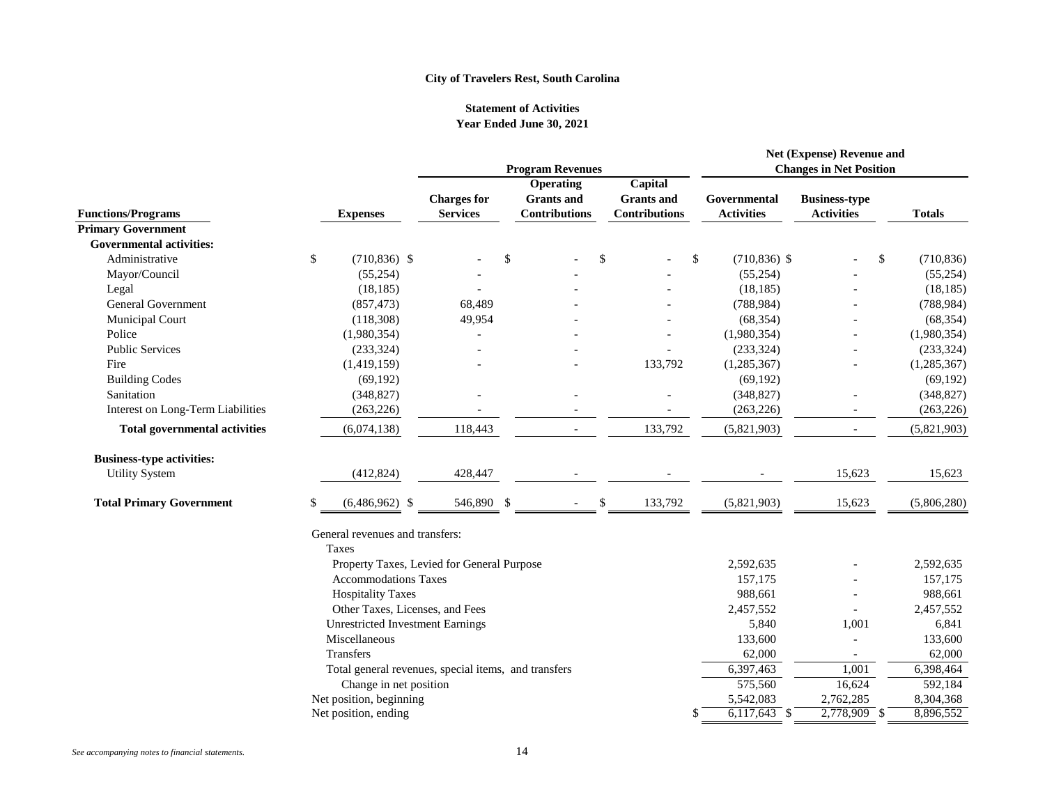**City of Travelers Rest, South Carolina**

**Statement of Activities**
**Year Ended June 30, 2021**

| | | Program Revenues | | | Net (Expense) Revenue and Changes in Net Position | | |
|---|---|---|---|---|---|---|---|
| **Functions/Programs** | **Expenses** | **Charges for Services** | **Operating Grants and Contributions** | **Capital Grants and Contributions** | **Governmental Activities** | **Business-type Activities** | **Totals** |
| **Primary Government** | | | | | | | |
| **Governmental activities:** | | | | | | | |
| Administrative | $ (710,836) | $ - | $ - | $ - | $ (710,836) | $ - | $ (710,836) |
| Mayor/Council | (55,254) | - | - | - | (55,254) | - | (55,254) |
| Legal | (18,185) | - | - | - | (18,185) | - | (18,185) |
| General Government | (857,473) | 68,489 | - | - | (788,984) | - | (788,984) |
| Municipal Court | (118,308) | 49,954 | - | - | (68,354) | - | (68,354) |
| Police | (1,980,354) | - | - | - | (1,980,354) | - | (1,980,354) |
| Public Services | (233,324) | - | - | - | (233,324) | - | (233,324) |
| Fire | (1,419,159) | - | - | 133,792 | (1,285,367) | - | (1,285,367) |
| Building Codes | (69,192) | | | | (69,192) | | (69,192) |
| Sanitation | (348,827) | - | - | - | (348,827) | - | (348,827) |
| Interest on Long-Term Liabilities | (263,226) | - | - | - | (263,226) | - | (263,226) |
| **Total governmental activities** | (6,074,138) | 118,443 | - | 133,792 | (5,821,903) | - | (5,821,903) |
| **Business-type activities:** | | | | | | | |
| Utility System | (412,824) | 428,447 | - | - | - | 15,623 | 15,623 |
| **Total Primary Government** | $ (6,486,962) | $ 546,890 | $ - | $ 133,792 | (5,821,903) | 15,623 | (5,806,280) |
| General revenues and transfers: | | | | | | | |
| Taxes | | | | | | | |
| Property Taxes, Levied for General Purpose | | | | | 2,592,635 | - | 2,592,635 |
| Accommodations Taxes | | | | | 157,175 | - | 157,175 |
| Hospitality Taxes | | | | | 988,661 | - | 988,661 |
| Other Taxes, Licenses, and Fees | | | | | 2,457,552 | - | 2,457,552 |
| Unrestricted Investment Earnings | | | | | 5,840 | 1,001 | 6,841 |
| Miscellaneous | | | | | 133,600 | - | 133,600 |
| Transfers | | | | | 62,000 | - | 62,000 |
| Total general revenues, special items, and transfers | | | | | 6,397,463 | 1,001 | 6,398,464 |
| Change in net position | | | | | 575,560 | 16,624 | 592,184 |
| Net position, beginning | | | | | 5,542,083 | 2,762,285 | 8,304,368 |
| Net position, ending | | | | | $ 6,117,643 | $ 2,778,909 | $ 8,896,552 |

*See accompanying notes to financial statements.*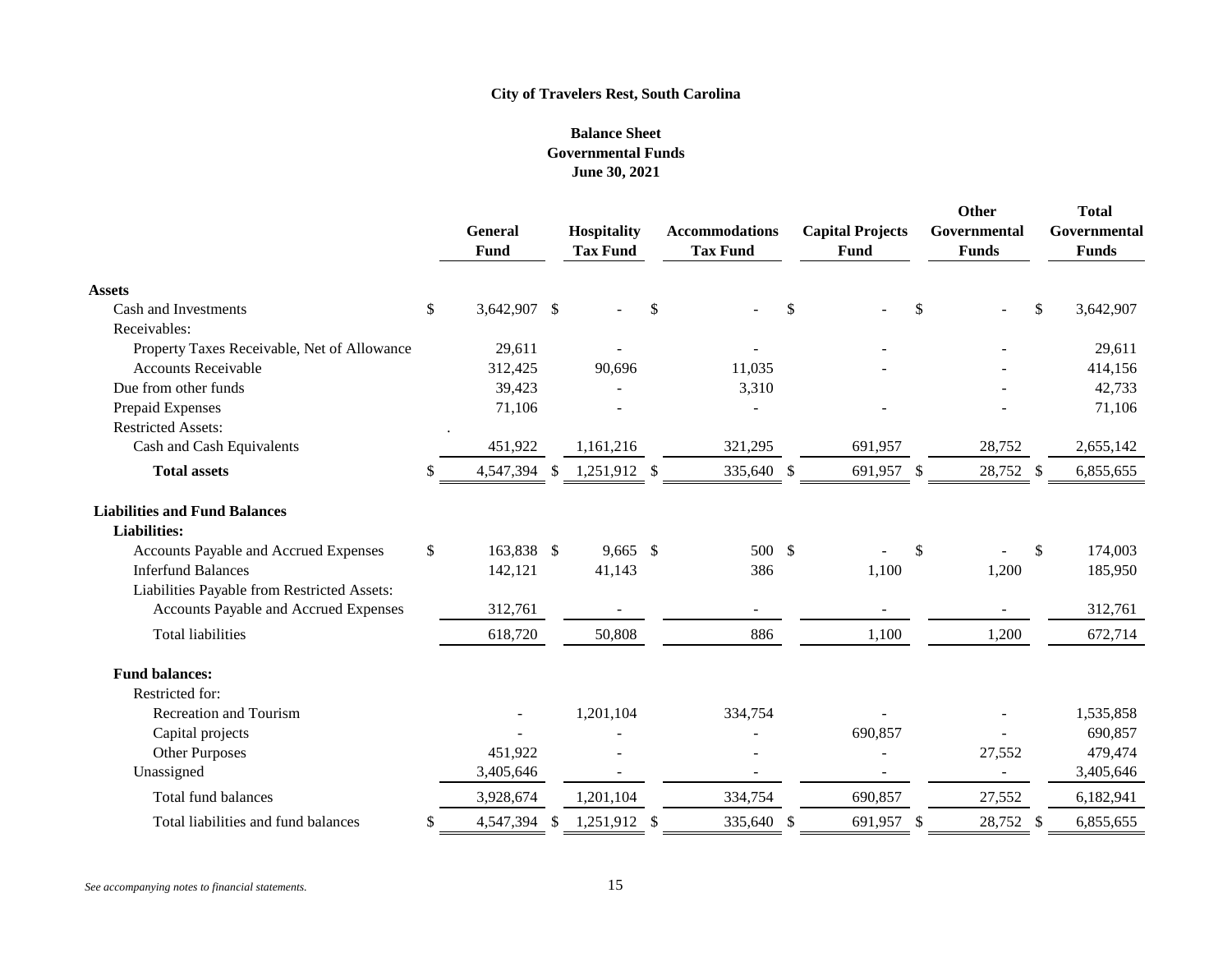**City of Travelers Rest, South Carolina**

**Balance Sheet**
**Governmental Funds**
**June 30, 2021**

| | General Fund | Hospitality Tax Fund | Accommodations Tax Fund | Capital Projects Fund | Other Governmental Funds | Total Governmental Funds |
|---|---|---|---|---|---|---|
| **Assets** | | | | | | |
| Cash and Investments | $ 3,642,907 | $ - | $ - | $ - | $ - | $ 3,642,907 |
| Receivables: | | | | | | |
| Property Taxes Receivable, Net of Allowance | 29,611 | - | - | - | - | 29,611 |
| Accounts Receivable | 312,425 | 90,696 | 11,035 | - | - | 414,156 |
| Due from other funds | 39,423 | - | 3,310 | | - | 42,733 |
| Prepaid Expenses | 71,106 | - | - | - | - | 71,106 |
| Restricted Assets: | . | | | | | |
| Cash and Cash Equivalents | 451,922 | 1,161,216 | 321,295 | 691,957 | 28,752 | 2,655,142 |
| **Total assets** | $ 4,547,394 | $ 1,251,912 | $ 335,640 | $ 691,957 | $ 28,752 | $ 6,855,655 |
| **Liabilities and Fund Balances** | | | | | | |
| **Liabilities:** | | | | | | |
| Accounts Payable and Accrued Expenses | $ 163,838 | $ 9,665 | $ 500 | $ - | $ - | $ 174,003 |
| Inferfund Balances | 142,121 | 41,143 | 386 | 1,100 | 1,200 | 185,950 |
| Liabilities Payable from Restricted Assets: | | | | | | |
| Accounts Payable and Accrued Expenses | 312,761 | - | - | - | - | 312,761 |
| Total liabilities | 618,720 | 50,808 | 886 | 1,100 | 1,200 | 672,714 |
| **Fund balances:** | | | | | | |
| Restricted for: | | | | | | |
| Recreation and Tourism | - | 1,201,104 | 334,754 | - | - | 1,535,858 |
| Capital projects | - | - | - | 690,857 | - | 690,857 |
| Other Purposes | 451,922 | - | - | - | 27,552 | 479,474 |
| Unassigned | 3,405,646 | - | - | - | - | 3,405,646 |
| Total fund balances | 3,928,674 | 1,201,104 | 334,754 | 690,857 | 27,552 | 6,182,941 |
| Total liabilities and fund balances | $ 4,547,394 | $ 1,251,912 | $ 335,640 | $ 691,957 | $ 28,752 | $ 6,855,655 |

*See accompanying notes to financial statements.*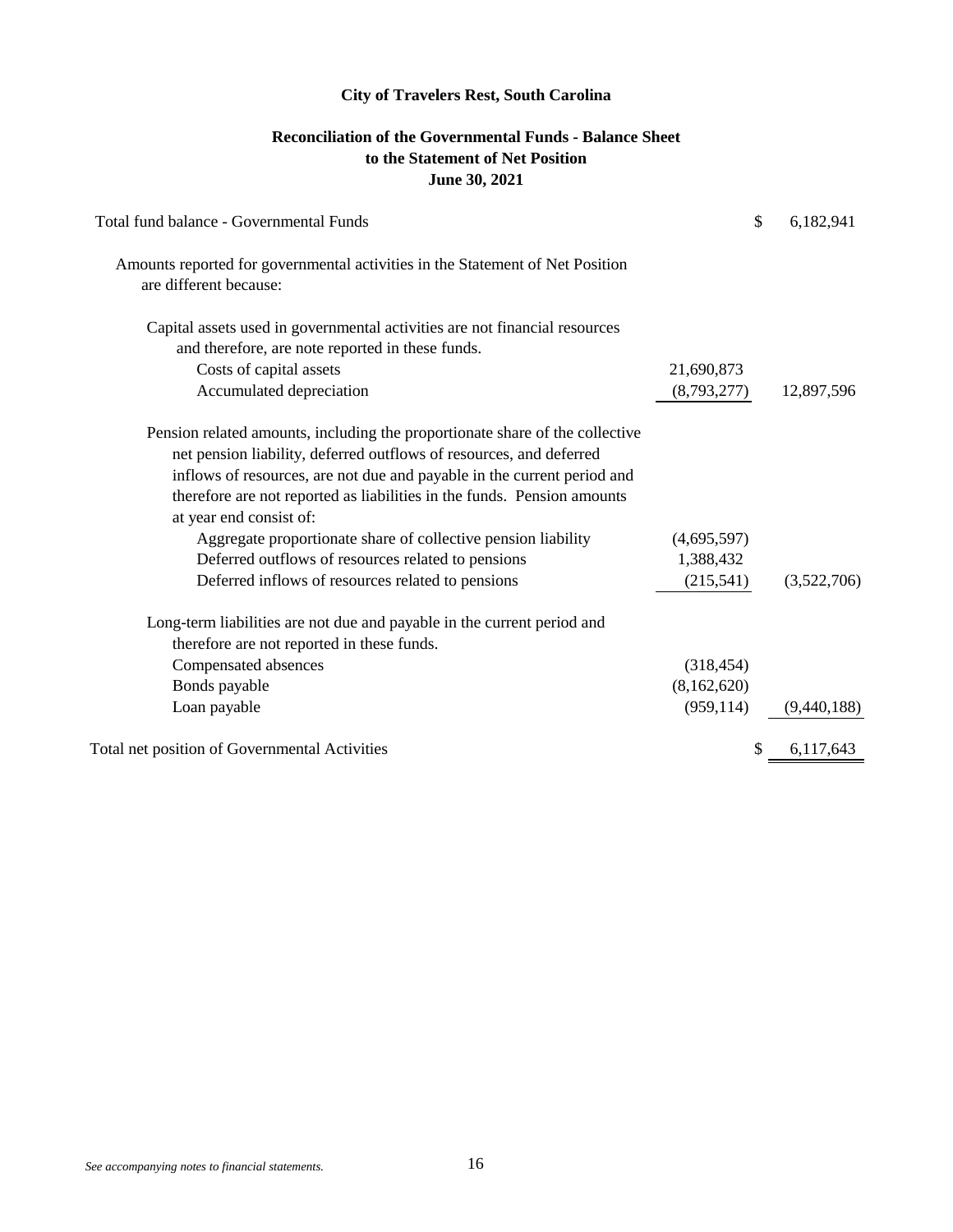# City of Travelers Rest, South Carolina

## Reconciliation of the Governmental Funds - Balance Sheet to the Statement of Net Position

### June 30, 2021

| | | |
|---|---|---|
| Total fund balance - Governmental Funds | | $ 6,182,941 |
| Amounts reported for governmental activities in the Statement of Net Position are different because: | | |
| Capital assets used in governmental activities are not financial resources and therefore, are note reported in these funds. | | |
| Costs of capital assets | 21,690,873 | |
| Accumulated depreciation | (8,793,277) | 12,897,596 |
| Pension related amounts, including the proportionate share of the collective net pension liability, deferred outflows of resources, and deferred inflows of resources, are not due and payable in the current period and therefore are not reported as liabilities in the funds. Pension amounts at year end consist of: | | |
| Aggregate proportionate share of collective pension liability | (4,695,597) | |
| Deferred outflows of resources related to pensions | 1,388,432 | |
| Deferred inflows of resources related to pensions | (215,541) | (3,522,706) |
| Long-term liabilities are not due and payable in the current period and therefore are not reported in these funds. | | |
| Compensated absences | (318,454) | |
| Bonds payable | (8,162,620) | |
| Loan payable | (959,114) | (9,440,188) |
| Total net position of Governmental Activities | | $ 6,117,643 |

*See accompanying notes to financial statements.*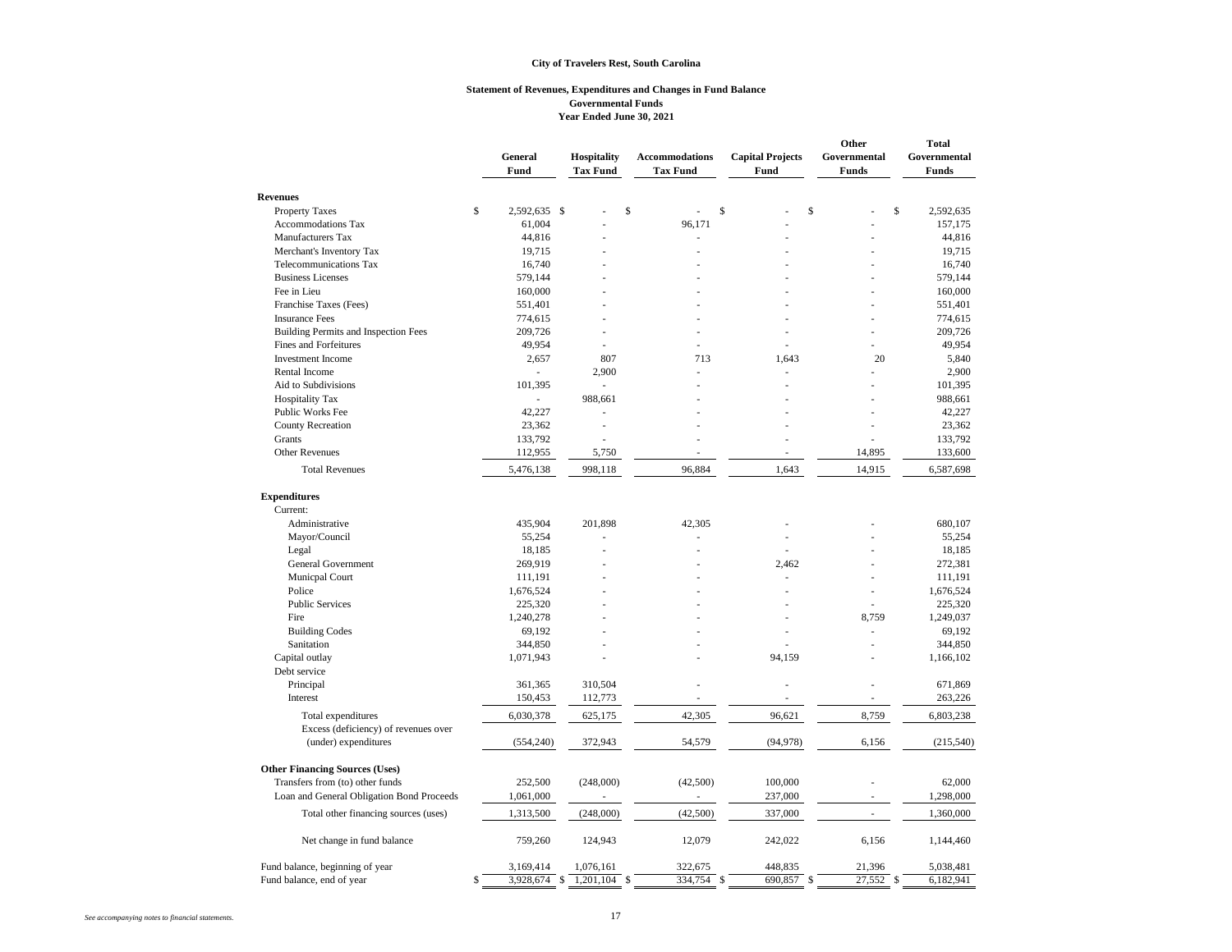**City of Travelers Rest, South Carolina**

**Statement of Revenues, Expenditures and Changes in Fund Balance**
**Governmental Funds**
**Year Ended June 30, 2021**

| | General Fund | Hospitality Tax Fund | Accommodations Tax Fund | Capital Projects Fund | Other Governmental Funds | Total Governmental Funds |
|---|---|---|---|---|---|---|
| **Revenues** | | | | | | |
| Property Taxes | $ 2,592,635 | $ - | $ - | $ - | $ - | $ 2,592,635 |
| Accommodations Tax | 61,004 | - | 96,171 | - | - | 157,175 |
| Manufacturers Tax | 44,816 | - | - | - | - | 44,816 |
| Merchant's Inventory Tax | 19,715 | - | - | - | - | 19,715 |
| Telecommunications Tax | 16,740 | - | - | - | - | 16,740 |
| Business Licenses | 579,144 | - | - | - | - | 579,144 |
| Fee in Lieu | 160,000 | - | - | - | - | 160,000 |
| Franchise Taxes (Fees) | 551,401 | - | - | - | - | 551,401 |
| Insurance Fees | 774,615 | - | - | - | - | 774,615 |
| Building Permits and Inspection Fees | 209,726 | - | - | - | - | 209,726 |
| Fines and Forfeitures | 49,954 | - | - | - | - | 49,954 |
| Investment Income | 2,657 | 807 | 713 | 1,643 | 20 | 5,840 |
| Rental Income | - | 2,900 | - | - | - | 2,900 |
| Aid to Subdivisions | 101,395 | - | - | - | - | 101,395 |
| Hospitality Tax | - | 988,661 | - | - | - | 988,661 |
| Public Works Fee | 42,227 | - | - | - | - | 42,227 |
| County Recreation | 23,362 | - | - | - | - | 23,362 |
| Grants | 133,792 | - | - | - | - | 133,792 |
| Other Revenues | 112,955 | 5,750 | - | - | 14,895 | 133,600 |
| Total Revenues | 5,476,138 | 998,118 | 96,884 | 1,643 | 14,915 | 6,587,698 |
| **Expenditures** | | | | | | |
| Current: | | | | | | |
| Administrative | 435,904 | 201,898 | 42,305 | - | - | 680,107 |
| Mayor/Council | 55,254 | - | - | - | - | 55,254 |
| Legal | 18,185 | - | - | - | - | 18,185 |
| General Government | 269,919 | - | - | 2,462 | - | 272,381 |
| Municpal Court | 111,191 | - | - | - | - | 111,191 |
| Police | 1,676,524 | - | - | - | - | 1,676,524 |
| Public Services | 225,320 | - | - | - | - | 225,320 |
| Fire | 1,240,278 | - | - | - | 8,759 | 1,249,037 |
| Building Codes | 69,192 | - | - | - | - | 69,192 |
| Sanitation | 344,850 | - | - | - | - | 344,850 |
| Capital outlay | 1,071,943 | - | - | 94,159 | - | 1,166,102 |
| Debt service | | | | | | |
| Principal | 361,365 | 310,504 | - | - | - | 671,869 |
| Interest | 150,453 | 112,773 | - | - | - | 263,226 |
| Total expenditures | 6,030,378 | 625,175 | 42,305 | 96,621 | 8,759 | 6,803,238 |
| Excess (deficiency) of revenues over (under) expenditures | (554,240) | 372,943 | 54,579 | (94,978) | 6,156 | (215,540) |
| **Other Financing Sources (Uses)** | | | | | | |
| Transfers from (to) other funds | 252,500 | (248,000) | (42,500) | 100,000 | - | 62,000 |
| Loan and General Obligation Bond Proceeds | 1,061,000 | - | - | 237,000 | - | 1,298,000 |
| Total other financing sources (uses) | 1,313,500 | (248,000) | (42,500) | 337,000 | - | 1,360,000 |
| Net change in fund balance | 759,260 | 124,943 | 12,079 | 242,022 | 6,156 | 1,144,460 |
| Fund balance, beginning of year | 3,169,414 | 1,076,161 | 322,675 | 448,835 | 21,396 | 5,038,481 |
| Fund balance, end of year | $ 3,928,674 | $ 1,201,104 | $ 334,754 | $ 690,857 | $ 27,552 | $ 6,182,941 |

*See accompanying notes to financial statements.*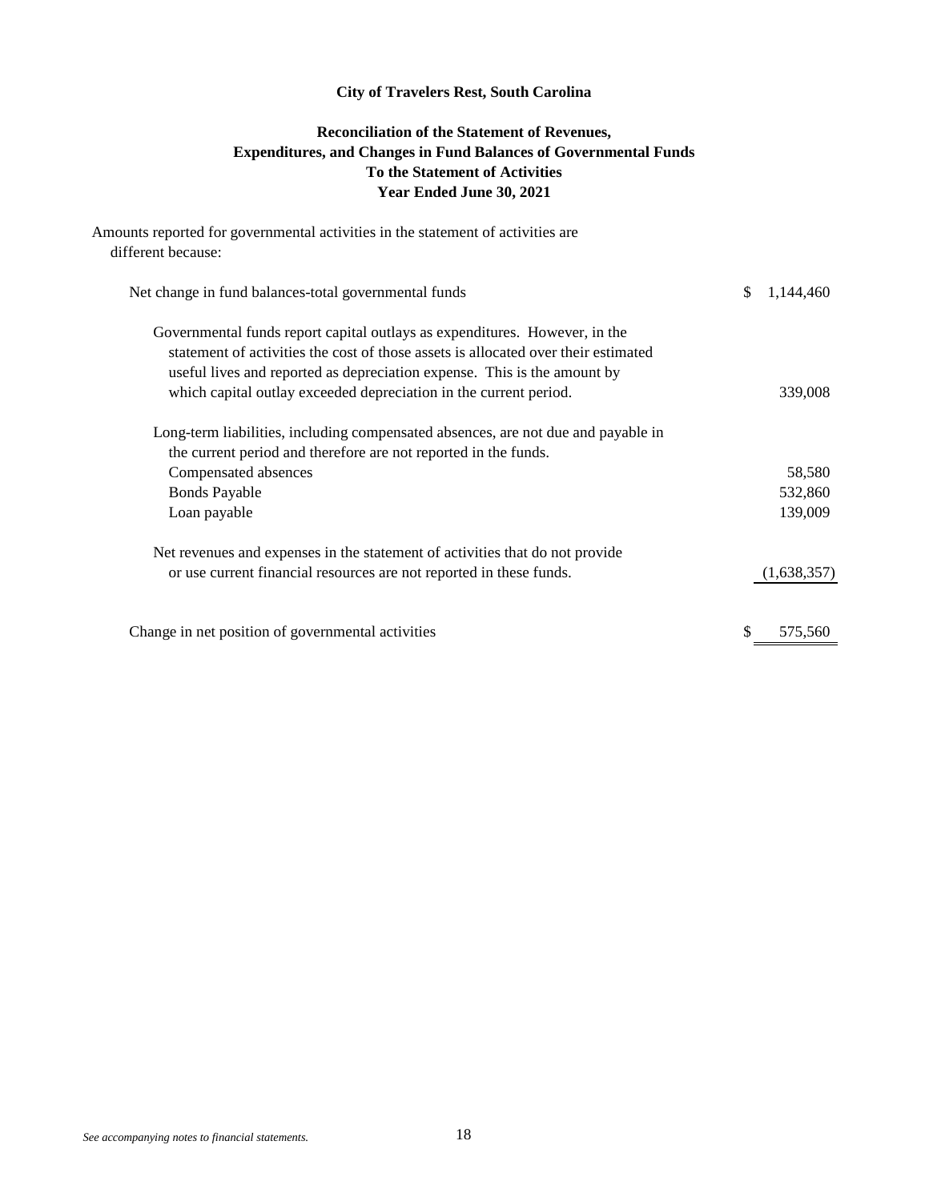**City of Travelers Rest, South Carolina**

**Reconciliation of the Statement of Revenues,**
**Expenditures, and Changes in Fund Balances of Governmental Funds**
**To the Statement of Activities**
**Year Ended June 30, 2021**

Amounts reported for governmental activities in the statement of activities are different because:

| | |
|---|---|
| Net change in fund balances-total governmental funds | $ 1,144,460 |
| Governmental funds report capital outlays as expenditures. However, in the statement of activities the cost of those assets is allocated over their estimated useful lives and reported as depreciation expense. This is the amount by which capital outlay exceeded depreciation in the current period. | 339,008 |
| Long-term liabilities, including compensated absences, are not due and payable in the current period and therefore are not reported in the funds. | |
| Compensated absences | 58,580 |
| Bonds Payable | 532,860 |
| Loan payable | 139,009 |
| Net revenues and expenses in the statement of activities that do not provide or use current financial resources are not reported in these funds. | (1,638,357) |
| Change in net position of governmental activities | $ 575,560 |

*See accompanying notes to financial statements.*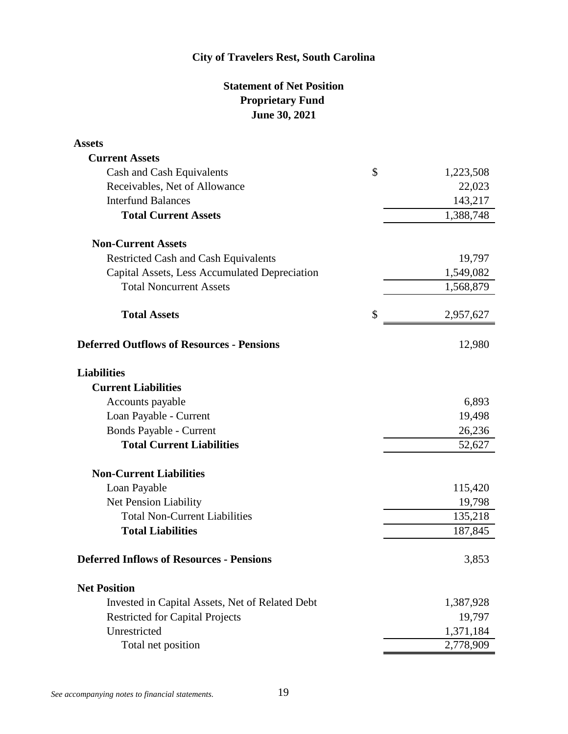# City of Travelers Rest, South Carolina

## Statement of Net Position
## Proprietary Fund
## June 30, 2021

| | | |
|---|---|---|
| **Assets** | | |
| **Current Assets** | | |
| Cash and Cash Equivalents | $ | 1,223,508 |
| Receivables, Net of Allowance | | 22,023 |
| Interfund Balances | | 143,217 |
| **Total Current Assets** | | 1,388,748 |
| | | |
| **Non-Current Assets** | | |
| Restricted Cash and Cash Equivalents | | 19,797 |
| Capital Assets, Less Accumulated Depreciation | | 1,549,082 |
| Total Noncurrent Assets | | 1,568,879 |
| | | |
| **Total Assets** | $ | 2,957,627 |
| | | |
| **Deferred Outflows of Resources - Pensions** | | 12,980 |
| | | |
| **Liabilities** | | |
| **Current Liabilities** | | |
| Accounts payable | | 6,893 |
| Loan Payable - Current | | 19,498 |
| Bonds Payable - Current | | 26,236 |
| **Total Current Liabilities** | | 52,627 |
| | | |
| **Non-Current Liabilities** | | |
| Loan Payable | | 115,420 |
| Net Pension Liability | | 19,798 |
| Total Non-Current Liabilities | | 135,218 |
| **Total Liabilities** | | 187,845 |
| | | |
| **Deferred Inflows of Resources - Pensions** | | 3,853 |
| | | |
| **Net Position** | | |
| Invested in Capital Assets, Net of Related Debt | | 1,387,928 |
| Restricted for Capital Projects | | 19,797 |
| Unrestricted | | 1,371,184 |
| Total net position | | 2,778,909 |

*See accompanying notes to financial statements.*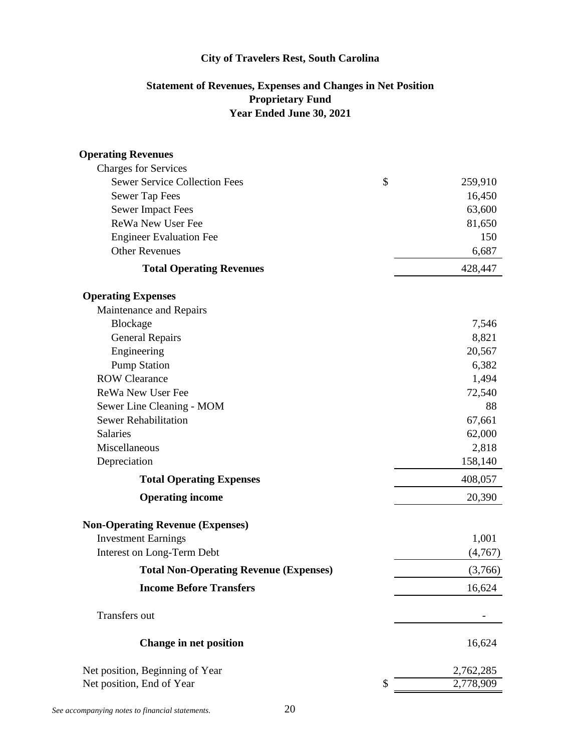# City of Travelers Rest, South Carolina

## Statement of Revenues, Expenses and Changes in Net Position
## Proprietary Fund
## Year Ended June 30, 2021

| | | |
|---|---|---|
| **Operating Revenues** | | |
| Charges for Services | | |
| Sewer Service Collection Fees | $ | 259,910 |
| Sewer Tap Fees | | 16,450 |
| Sewer Impact Fees | | 63,600 |
| ReWa New User Fee | | 81,650 |
| Engineer Evaluation Fee | | 150 |
| Other Revenues | | 6,687 |
| **Total Operating Revenues** | | 428,447 |
| **Operating Expenses** | | |
| Maintenance and Repairs | | |
| Blockage | | 7,546 |
| General Repairs | | 8,821 |
| Engineering | | 20,567 |
| Pump Station | | 6,382 |
| ROW Clearance | | 1,494 |
| ReWa New User Fee | | 72,540 |
| Sewer Line Cleaning - MOM | | 88 |
| Sewer Rehabilitation | | 67,661 |
| Salaries | | 62,000 |
| Miscellaneous | | 2,818 |
| Depreciation | | 158,140 |
| **Total Operating Expenses** | | 408,057 |
| **Operating income** | | 20,390 |
| **Non-Operating Revenue (Expenses)** | | |
| Investment Earnings | | 1,001 |
| Interest on Long-Term Debt | | (4,767) |
| **Total Non-Operating Revenue (Expenses)** | | (3,766) |
| **Income Before Transfers** | | 16,624 |
| Transfers out | | - |
| **Change in net position** | | 16,624 |
| Net position, Beginning of Year | | 2,762,285 |
| Net position, End of Year | $ | 2,778,909 |

*See accompanying notes to financial statements.*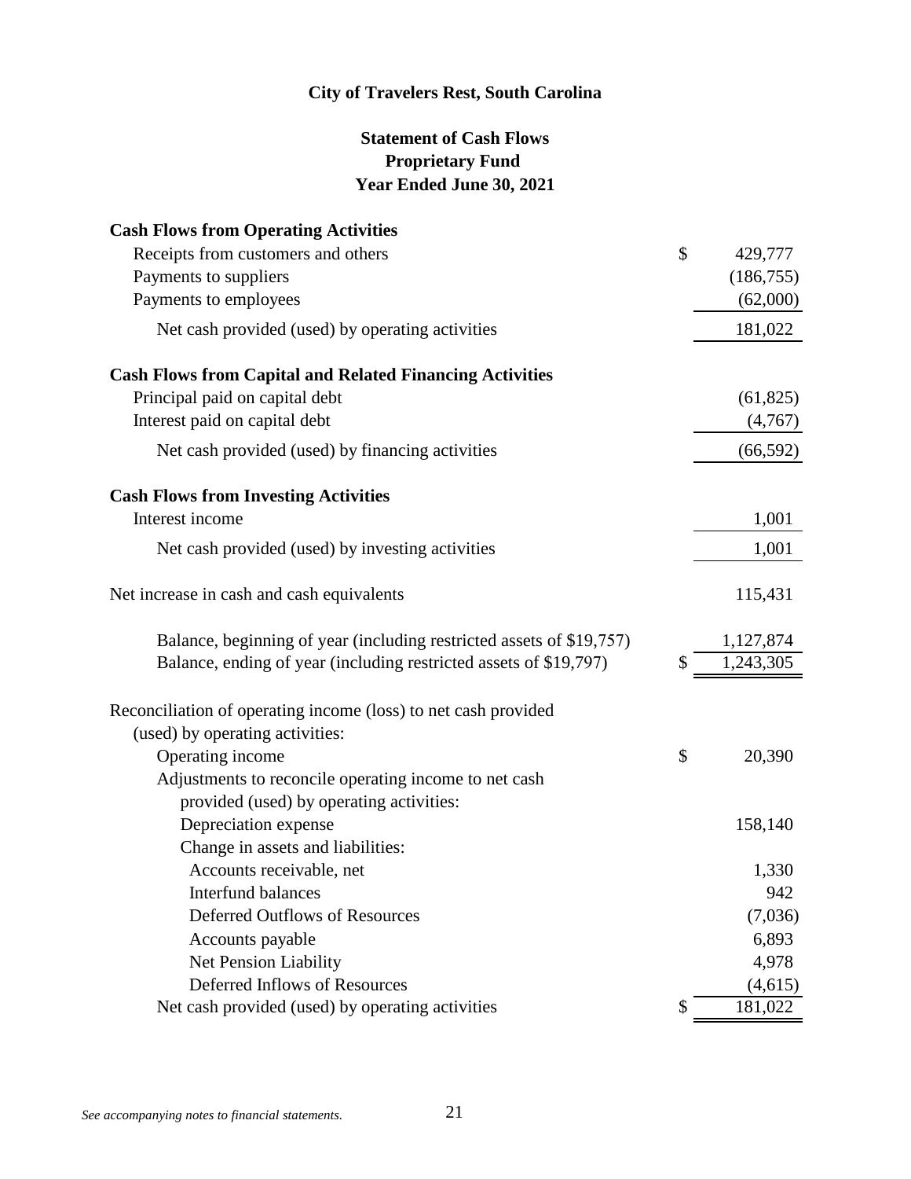# City of Travelers Rest, South Carolina

## Statement of Cash Flows
## Proprietary Fund
## Year Ended June 30, 2021

| | | |
|---|---|---|
| **Cash Flows from Operating Activities** | | |
| Receipts from customers and others | $ | 429,777 |
| Payments to suppliers | | (186,755) |
| Payments to employees | | (62,000) |
| Net cash provided (used) by operating activities | | 181,022 |
| **Cash Flows from Capital and Related Financing Activities** | | |
| Principal paid on capital debt | | (61,825) |
| Interest paid on capital debt | | (4,767) |
| Net cash provided (used) by financing activities | | (66,592) |
| **Cash Flows from Investing Activities** | | |
| Interest income | | 1,001 |
| Net cash provided (used) by investing activities | | 1,001 |
| Net increase in cash and cash equivalents | | 115,431 |
| Balance, beginning of year (including restricted assets of $19,757) | | 1,127,874 |
| Balance, ending of year (including restricted assets of $19,797) | $ | 1,243,305 |
| Reconciliation of operating income (loss) to net cash provided (used) by operating activities: | | |
| Operating income | $ | 20,390 |
| Adjustments to reconcile operating income to net cash provided (used) by operating activities: | | |
| Depreciation expense | | 158,140 |
| Change in assets and liabilities: | | |
| Accounts receivable, net | | 1,330 |
| Interfund balances | | 942 |
| Deferred Outflows of Resources | | (7,036) |
| Accounts payable | | 6,893 |
| Net Pension Liability | | 4,978 |
| Deferred Inflows of Resources | | (4,615) |
| Net cash provided (used) by operating activities | $ | 181,022 |

*See accompanying notes to financial statements.*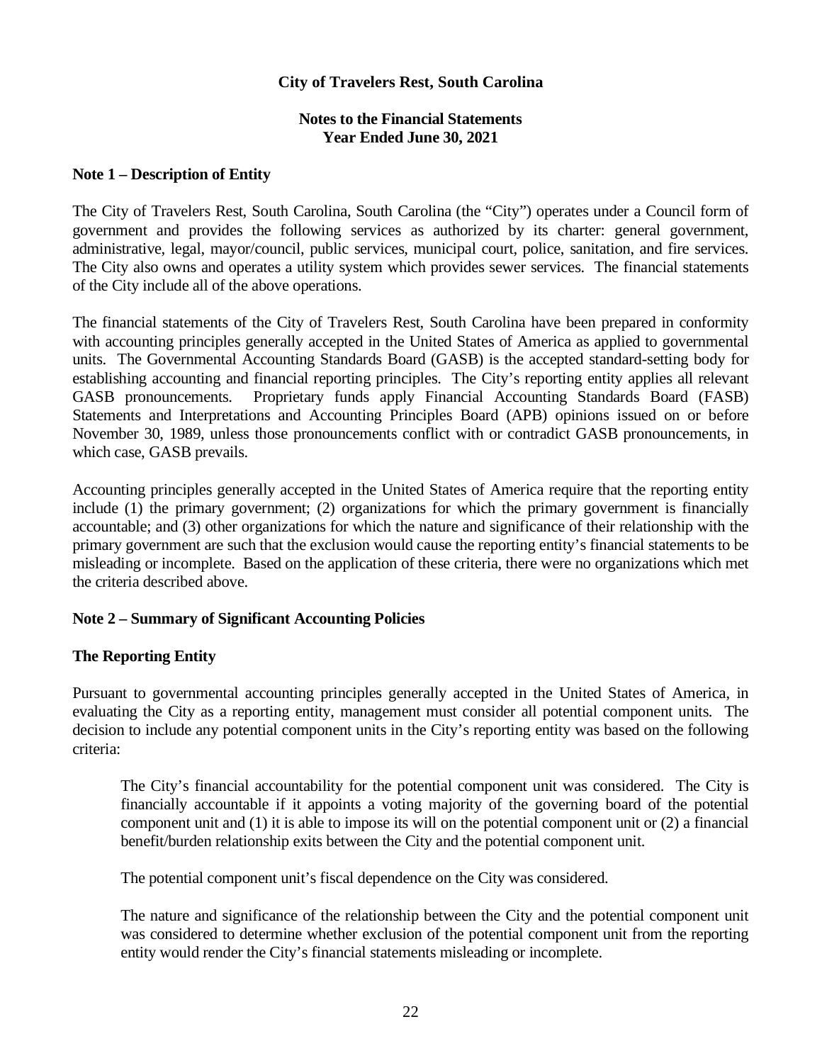**City of Travelers Rest, South Carolina**

**Notes to the Financial Statements**
**Year Ended June 30, 2021**

## Note 1 – Description of Entity

The City of Travelers Rest, South Carolina, South Carolina (the "City") operates under a Council form of government and provides the following services as authorized by its charter: general government, administrative, legal, mayor/council, public services, municipal court, police, sanitation, and fire services. The City also owns and operates a utility system which provides sewer services. The financial statements of the City include all of the above operations.

The financial statements of the City of Travelers Rest, South Carolina have been prepared in conformity with accounting principles generally accepted in the United States of America as applied to governmental units. The Governmental Accounting Standards Board (GASB) is the accepted standard-setting body for establishing accounting and financial reporting principles. The City's reporting entity applies all relevant GASB pronouncements. Proprietary funds apply Financial Accounting Standards Board (FASB) Statements and Interpretations and Accounting Principles Board (APB) opinions issued on or before November 30, 1989, unless those pronouncements conflict with or contradict GASB pronouncements, in which case, GASB prevails.

Accounting principles generally accepted in the United States of America require that the reporting entity include (1) the primary government; (2) organizations for which the primary government is financially accountable; and (3) other organizations for which the nature and significance of their relationship with the primary government are such that the exclusion would cause the reporting entity's financial statements to be misleading or incomplete. Based on the application of these criteria, there were no organizations which met the criteria described above.

## Note 2 – Summary of Significant Accounting Policies

### The Reporting Entity

Pursuant to governmental accounting principles generally accepted in the United States of America, in evaluating the City as a reporting entity, management must consider all potential component units. The decision to include any potential component units in the City's reporting entity was based on the following criteria:

> The City's financial accountability for the potential component unit was considered. The City is financially accountable if it appoints a voting majority of the governing board of the potential component unit and (1) it is able to impose its will on the potential component unit or (2) a financial benefit/burden relationship exits between the City and the potential component unit.
>
> The potential component unit's fiscal dependence on the City was considered.
>
> The nature and significance of the relationship between the City and the potential component unit was considered to determine whether exclusion of the potential component unit from the reporting entity would render the City's financial statements misleading or incomplete.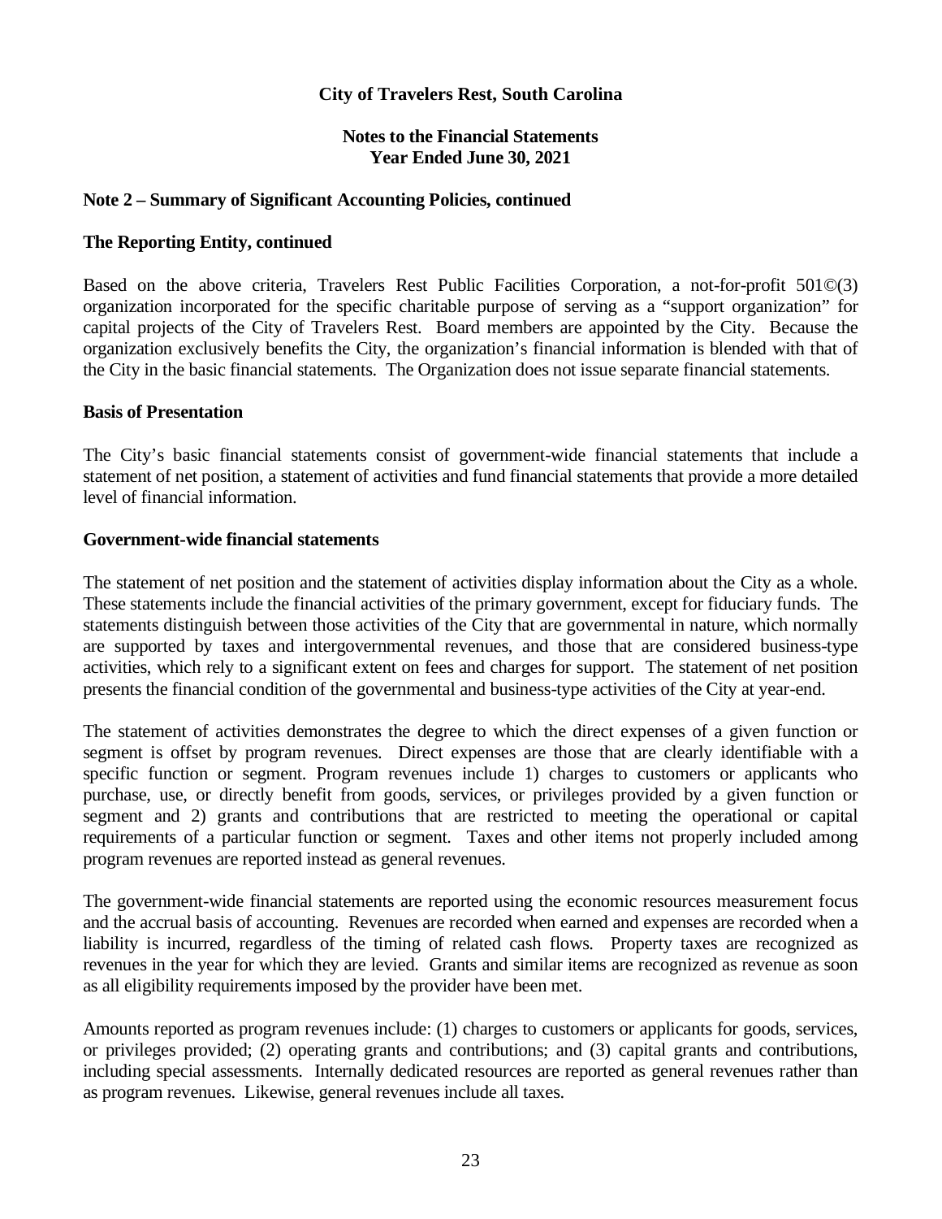## Note 2 – Summary of Significant Accounting Policies, continued

### The Reporting Entity, continued

Based on the above criteria, Travelers Rest Public Facilities Corporation, a not-for-profit 501©(3) organization incorporated for the specific charitable purpose of serving as a "support organization" for capital projects of the City of Travelers Rest. Board members are appointed by the City. Because the organization exclusively benefits the City, the organization's financial information is blended with that of the City in the basic financial statements. The Organization does not issue separate financial statements.

### Basis of Presentation

The City's basic financial statements consist of government-wide financial statements that include a statement of net position, a statement of activities and fund financial statements that provide a more detailed level of financial information.

### Government-wide financial statements

The statement of net position and the statement of activities display information about the City as a whole. These statements include the financial activities of the primary government, except for fiduciary funds. The statements distinguish between those activities of the City that are governmental in nature, which normally are supported by taxes and intergovernmental revenues, and those that are considered business-type activities, which rely to a significant extent on fees and charges for support. The statement of net position presents the financial condition of the governmental and business-type activities of the City at year-end.

The statement of activities demonstrates the degree to which the direct expenses of a given function or segment is offset by program revenues. Direct expenses are those that are clearly identifiable with a specific function or segment. Program revenues include 1) charges to customers or applicants who purchase, use, or directly benefit from goods, services, or privileges provided by a given function or segment and 2) grants and contributions that are restricted to meeting the operational or capital requirements of a particular function or segment. Taxes and other items not properly included among program revenues are reported instead as general revenues.

The government-wide financial statements are reported using the economic resources measurement focus and the accrual basis of accounting. Revenues are recorded when earned and expenses are recorded when a liability is incurred, regardless of the timing of related cash flows. Property taxes are recognized as revenues in the year for which they are levied. Grants and similar items are recognized as revenue as soon as all eligibility requirements imposed by the provider have been met.

Amounts reported as program revenues include: (1) charges to customers or applicants for goods, services, or privileges provided; (2) operating grants and contributions; and (3) capital grants and contributions, including special assessments. Internally dedicated resources are reported as general revenues rather than as program revenues. Likewise, general revenues include all taxes.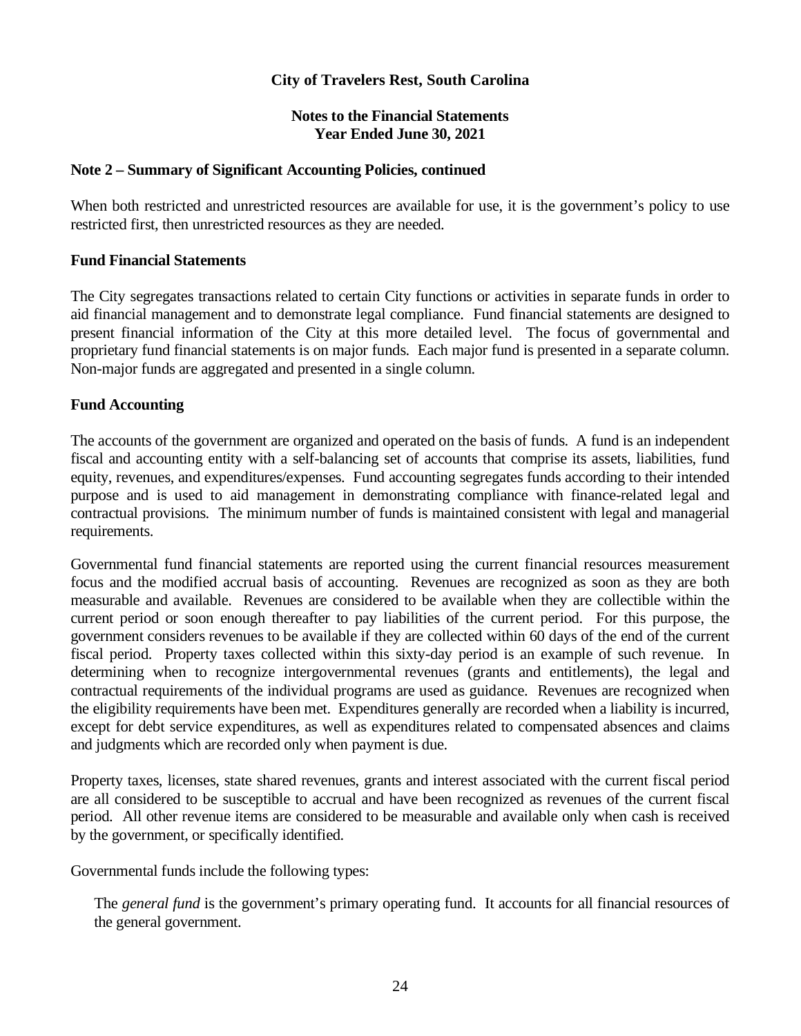**Note 2 – Summary of Significant Accounting Policies, continued**

When both restricted and unrestricted resources are available for use, it is the government's policy to use restricted first, then unrestricted resources as they are needed.

**Fund Financial Statements**

The City segregates transactions related to certain City functions or activities in separate funds in order to aid financial management and to demonstrate legal compliance. Fund financial statements are designed to present financial information of the City at this more detailed level. The focus of governmental and proprietary fund financial statements is on major funds. Each major fund is presented in a separate column. Non-major funds are aggregated and presented in a single column.

**Fund Accounting**

The accounts of the government are organized and operated on the basis of funds. A fund is an independent fiscal and accounting entity with a self-balancing set of accounts that comprise its assets, liabilities, fund equity, revenues, and expenditures/expenses. Fund accounting segregates funds according to their intended purpose and is used to aid management in demonstrating compliance with finance-related legal and contractual provisions. The minimum number of funds is maintained consistent with legal and managerial requirements.

Governmental fund financial statements are reported using the current financial resources measurement focus and the modified accrual basis of accounting. Revenues are recognized as soon as they are both measurable and available. Revenues are considered to be available when they are collectible within the current period or soon enough thereafter to pay liabilities of the current period. For this purpose, the government considers revenues to be available if they are collected within 60 days of the end of the current fiscal period. Property taxes collected within this sixty-day period is an example of such revenue. In determining when to recognize intergovernmental revenues (grants and entitlements), the legal and contractual requirements of the individual programs are used as guidance. Revenues are recognized when the eligibility requirements have been met. Expenditures generally are recorded when a liability is incurred, except for debt service expenditures, as well as expenditures related to compensated absences and claims and judgments which are recorded only when payment is due.

Property taxes, licenses, state shared revenues, grants and interest associated with the current fiscal period are all considered to be susceptible to accrual and have been recognized as revenues of the current fiscal period. All other revenue items are considered to be measurable and available only when cash is received by the government, or specifically identified.

Governmental funds include the following types:

The *general fund* is the government's primary operating fund. It accounts for all financial resources of the general government.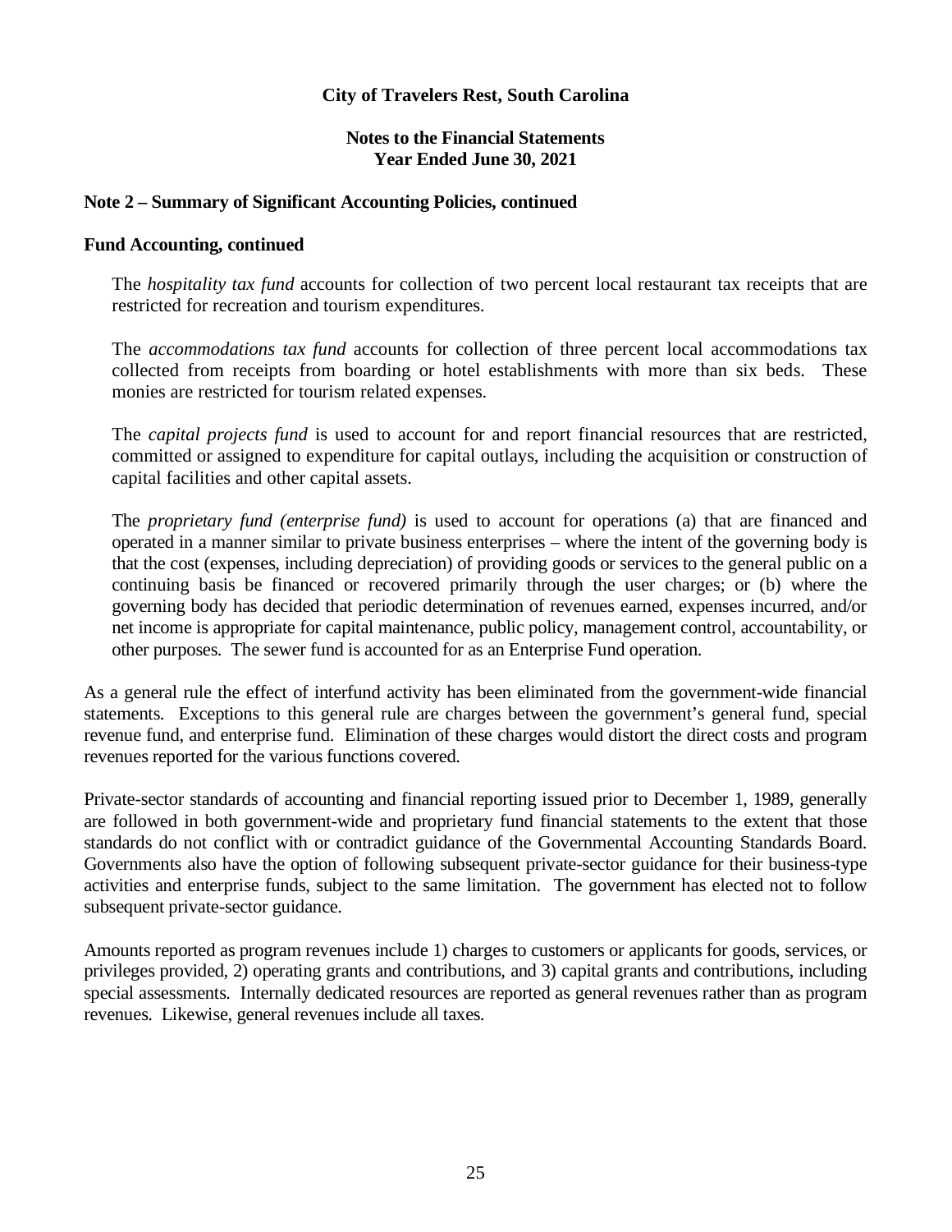**City of Travelers Rest, South Carolina**

**Notes to the Financial Statements**
**Year Ended June 30, 2021**

**Note 2 – Summary of Significant Accounting Policies, continued**

**Fund Accounting, continued**

The *hospitality tax fund* accounts for collection of two percent local restaurant tax receipts that are restricted for recreation and tourism expenditures.

The *accommodations tax fund* accounts for collection of three percent local accommodations tax collected from receipts from boarding or hotel establishments with more than six beds. These monies are restricted for tourism related expenses.

The *capital projects fund* is used to account for and report financial resources that are restricted, committed or assigned to expenditure for capital outlays, including the acquisition or construction of capital facilities and other capital assets.

The *proprietary fund (enterprise fund)* is used to account for operations (a) that are financed and operated in a manner similar to private business enterprises – where the intent of the governing body is that the cost (expenses, including depreciation) of providing goods or services to the general public on a continuing basis be financed or recovered primarily through the user charges; or (b) where the governing body has decided that periodic determination of revenues earned, expenses incurred, and/or net income is appropriate for capital maintenance, public policy, management control, accountability, or other purposes. The sewer fund is accounted for as an Enterprise Fund operation.

As a general rule the effect of interfund activity has been eliminated from the government-wide financial statements. Exceptions to this general rule are charges between the government's general fund, special revenue fund, and enterprise fund. Elimination of these charges would distort the direct costs and program revenues reported for the various functions covered.

Private-sector standards of accounting and financial reporting issued prior to December 1, 1989, generally are followed in both government-wide and proprietary fund financial statements to the extent that those standards do not conflict with or contradict guidance of the Governmental Accounting Standards Board. Governments also have the option of following subsequent private-sector guidance for their business-type activities and enterprise funds, subject to the same limitation. The government has elected not to follow subsequent private-sector guidance.

Amounts reported as program revenues include 1) charges to customers or applicants for goods, services, or privileges provided, 2) operating grants and contributions, and 3) capital grants and contributions, including special assessments. Internally dedicated resources are reported as general revenues rather than as program revenues. Likewise, general revenues include all taxes.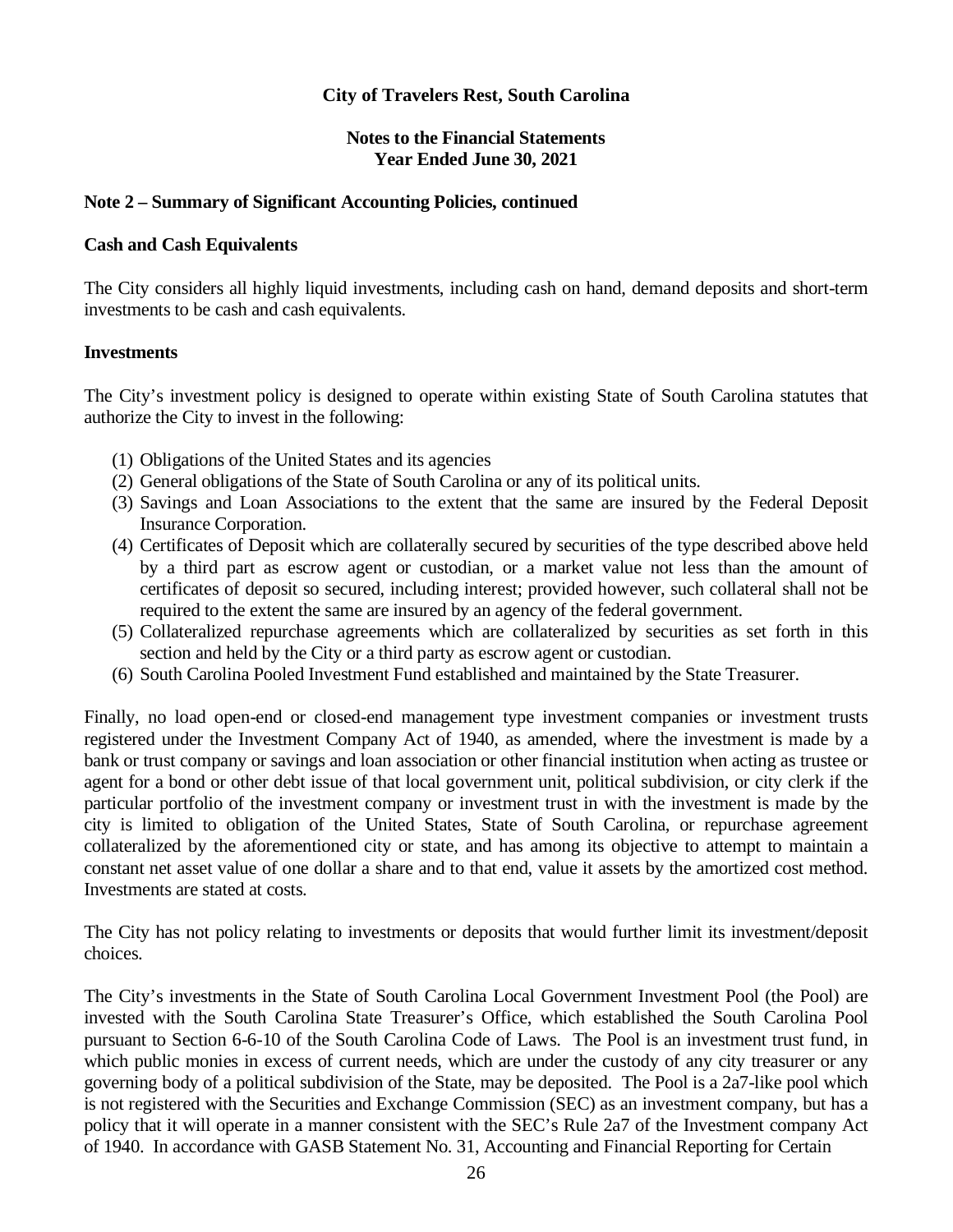**City of Travelers Rest, South Carolina**

**Notes to the Financial Statements**
**Year Ended June 30, 2021**

**Note 2 – Summary of Significant Accounting Policies, continued**

**Cash and Cash Equivalents**

The City considers all highly liquid investments, including cash on hand, demand deposits and short-term investments to be cash and cash equivalents.

**Investments**

The City's investment policy is designed to operate within existing State of South Carolina statutes that authorize the City to invest in the following:

(1) Obligations of the United States and its agencies
(2) General obligations of the State of South Carolina or any of its political units.
(3) Savings and Loan Associations to the extent that the same are insured by the Federal Deposit Insurance Corporation.
(4) Certificates of Deposit which are collaterally secured by securities of the type described above held by a third part as escrow agent or custodian, or a market value not less than the amount of certificates of deposit so secured, including interest; provided however, such collateral shall not be required to the extent the same are insured by an agency of the federal government.
(5) Collateralized repurchase agreements which are collateralized by securities as set forth in this section and held by the City or a third party as escrow agent or custodian.
(6) South Carolina Pooled Investment Fund established and maintained by the State Treasurer.

Finally, no load open-end or closed-end management type investment companies or investment trusts registered under the Investment Company Act of 1940, as amended, where the investment is made by a bank or trust company or savings and loan association or other financial institution when acting as trustee or agent for a bond or other debt issue of that local government unit, political subdivision, or city clerk if the particular portfolio of the investment company or investment trust in with the investment is made by the city is limited to obligation of the United States, State of South Carolina, or repurchase agreement collateralized by the aforementioned city or state, and has among its objective to attempt to maintain a constant net asset value of one dollar a share and to that end, value it assets by the amortized cost method. Investments are stated at costs.

The City has not policy relating to investments or deposits that would further limit its investment/deposit choices.

The City's investments in the State of South Carolina Local Government Investment Pool (the Pool) are invested with the South Carolina State Treasurer's Office, which established the South Carolina Pool pursuant to Section 6-6-10 of the South Carolina Code of Laws. The Pool is an investment trust fund, in which public monies in excess of current needs, which are under the custody of any city treasurer or any governing body of a political subdivision of the State, may be deposited. The Pool is a 2a7-like pool which is not registered with the Securities and Exchange Commission (SEC) as an investment company, but has a policy that it will operate in a manner consistent with the SEC's Rule 2a7 of the Investment company Act of 1940. In accordance with GASB Statement No. 31, Accounting and Financial Reporting for Certain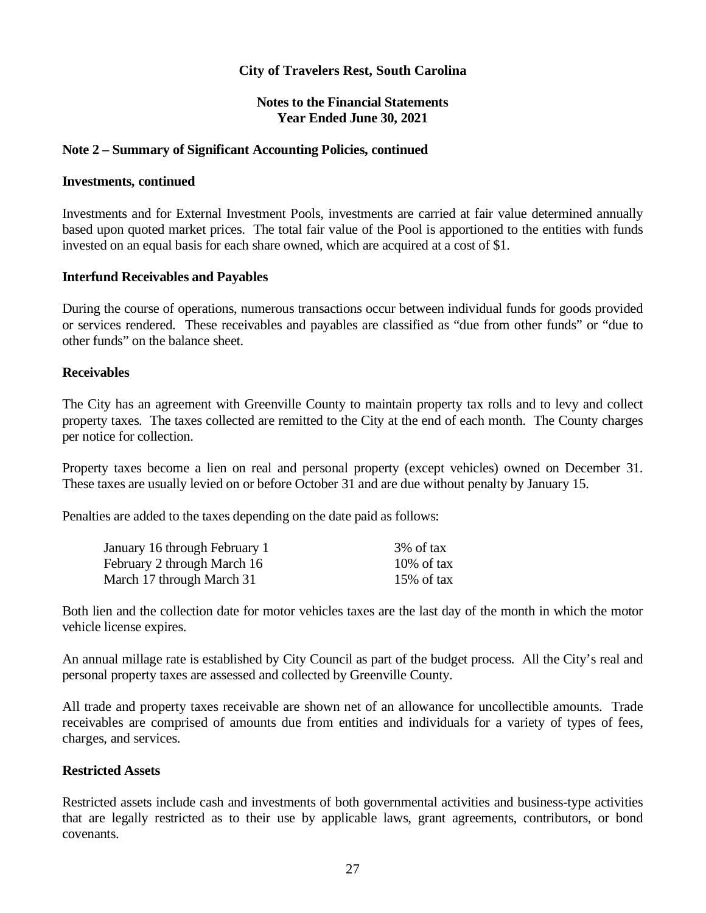# City of Travelers Rest, South Carolina

## Notes to the Financial Statements
## Year Ended June 30, 2021

### Note 2 – Summary of Significant Accounting Policies, continued

**Investments, continued**

Investments and for External Investment Pools, investments are carried at fair value determined annually based upon quoted market prices. The total fair value of the Pool is apportioned to the entities with funds invested on an equal basis for each share owned, which are acquired at a cost of $1.

**Interfund Receivables and Payables**

During the course of operations, numerous transactions occur between individual funds for goods provided or services rendered. These receivables and payables are classified as "due from other funds" or "due to other funds" on the balance sheet.

**Receivables**

The City has an agreement with Greenville County to maintain property tax rolls and to levy and collect property taxes. The taxes collected are remitted to the City at the end of each month. The County charges per notice for collection.

Property taxes become a lien on real and personal property (except vehicles) owned on December 31. These taxes are usually levied on or before October 31 and are due without penalty by January 15.

Penalties are added to the taxes depending on the date paid as follows:

| | |
|---|---|
| January 16 through February 1 | 3% of tax |
| February 2 through March 16 | 10% of tax |
| March 17 through March 31 | 15% of tax |

Both lien and the collection date for motor vehicles taxes are the last day of the month in which the motor vehicle license expires.

An annual millage rate is established by City Council as part of the budget process. All the City's real and personal property taxes are assessed and collected by Greenville County.

All trade and property taxes receivable are shown net of an allowance for uncollectible amounts. Trade receivables are comprised of amounts due from entities and individuals for a variety of types of fees, charges, and services.

**Restricted Assets**

Restricted assets include cash and investments of both governmental activities and business-type activities that are legally restricted as to their use by applicable laws, grant agreements, contributors, or bond covenants.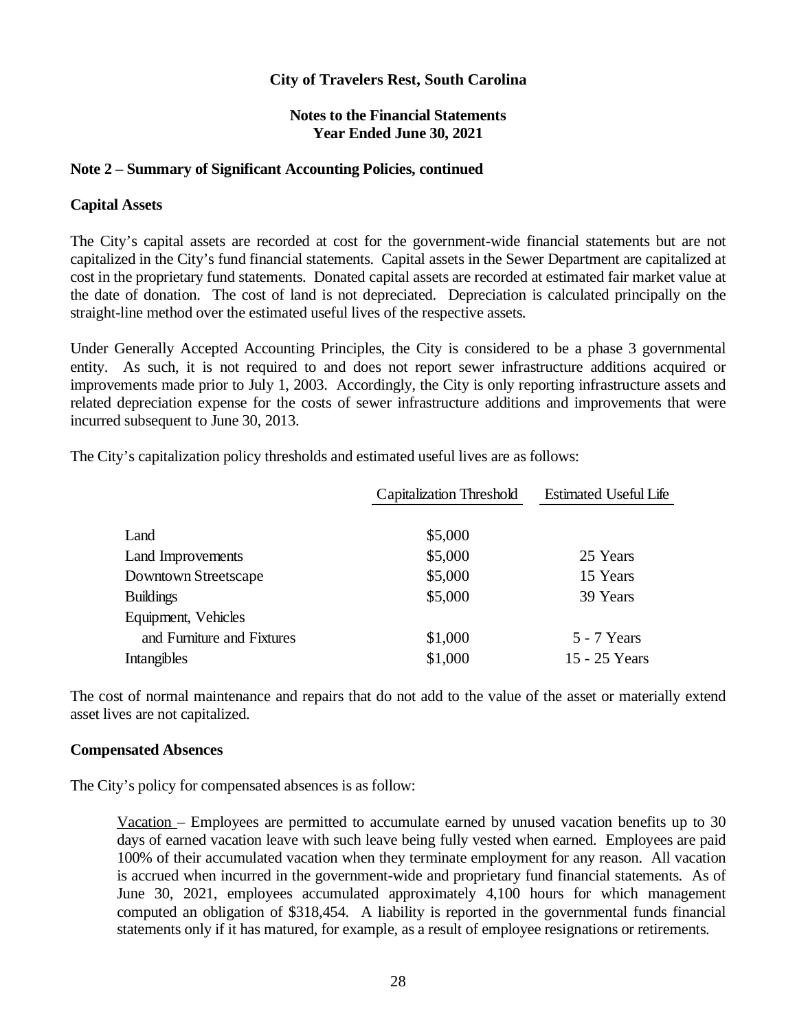**City of Travelers Rest, South Carolina**

**Notes to the Financial Statements**
**Year Ended June 30, 2021**

## Note 2 – Summary of Significant Accounting Policies, continued

### Capital Assets

The City's capital assets are recorded at cost for the government-wide financial statements but are not capitalized in the City's fund financial statements. Capital assets in the Sewer Department are capitalized at cost in the proprietary fund statements. Donated capital assets are recorded at estimated fair market value at the date of donation. The cost of land is not depreciated. Depreciation is calculated principally on the straight-line method over the estimated useful lives of the respective assets.

Under Generally Accepted Accounting Principles, the City is considered to be a phase 3 governmental entity. As such, it is not required to and does not report sewer infrastructure additions acquired or improvements made prior to July 1, 2003. Accordingly, the City is only reporting infrastructure assets and related depreciation expense for the costs of sewer infrastructure additions and improvements that were incurred subsequent to June 30, 2013.

The City's capitalization policy thresholds and estimated useful lives are as follows:

| | Capitalization Threshold | Estimated Useful Life |
|---|---|---|
| Land | $5,000 | |
| Land Improvements | $5,000 | 25 Years |
| Downtown Streetscape | $5,000 | 15 Years |
| Buildings | $5,000 | 39 Years |
| Equipment, Vehicles and Furniture and Fixtures | $1,000 | 5 - 7 Years |
| Intangibles | $1,000 | 15 - 25 Years |

The cost of normal maintenance and repairs that do not add to the value of the asset or materially extend asset lives are not capitalized.

### Compensated Absences

The City's policy for compensated absences is as follow:

Vacation – Employees are permitted to accumulate earned by unused vacation benefits up to 30 days of earned vacation leave with such leave being fully vested when earned. Employees are paid 100% of their accumulated vacation when they terminate employment for any reason. All vacation is accrued when incurred in the government-wide and proprietary fund financial statements. As of June 30, 2021, employees accumulated approximately 4,100 hours for which management computed an obligation of $318,454. A liability is reported in the governmental funds financial statements only if it has matured, for example, as a result of employee resignations or retirements.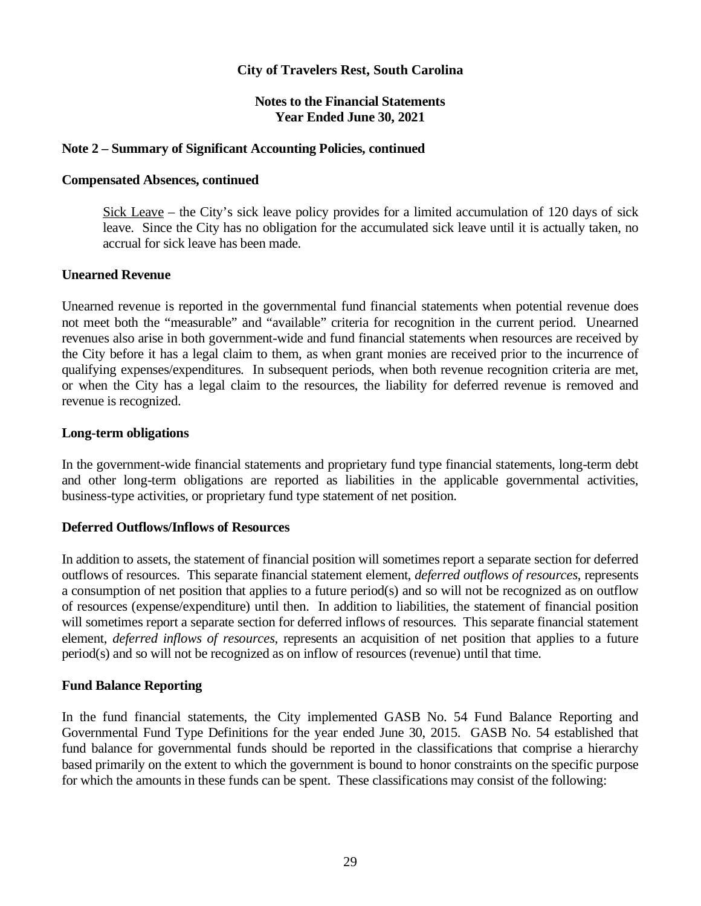**City of Travelers Rest, South Carolina**

**Notes to the Financial Statements**
**Year Ended June 30, 2021**

**Note 2 – Summary of Significant Accounting Policies, continued**

**Compensated Absences, continued**

> Sick Leave – the City's sick leave policy provides for a limited accumulation of 120 days of sick leave. Since the City has no obligation for the accumulated sick leave until it is actually taken, no accrual for sick leave has been made.

**Unearned Revenue**

Unearned revenue is reported in the governmental fund financial statements when potential revenue does not meet both the "measurable" and "available" criteria for recognition in the current period. Unearned revenues also arise in both government-wide and fund financial statements when resources are received by the City before it has a legal claim to them, as when grant monies are received prior to the incurrence of qualifying expenses/expenditures. In subsequent periods, when both revenue recognition criteria are met, or when the City has a legal claim to the resources, the liability for deferred revenue is removed and revenue is recognized.

**Long-term obligations**

In the government-wide financial statements and proprietary fund type financial statements, long-term debt and other long-term obligations are reported as liabilities in the applicable governmental activities, business-type activities, or proprietary fund type statement of net position.

**Deferred Outflows/Inflows of Resources**

In addition to assets, the statement of financial position will sometimes report a separate section for deferred outflows of resources. This separate financial statement element, *deferred outflows of resources*, represents a consumption of net position that applies to a future period(s) and so will not be recognized as on outflow of resources (expense/expenditure) until then. In addition to liabilities, the statement of financial position will sometimes report a separate section for deferred inflows of resources. This separate financial statement element, *deferred inflows of resources*, represents an acquisition of net position that applies to a future period(s) and so will not be recognized as on inflow of resources (revenue) until that time.

**Fund Balance Reporting**

In the fund financial statements, the City implemented GASB No. 54 Fund Balance Reporting and Governmental Fund Type Definitions for the year ended June 30, 2015. GASB No. 54 established that fund balance for governmental funds should be reported in the classifications that comprise a hierarchy based primarily on the extent to which the government is bound to honor constraints on the specific purpose for which the amounts in these funds can be spent. These classifications may consist of the following: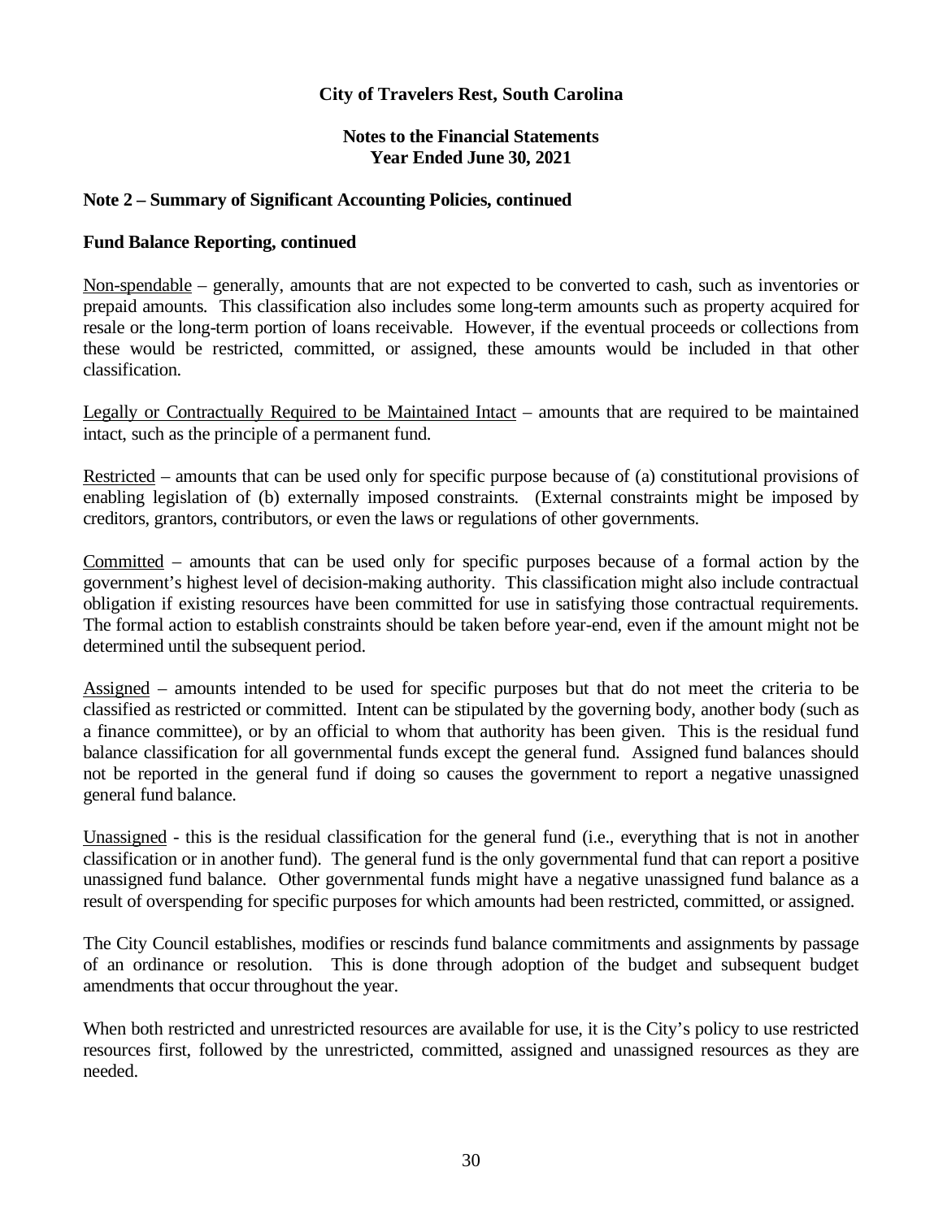**City of Travelers Rest, South Carolina**

**Notes to the Financial Statements**
**Year Ended June 30, 2021**

## Note 2 – Summary of Significant Accounting Policies, continued

### Fund Balance Reporting, continued

<u>Non-spendable</u> – generally, amounts that are not expected to be converted to cash, such as inventories or prepaid amounts. This classification also includes some long-term amounts such as property acquired for resale or the long-term portion of loans receivable. However, if the eventual proceeds or collections from these would be restricted, committed, or assigned, these amounts would be included in that other classification.

<u>Legally or Contractually Required to be Maintained Intact</u> – amounts that are required to be maintained intact, such as the principle of a permanent fund.

<u>Restricted</u> – amounts that can be used only for specific purpose because of (a) constitutional provisions of enabling legislation of (b) externally imposed constraints. (External constraints might be imposed by creditors, grantors, contributors, or even the laws or regulations of other governments.

<u>Committed</u> – amounts that can be used only for specific purposes because of a formal action by the government's highest level of decision-making authority. This classification might also include contractual obligation if existing resources have been committed for use in satisfying those contractual requirements. The formal action to establish constraints should be taken before year-end, even if the amount might not be determined until the subsequent period.

<u>Assigned</u> – amounts intended to be used for specific purposes but that do not meet the criteria to be classified as restricted or committed. Intent can be stipulated by the governing body, another body (such as a finance committee), or by an official to whom that authority has been given. This is the residual fund balance classification for all governmental funds except the general fund. Assigned fund balances should not be reported in the general fund if doing so causes the government to report a negative unassigned general fund balance.

<u>Unassigned</u> - this is the residual classification for the general fund (i.e., everything that is not in another classification or in another fund). The general fund is the only governmental fund that can report a positive unassigned fund balance. Other governmental funds might have a negative unassigned fund balance as a result of overspending for specific purposes for which amounts had been restricted, committed, or assigned.

The City Council establishes, modifies or rescinds fund balance commitments and assignments by passage of an ordinance or resolution. This is done through adoption of the budget and subsequent budget amendments that occur throughout the year.

When both restricted and unrestricted resources are available for use, it is the City's policy to use restricted resources first, followed by the unrestricted, committed, assigned and unassigned resources as they are needed.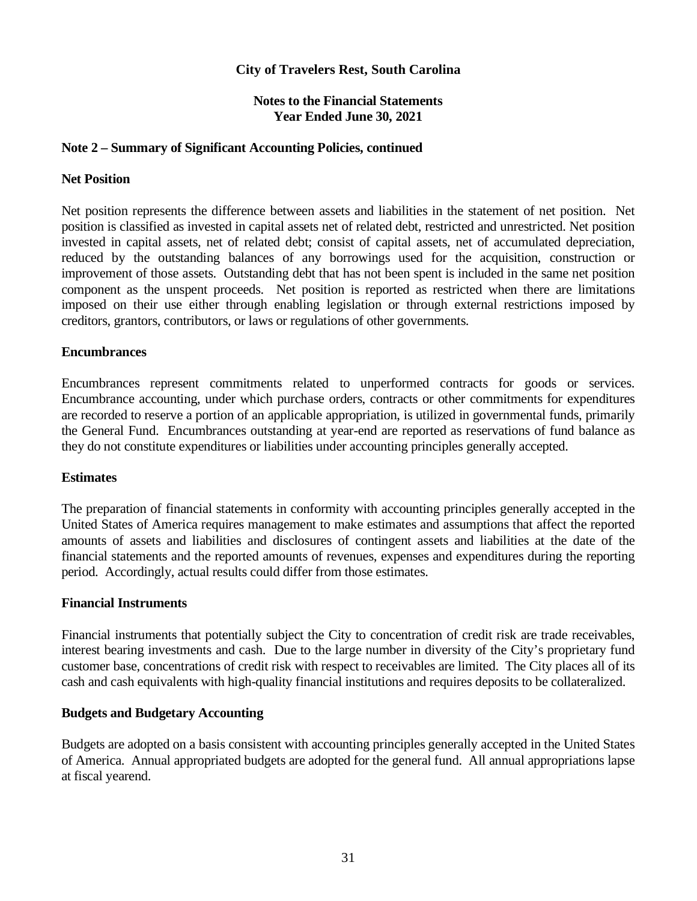# City of Travelers Rest, South Carolina

## Notes to the Financial Statements
## Year Ended June 30, 2021

### Note 2 – Summary of Significant Accounting Policies, continued

#### Net Position

Net position represents the difference between assets and liabilities in the statement of net position. Net position is classified as invested in capital assets net of related debt, restricted and unrestricted. Net position invested in capital assets, net of related debt; consist of capital assets, net of accumulated depreciation, reduced by the outstanding balances of any borrowings used for the acquisition, construction or improvement of those assets. Outstanding debt that has not been spent is included in the same net position component as the unspent proceeds. Net position is reported as restricted when there are limitations imposed on their use either through enabling legislation or through external restrictions imposed by creditors, grantors, contributors, or laws or regulations of other governments.

#### Encumbrances

Encumbrances represent commitments related to unperformed contracts for goods or services. Encumbrance accounting, under which purchase orders, contracts or other commitments for expenditures are recorded to reserve a portion of an applicable appropriation, is utilized in governmental funds, primarily the General Fund. Encumbrances outstanding at year-end are reported as reservations of fund balance as they do not constitute expenditures or liabilities under accounting principles generally accepted.

#### Estimates

The preparation of financial statements in conformity with accounting principles generally accepted in the United States of America requires management to make estimates and assumptions that affect the reported amounts of assets and liabilities and disclosures of contingent assets and liabilities at the date of the financial statements and the reported amounts of revenues, expenses and expenditures during the reporting period. Accordingly, actual results could differ from those estimates.

#### Financial Instruments

Financial instruments that potentially subject the City to concentration of credit risk are trade receivables, interest bearing investments and cash. Due to the large number in diversity of the City's proprietary fund customer base, concentrations of credit risk with respect to receivables are limited. The City places all of its cash and cash equivalents with high-quality financial institutions and requires deposits to be collateralized.

#### Budgets and Budgetary Accounting

Budgets are adopted on a basis consistent with accounting principles generally accepted in the United States of America. Annual appropriated budgets are adopted for the general fund. All annual appropriations lapse at fiscal yearend.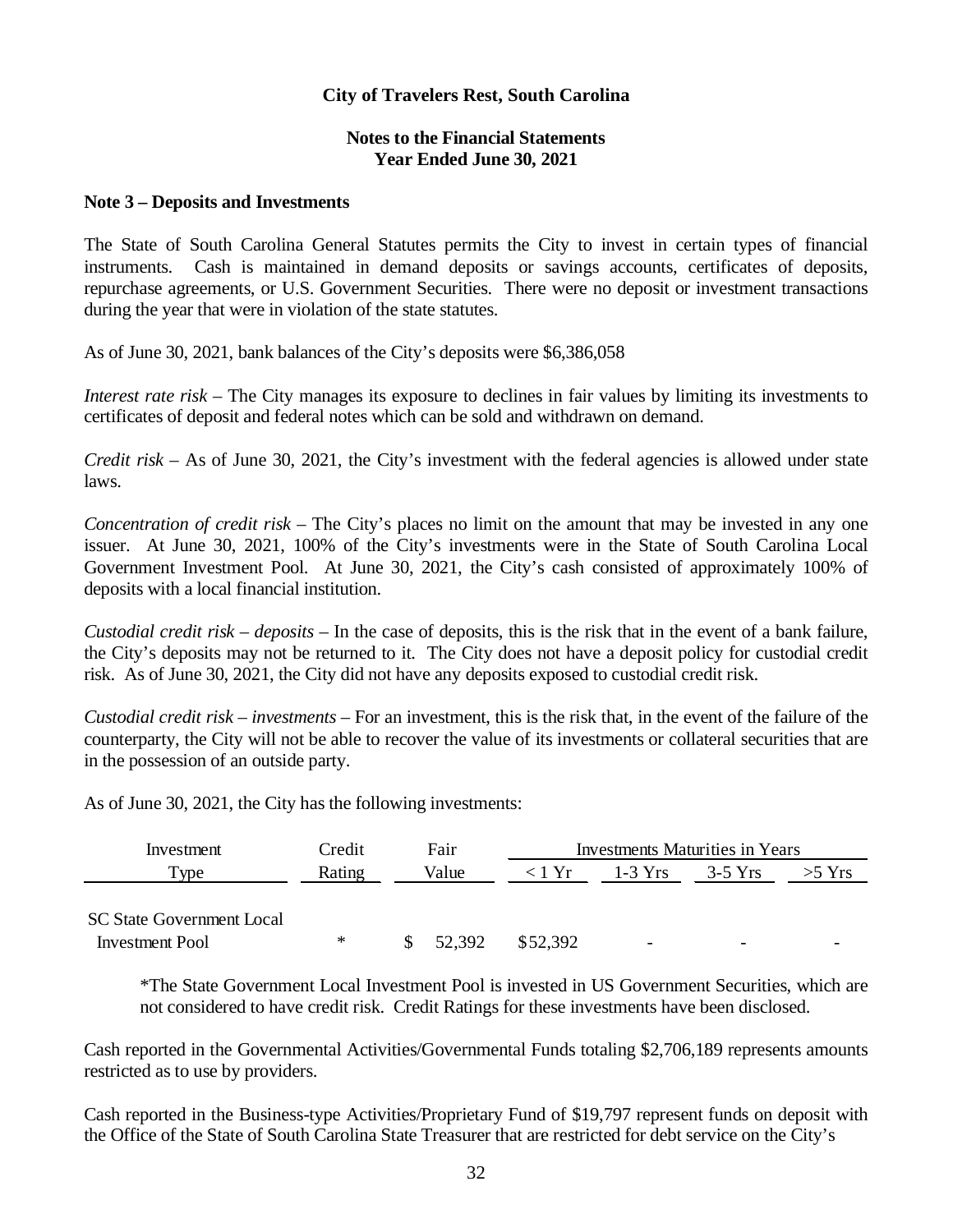### City of Travelers Rest, South Carolina

#### Notes to the Financial Statements
#### Year Ended June 30, 2021

**Note 3 – Deposits and Investments**

The State of South Carolina General Statutes permits the City to invest in certain types of financial instruments. Cash is maintained in demand deposits or savings accounts, certificates of deposits, repurchase agreements, or U.S. Government Securities. There were no deposit or investment transactions during the year that were in violation of the state statutes.

As of June 30, 2021, bank balances of the City's deposits were $6,386,058

*Interest rate risk* – The City manages its exposure to declines in fair values by limiting its investments to certificates of deposit and federal notes which can be sold and withdrawn on demand.

*Credit risk* – As of June 30, 2021, the City's investment with the federal agencies is allowed under state laws.

*Concentration of credit risk* – The City's places no limit on the amount that may be invested in any one issuer. At June 30, 2021, 100% of the City's investments were in the State of South Carolina Local Government Investment Pool. At June 30, 2021, the City's cash consisted of approximately 100% of deposits with a local financial institution.

*Custodial credit risk – deposits* – In the case of deposits, this is the risk that in the event of a bank failure, the City's deposits may not be returned to it. The City does not have a deposit policy for custodial credit risk. As of June 30, 2021, the City did not have any deposits exposed to custodial credit risk.

*Custodial credit risk – investments* – For an investment, this is the risk that, in the event of the failure of the counterparty, the City will not be able to recover the value of its investments or collateral securities that are in the possession of an outside party.

As of June 30, 2021, the City has the following investments:

| Investment Type | Credit Rating | Fair Value | Investments Maturities in Years | | | |
|---|---|---|---|---|---|---|
| | | | < 1 Yr | 1-3 Yrs | 3-5 Yrs | >5 Yrs |
| SC State Government Local Investment Pool | * | $ 52,392 | $52,392 | - | - | - |

*The State Government Local Investment Pool is invested in US Government Securities, which are not considered to have credit risk. Credit Ratings for these investments have been disclosed.

Cash reported in the Governmental Activities/Governmental Funds totaling $2,706,189 represents amounts restricted as to use by providers.

Cash reported in the Business-type Activities/Proprietary Fund of $19,797 represent funds on deposit with the Office of the State of South Carolina State Treasurer that are restricted for debt service on the City's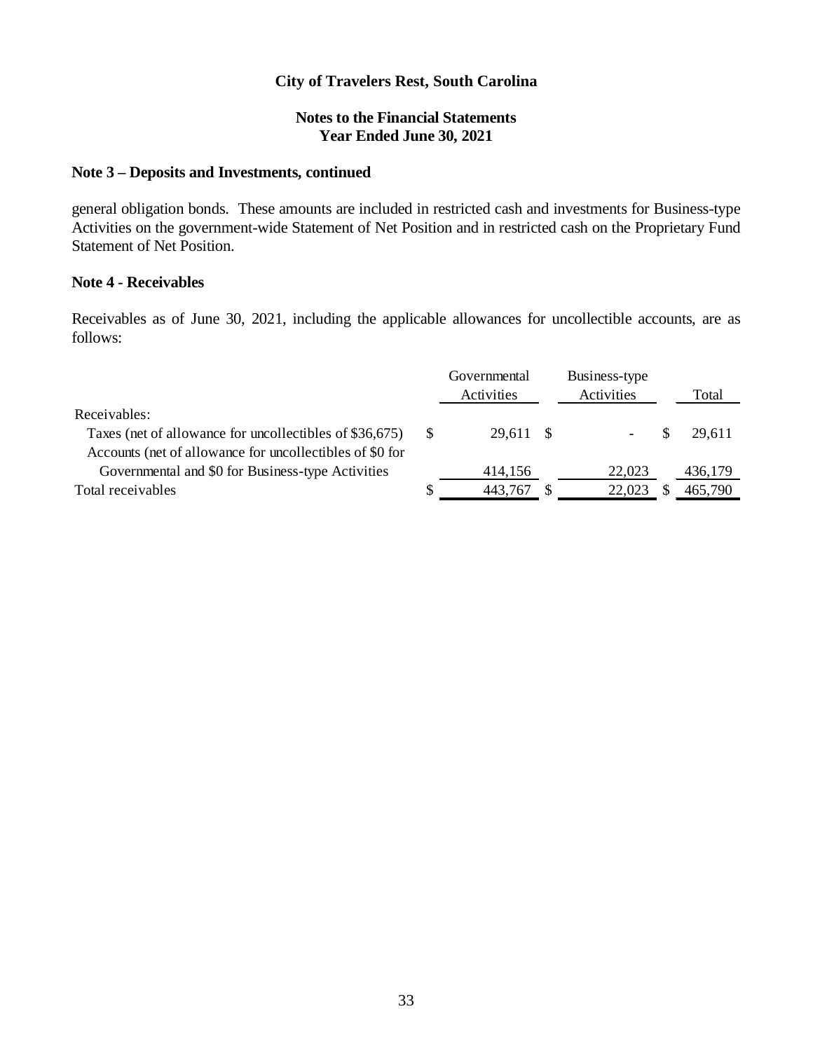**City of Travelers Rest, South Carolina**

**Notes to the Financial Statements**
**Year Ended June 30, 2021**

## Note 3 – Deposits and Investments, continued

general obligation bonds. These amounts are included in restricted cash and investments for Business-type Activities on the government-wide Statement of Net Position and in restricted cash on the Proprietary Fund Statement of Net Position.

## Note 4 - Receivables

Receivables as of June 30, 2021, including the applicable allowances for uncollectible accounts, are as follows:

| | Governmental Activities | Business-type Activities | Total |
|---|---|---|---|
| Receivables: | | | |
| Taxes (net of allowance for uncollectibles of $36,675) | $ 29,611 | $ - | $ 29,611 |
| Accounts (net of allowance for uncollectibles of $0 for Governmental and $0 for Business-type Activities | 414,156 | 22,023 | 436,179 |
| Total receivables | $ 443,767 | $ 22,023 | $ 465,790 |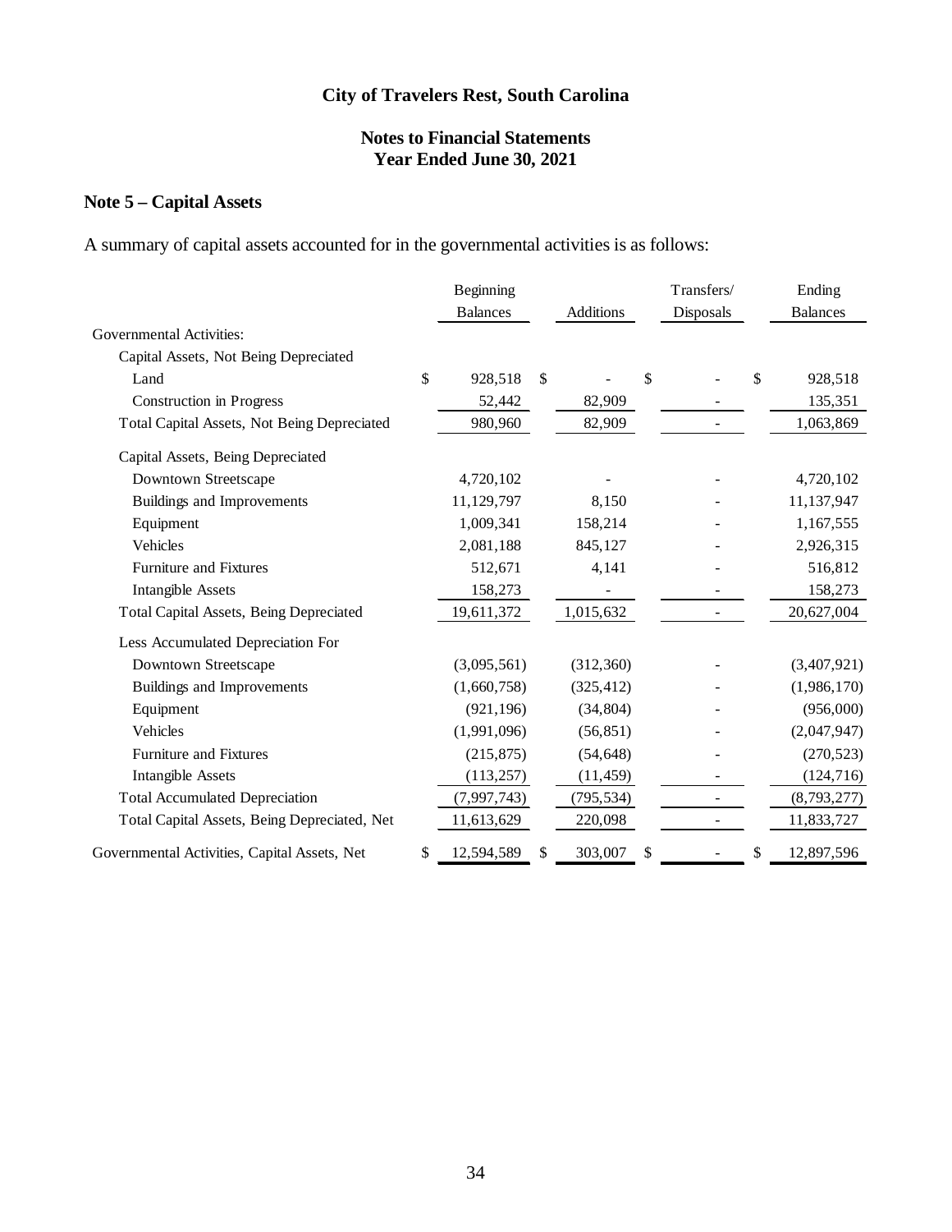# City of Travelers Rest, South Carolina

## Notes to Financial Statements
## Year Ended June 30, 2021

### Note 5 – Capital Assets

A summary of capital assets accounted for in the governmental activities is as follows:

| | Beginning Balances | Additions | Transfers/ Disposals | Ending Balances |
|---|---|---|---|---|
| Governmental Activities: | | | | |
| Capital Assets, Not Being Depreciated | | | | |
| Land | $ 928,518 | $ - | $ - | $ 928,518 |
| Construction in Progress | 52,442 | 82,909 | - | 135,351 |
| Total Capital Assets, Not Being Depreciated | 980,960 | 82,909 | - | 1,063,869 |
| Capital Assets, Being Depreciated | | | | |
| Downtown Streetscape | 4,720,102 | - | - | 4,720,102 |
| Buildings and Improvements | 11,129,797 | 8,150 | - | 11,137,947 |
| Equipment | 1,009,341 | 158,214 | - | 1,167,555 |
| Vehicles | 2,081,188 | 845,127 | - | 2,926,315 |
| Furniture and Fixtures | 512,671 | 4,141 | - | 516,812 |
| Intangible Assets | 158,273 | - | - | 158,273 |
| Total Capital Assets, Being Depreciated | 19,611,372 | 1,015,632 | - | 20,627,004 |
| Less Accumulated Depreciation For | | | | |
| Downtown Streetscape | (3,095,561) | (312,360) | - | (3,407,921) |
| Buildings and Improvements | (1,660,758) | (325,412) | - | (1,986,170) |
| Equipment | (921,196) | (34,804) | - | (956,000) |
| Vehicles | (1,991,096) | (56,851) | - | (2,047,947) |
| Furniture and Fixtures | (215,875) | (54,648) | - | (270,523) |
| Intangible Assets | (113,257) | (11,459) | - | (124,716) |
| Total Accumulated Depreciation | (7,997,743) | (795,534) | - | (8,793,277) |
| Total Capital Assets, Being Depreciated, Net | 11,613,629 | 220,098 | - | 11,833,727 |
| Governmental Activities, Capital Assets, Net | $ 12,594,589 | $ 303,007 | $ - | $ 12,897,596 |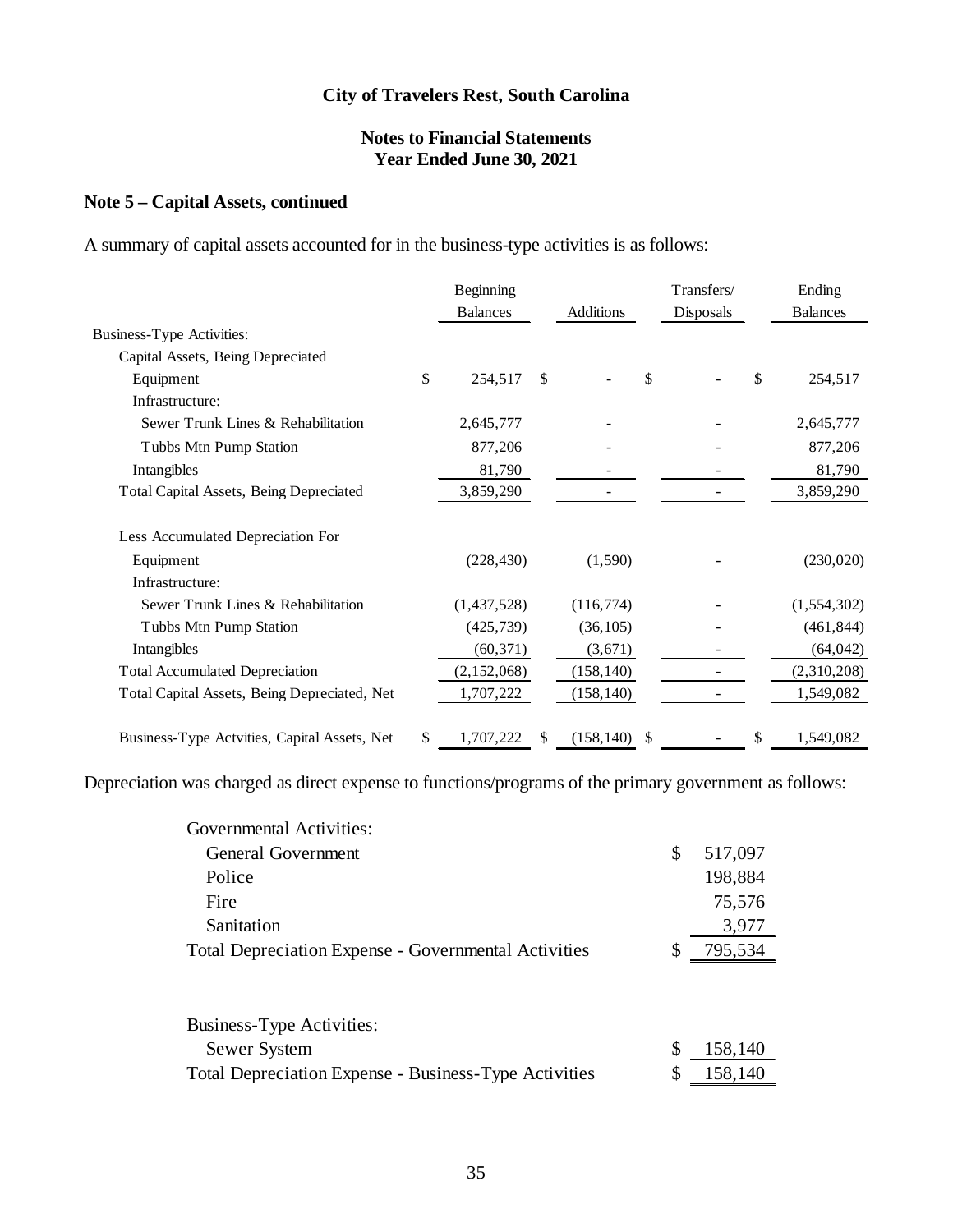**City of Travelers Rest, South Carolina**

**Notes to Financial Statements**
**Year Ended June 30, 2021**

## Note 5 – Capital Assets, continued

A summary of capital assets accounted for in the business-type activities is as follows:

| | Beginning Balances | Additions | Transfers/ Disposals | Ending Balances |
|---|---|---|---|---|
| Business-Type Activities: | | | | |
| Capital Assets, Being Depreciated | | | | |
| Equipment | $ 254,517 | $ - | $ - | $ 254,517 |
| Infrastructure: | | | | |
| Sewer Trunk Lines & Rehabilitation | 2,645,777 | - | - | 2,645,777 |
| Tubbs Mtn Pump Station | 877,206 | - | - | 877,206 |
| Intangibles | 81,790 | - | - | 81,790 |
| Total Capital Assets, Being Depreciated | 3,859,290 | - | - | 3,859,290 |
| Less Accumulated Depreciation For | | | | |
| Equipment | (228,430) | (1,590) | - | (230,020) |
| Infrastructure: | | | | |
| Sewer Trunk Lines & Rehabilitation | (1,437,528) | (116,774) | - | (1,554,302) |
| Tubbs Mtn Pump Station | (425,739) | (36,105) | - | (461,844) |
| Intangibles | (60,371) | (3,671) | - | (64,042) |
| Total Accumulated Depreciation | (2,152,068) | (158,140) | - | (2,310,208) |
| Total Capital Assets, Being Depreciated, Net | 1,707,222 | (158,140) | - | 1,549,082 |
| Business-Type Actvities, Capital Assets, Net | $ 1,707,222 | $ (158,140) | $ - | $ 1,549,082 |

Depreciation was charged as direct expense to functions/programs of the primary government as follows:

| | |
|---|---|
| Governmental Activities: | |
| General Government | $ 517,097 |
| Police | 198,884 |
| Fire | 75,576 |
| Sanitation | 3,977 |
| Total Depreciation Expense - Governmental Activities | $ 795,534 |
| | |
| Business-Type Activities: | |
| Sewer System | $ 158,140 |
| Total Depreciation Expense - Business-Type Activities | $ 158,140 |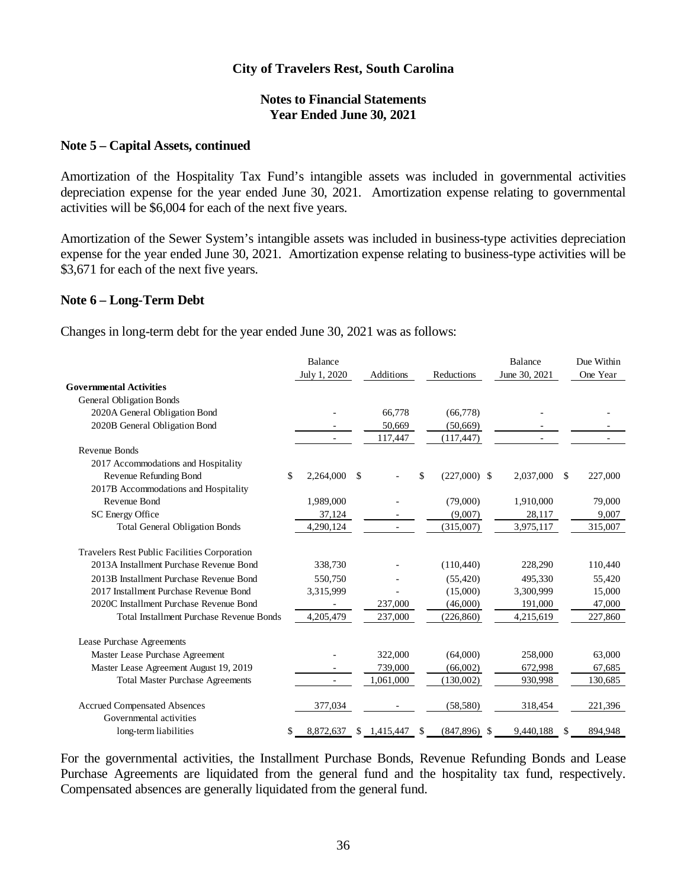### Note 5 – Capital Assets, continued

Amortization of the Hospitality Tax Fund's intangible assets was included in governmental activities depreciation expense for the year ended June 30, 2021. Amortization expense relating to governmental activities will be $6,004 for each of the next five years.

Amortization of the Sewer System's intangible assets was included in business-type activities depreciation expense for the year ended June 30, 2021. Amortization expense relating to business-type activities will be $3,671 for each of the next five years.

### Note 6 – Long-Term Debt

Changes in long-term debt for the year ended June 30, 2021 was as follows:

| | Balance July 1, 2020 | Additions | Reductions | Balance June 30, 2021 | Due Within One Year |
|---|---|---|---|---|---|
| **Governmental Activities** | | | | | |
| General Obligation Bonds | | | | | |
| 2020A General Obligation Bond | - | 66,778 | (66,778) | - | - |
| 2020B General Obligation Bond | - | 50,669 | (50,669) | - | - |
| | - | 117,447 | (117,447) | - | - |
| Revenue Bonds | | | | | |
| 2017 Accommodations and Hospitality Revenue Refunding Bond | $ 2,264,000 | $ - | $ (227,000) | $ 2,037,000 | $ 227,000 |
| 2017B Accommodations and Hospitality Revenue Bond | 1,989,000 | - | (79,000) | 1,910,000 | 79,000 |
| SC Energy Office | 37,124 | - | (9,007) | 28,117 | 9,007 |
| Total General Obligation Bonds | 4,290,124 | - | (315,007) | 3,975,117 | 315,007 |
| Travelers Rest Public Facilities Corporation | | | | | |
| 2013A Installment Purchase Revenue Bond | 338,730 | - | (110,440) | 228,290 | 110,440 |
| 2013B Installment Purchase Revenue Bond | 550,750 | - | (55,420) | 495,330 | 55,420 |
| 2017 Installment Purchase Revenue Bond | 3,315,999 | - | (15,000) | 3,300,999 | 15,000 |
| 2020C Installment Purchase Revenue Bond | - | 237,000 | (46,000) | 191,000 | 47,000 |
| Total Installment Purchase Revenue Bonds | 4,205,479 | 237,000 | (226,860) | 4,215,619 | 227,860 |
| Lease Purchase Agreements | | | | | |
| Master Lease Purchase Agreement | - | 322,000 | (64,000) | 258,000 | 63,000 |
| Master Lease Agreement August 19, 2019 | - | 739,000 | (66,002) | 672,998 | 67,685 |
| Total Master Purchase Agreements | - | 1,061,000 | (130,002) | 930,998 | 130,685 |
| Accrued Compensated Absences | 377,034 | - | (58,580) | 318,454 | 221,396 |
| Governmental activities long-term liabilities | $ 8,872,637 | $ 1,415,447 | $ (847,896) | $ 9,440,188 | $ 894,948 |

For the governmental activities, the Installment Purchase Bonds, Revenue Refunding Bonds and Lease Purchase Agreements are liquidated from the general fund and the hospitality tax fund, respectively. Compensated absences are generally liquidated from the general fund.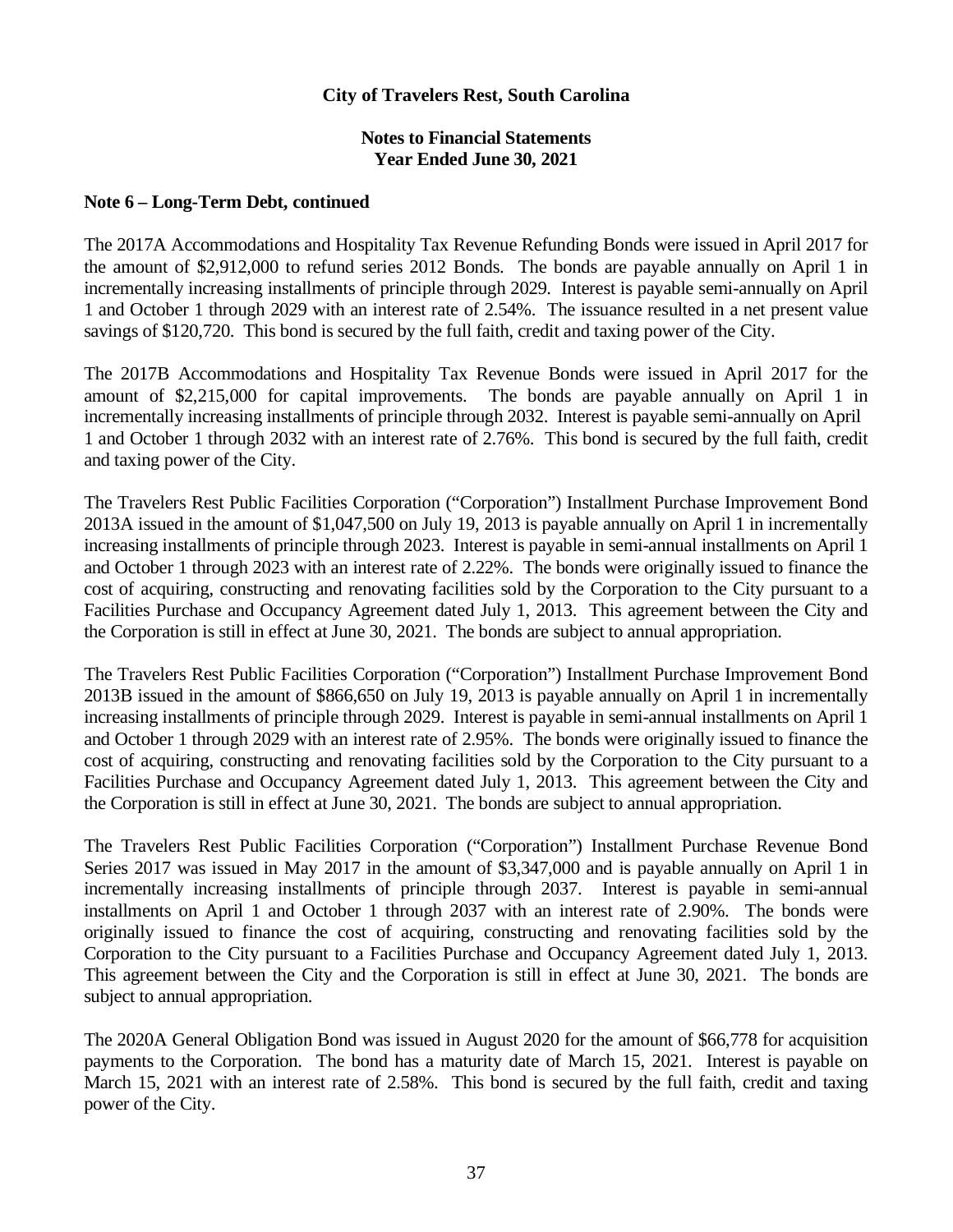## Note 6 – Long-Term Debt, continued

The 2017A Accommodations and Hospitality Tax Revenue Refunding Bonds were issued in April 2017 for the amount of $2,912,000 to refund series 2012 Bonds. The bonds are payable annually on April 1 in incrementally increasing installments of principle through 2029. Interest is payable semi-annually on April 1 and October 1 through 2029 with an interest rate of 2.54%. The issuance resulted in a net present value savings of $120,720. This bond is secured by the full faith, credit and taxing power of the City.

The 2017B Accommodations and Hospitality Tax Revenue Bonds were issued in April 2017 for the amount of $2,215,000 for capital improvements. The bonds are payable annually on April 1 in incrementally increasing installments of principle through 2032. Interest is payable semi-annually on April 1 and October 1 through 2032 with an interest rate of 2.76%. This bond is secured by the full faith, credit and taxing power of the City.

The Travelers Rest Public Facilities Corporation ("Corporation") Installment Purchase Improvement Bond 2013A issued in the amount of $1,047,500 on July 19, 2013 is payable annually on April 1 in incrementally increasing installments of principle through 2023. Interest is payable in semi-annual installments on April 1 and October 1 through 2023 with an interest rate of 2.22%. The bonds were originally issued to finance the cost of acquiring, constructing and renovating facilities sold by the Corporation to the City pursuant to a Facilities Purchase and Occupancy Agreement dated July 1, 2013. This agreement between the City and the Corporation is still in effect at June 30, 2021. The bonds are subject to annual appropriation.

The Travelers Rest Public Facilities Corporation ("Corporation") Installment Purchase Improvement Bond 2013B issued in the amount of $866,650 on July 19, 2013 is payable annually on April 1 in incrementally increasing installments of principle through 2029. Interest is payable in semi-annual installments on April 1 and October 1 through 2029 with an interest rate of 2.95%. The bonds were originally issued to finance the cost of acquiring, constructing and renovating facilities sold by the Corporation to the City pursuant to a Facilities Purchase and Occupancy Agreement dated July 1, 2013. This agreement between the City and the Corporation is still in effect at June 30, 2021. The bonds are subject to annual appropriation.

The Travelers Rest Public Facilities Corporation ("Corporation") Installment Purchase Revenue Bond Series 2017 was issued in May 2017 in the amount of $3,347,000 and is payable annually on April 1 in incrementally increasing installments of principle through 2037. Interest is payable in semi-annual installments on April 1 and October 1 through 2037 with an interest rate of 2.90%. The bonds were originally issued to finance the cost of acquiring, constructing and renovating facilities sold by the Corporation to the City pursuant to a Facilities Purchase and Occupancy Agreement dated July 1, 2013. This agreement between the City and the Corporation is still in effect at June 30, 2021. The bonds are subject to annual appropriation.

The 2020A General Obligation Bond was issued in August 2020 for the amount of $66,778 for acquisition payments to the Corporation. The bond has a maturity date of March 15, 2021. Interest is payable on March 15, 2021 with an interest rate of 2.58%. This bond is secured by the full faith, credit and taxing power of the City.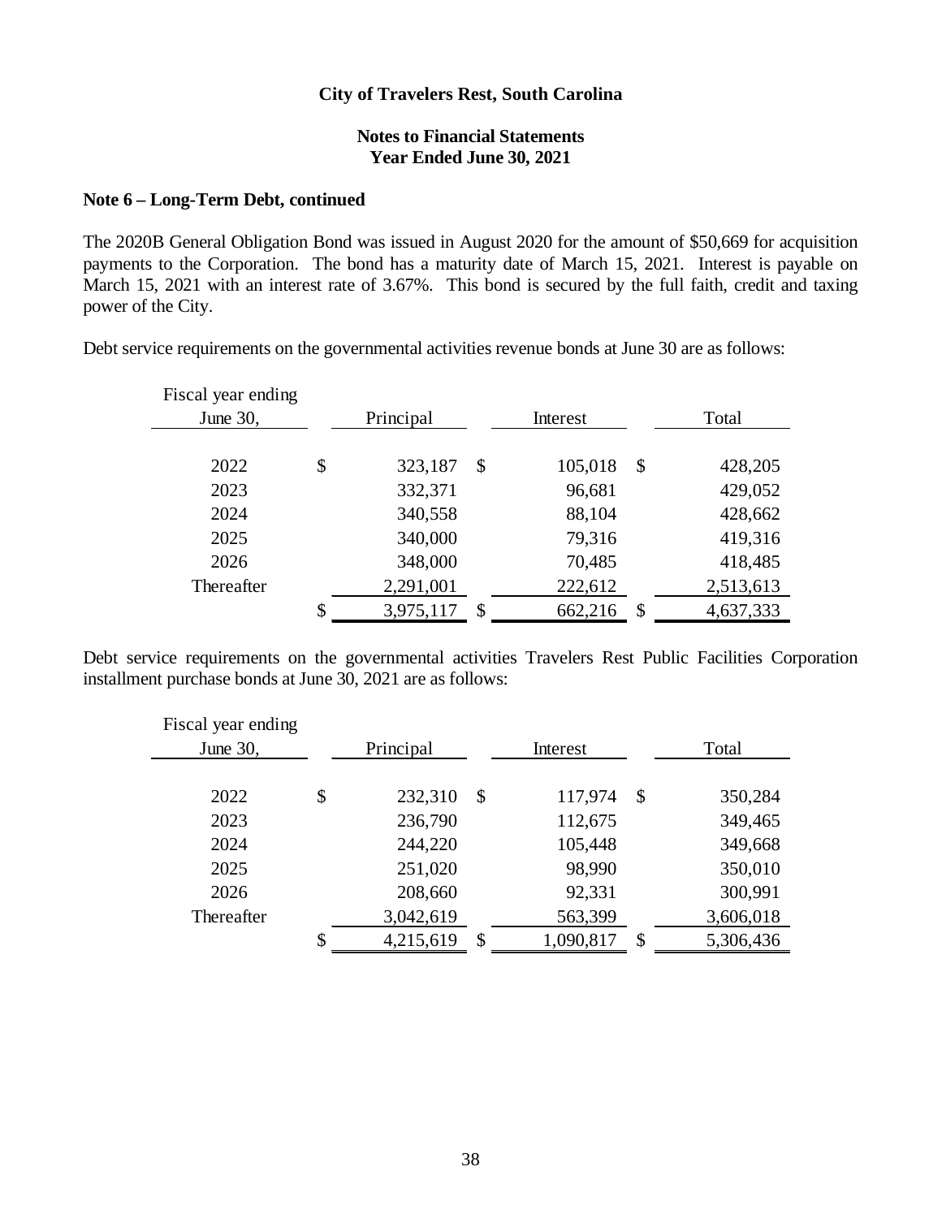**City of Travelers Rest, South Carolina**

**Notes to Financial Statements**
**Year Ended June 30, 2021**

**Note 6 – Long-Term Debt, continued**

The 2020B General Obligation Bond was issued in August 2020 for the amount of $50,669 for acquisition payments to the Corporation. The bond has a maturity date of March 15, 2021. Interest is payable on March 15, 2021 with an interest rate of 3.67%. This bond is secured by the full faith, credit and taxing power of the City.

Debt service requirements on the governmental activities revenue bonds at June 30 are as follows:

| Fiscal year ending June 30, | Principal | Interest | Total |
|---|---|---|---|
| 2022 | $ 323,187 | $ 105,018 | $ 428,205 |
| 2023 | 332,371 | 96,681 | 429,052 |
| 2024 | 340,558 | 88,104 | 428,662 |
| 2025 | 340,000 | 79,316 | 419,316 |
| 2026 | 348,000 | 70,485 | 418,485 |
| Thereafter | 2,291,001 | 222,612 | 2,513,613 |
| | $ 3,975,117 | $ 662,216 | $ 4,637,333 |

Debt service requirements on the governmental activities Travelers Rest Public Facilities Corporation installment purchase bonds at June 30, 2021 are as follows:

| Fiscal year ending June 30, | Principal | Interest | Total |
|---|---|---|---|
| 2022 | $ 232,310 | $ 117,974 | $ 350,284 |
| 2023 | 236,790 | 112,675 | 349,465 |
| 2024 | 244,220 | 105,448 | 349,668 |
| 2025 | 251,020 | 98,990 | 350,010 |
| 2026 | 208,660 | 92,331 | 300,991 |
| Thereafter | 3,042,619 | 563,399 | 3,606,018 |
| | $ 4,215,619 | $ 1,090,817 | $ 5,306,436 |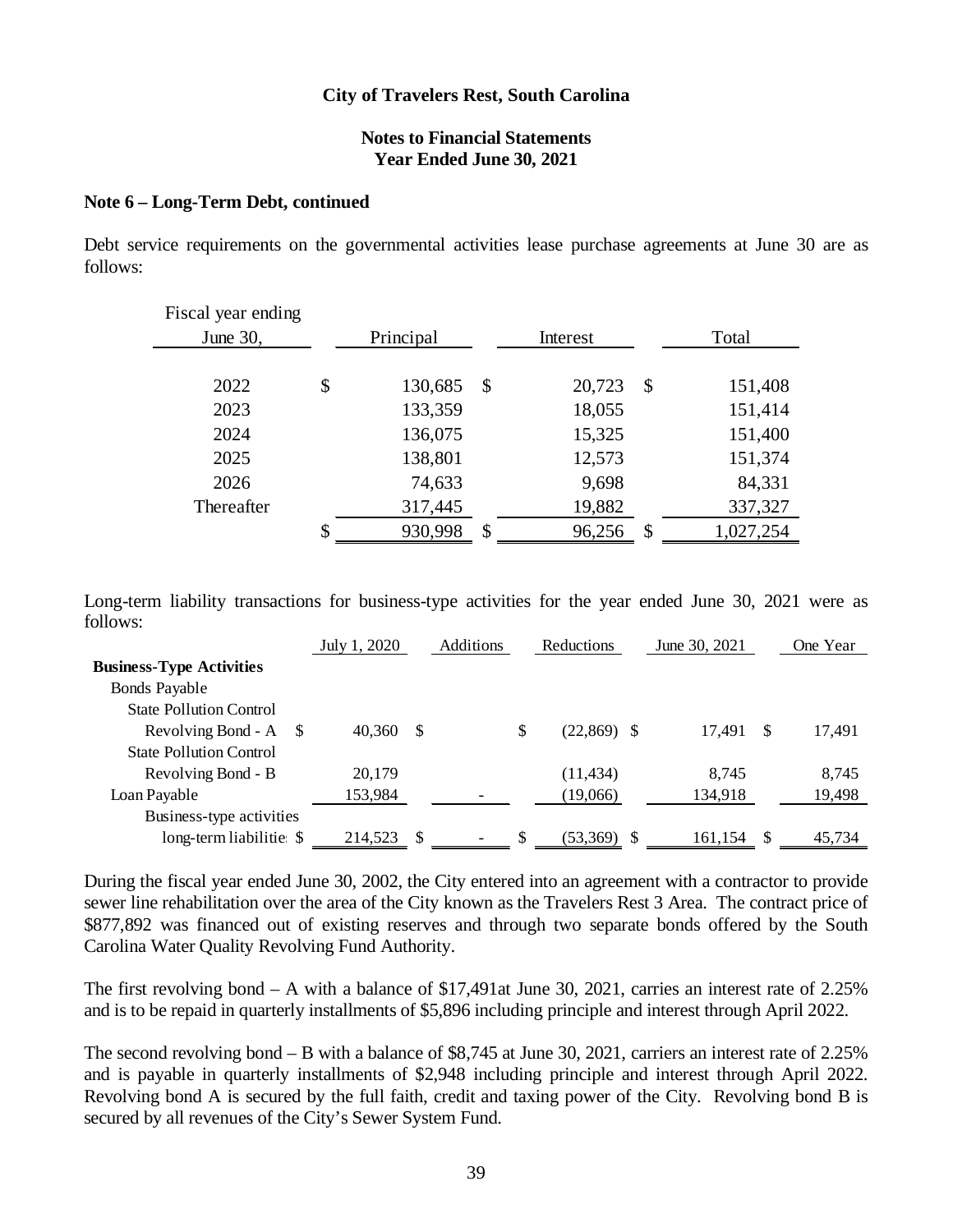**City of Travelers Rest, South Carolina**

**Notes to Financial Statements**
**Year Ended June 30, 2021**

**Note 6 – Long-Term Debt, continued**

Debt service requirements on the governmental activities lease purchase agreements at June 30 are as follows:

| Fiscal year ending June 30, | Principal | Interest | Total |
|---|---|---|---|
| 2022 | $ 130,685 | $ 20,723 | $ 151,408 |
| 2023 | 133,359 | 18,055 | 151,414 |
| 2024 | 136,075 | 15,325 | 151,400 |
| 2025 | 138,801 | 12,573 | 151,374 |
| 2026 | 74,633 | 9,698 | 84,331 |
| Thereafter | 317,445 | 19,882 | 337,327 |
| | $ 930,998 | $ 96,256 | $ 1,027,254 |

Long-term liability transactions for business-type activities for the year ended June 30, 2021 were as follows:

| | July 1, 2020 | Additions | Reductions | June 30, 2021 | One Year |
|---|---|---|---|---|---|
| **Business-Type Activities** | | | | | |
| Bonds Payable | | | | | |
| State Pollution Control Revolving Bond - A | $ 40,360 | $ | $ (22,869) | $ 17,491 | $ 17,491 |
| State Pollution Control Revolving Bond - B | 20,179 | | (11,434) | 8,745 | 8,745 |
| Loan Payable | 153,984 | - | (19,066) | 134,918 | 19,498 |
| Business-type activities long-term liabilities | $ 214,523 | $ - | $ (53,369) | $ 161,154 | $ 45,734 |

During the fiscal year ended June 30, 2002, the City entered into an agreement with a contractor to provide sewer line rehabilitation over the area of the City known as the Travelers Rest 3 Area. The contract price of $877,892 was financed out of existing reserves and through two separate bonds offered by the South Carolina Water Quality Revolving Fund Authority.

The first revolving bond – A with a balance of $17,491at June 30, 2021, carries an interest rate of 2.25% and is to be repaid in quarterly installments of $5,896 including principle and interest through April 2022.

The second revolving bond – B with a balance of $8,745 at June 30, 2021, carriers an interest rate of 2.25% and is payable in quarterly installments of $2,948 including principle and interest through April 2022. Revolving bond A is secured by the full faith, credit and taxing power of the City. Revolving bond B is secured by all revenues of the City's Sewer System Fund.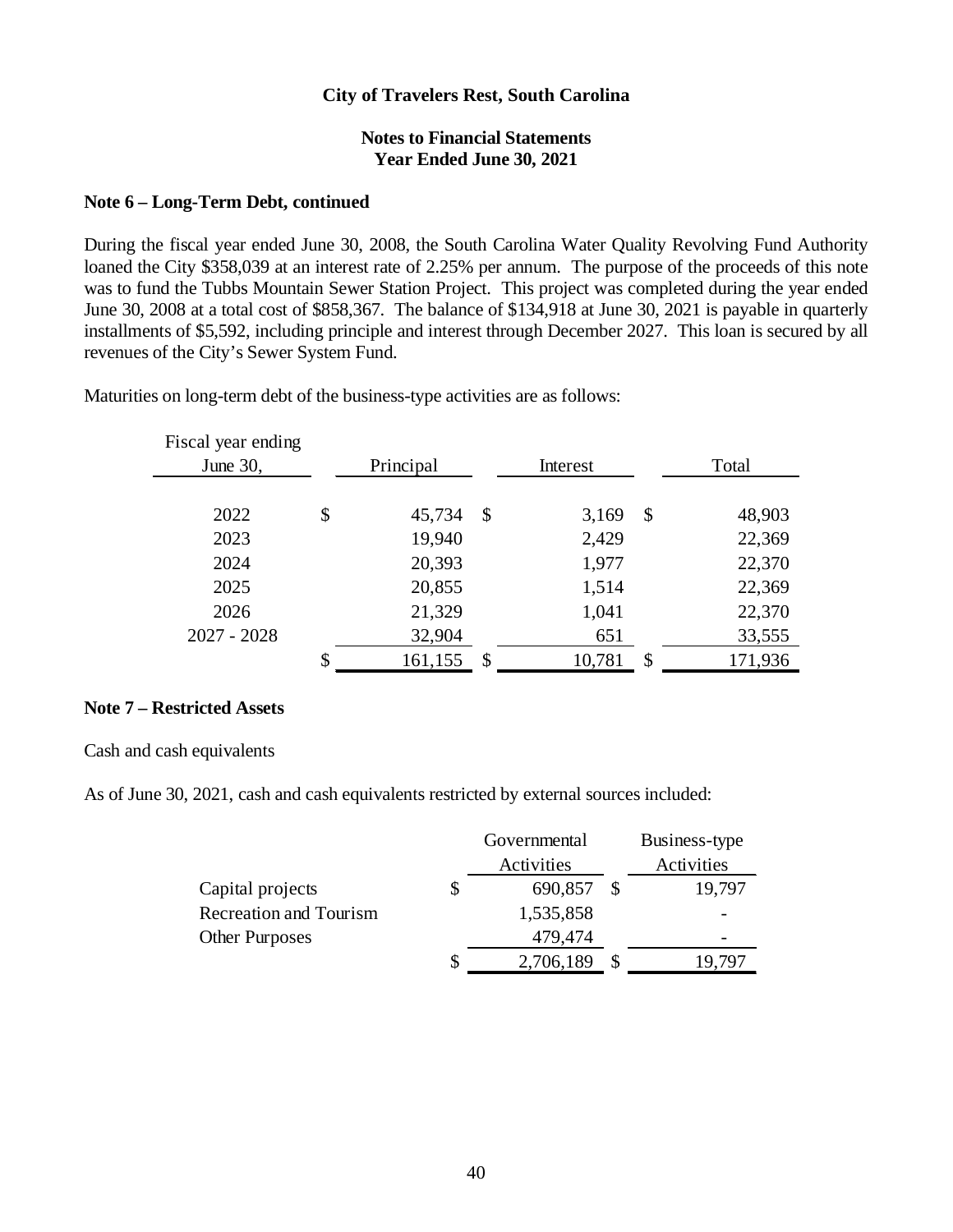**City of Travelers Rest, South Carolina**

**Notes to Financial Statements**
**Year Ended June 30, 2021**

## Note 6 – Long-Term Debt, continued

During the fiscal year ended June 30, 2008, the South Carolina Water Quality Revolving Fund Authority loaned the City $358,039 at an interest rate of 2.25% per annum. The purpose of the proceeds of this note was to fund the Tubbs Mountain Sewer Station Project. This project was completed during the year ended June 30, 2008 at a total cost of $858,367. The balance of $134,918 at June 30, 2021 is payable in quarterly installments of $5,592, including principle and interest through December 2027. This loan is secured by all revenues of the City's Sewer System Fund.

Maturities on long-term debt of the business-type activities are as follows:

| Fiscal year ending June 30, | Principal | Interest | Total |
|---|---|---|---|
| 2022 | $ 45,734 | $ 3,169 | $ 48,903 |
| 2023 | 19,940 | 2,429 | 22,369 |
| 2024 | 20,393 | 1,977 | 22,370 |
| 2025 | 20,855 | 1,514 | 22,369 |
| 2026 | 21,329 | 1,041 | 22,370 |
| 2027 - 2028 | 32,904 | 651 | 33,555 |
| | $ 161,155 | $ 10,781 | $ 171,936 |

## Note 7 – Restricted Assets

Cash and cash equivalents

As of June 30, 2021, cash and cash equivalents restricted by external sources included:

| | Governmental Activities | Business-type Activities |
|---|---|---|
| Capital projects | $ 690,857 | $ 19,797 |
| Recreation and Tourism | 1,535,858 | - |
| Other Purposes | 479,474 | - |
| | $ 2,706,189 | $ 19,797 |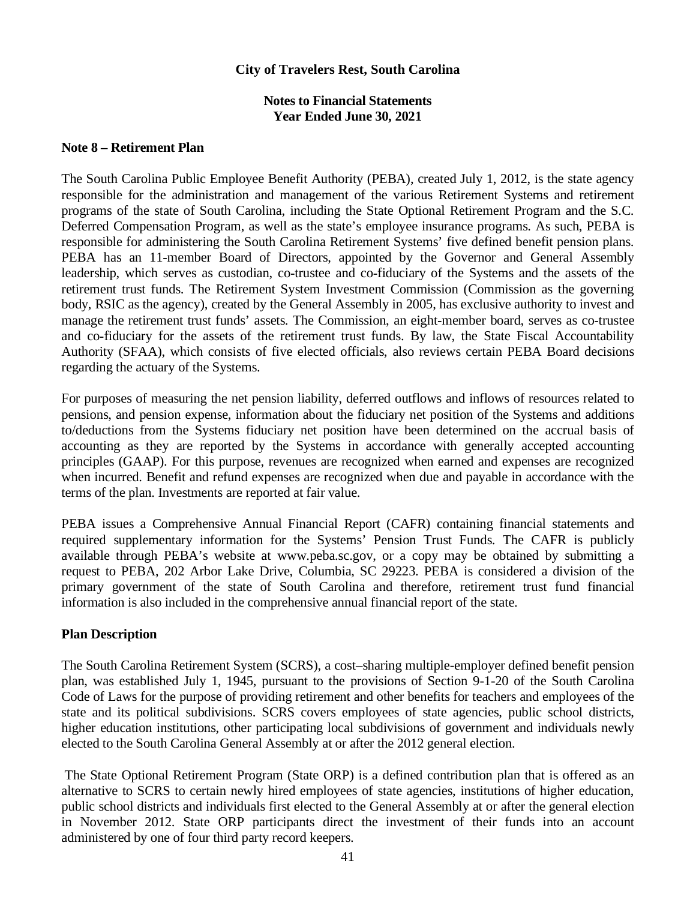**City of Travelers Rest, South Carolina**

**Notes to Financial Statements**
**Year Ended June 30, 2021**

## Note 8 – Retirement Plan

The South Carolina Public Employee Benefit Authority (PEBA), created July 1, 2012, is the state agency responsible for the administration and management of the various Retirement Systems and retirement programs of the state of South Carolina, including the State Optional Retirement Program and the S.C. Deferred Compensation Program, as well as the state's employee insurance programs. As such, PEBA is responsible for administering the South Carolina Retirement Systems' five defined benefit pension plans. PEBA has an 11-member Board of Directors, appointed by the Governor and General Assembly leadership, which serves as custodian, co-trustee and co-fiduciary of the Systems and the assets of the retirement trust funds. The Retirement System Investment Commission (Commission as the governing body, RSIC as the agency), created by the General Assembly in 2005, has exclusive authority to invest and manage the retirement trust funds' assets. The Commission, an eight-member board, serves as co-trustee and co-fiduciary for the assets of the retirement trust funds. By law, the State Fiscal Accountability Authority (SFAA), which consists of five elected officials, also reviews certain PEBA Board decisions regarding the actuary of the Systems.

For purposes of measuring the net pension liability, deferred outflows and inflows of resources related to pensions, and pension expense, information about the fiduciary net position of the Systems and additions to/deductions from the Systems fiduciary net position have been determined on the accrual basis of accounting as they are reported by the Systems in accordance with generally accepted accounting principles (GAAP). For this purpose, revenues are recognized when earned and expenses are recognized when incurred. Benefit and refund expenses are recognized when due and payable in accordance with the terms of the plan. Investments are reported at fair value.

PEBA issues a Comprehensive Annual Financial Report (CAFR) containing financial statements and required supplementary information for the Systems' Pension Trust Funds. The CAFR is publicly available through PEBA's website at www.peba.sc.gov, or a copy may be obtained by submitting a request to PEBA, 202 Arbor Lake Drive, Columbia, SC 29223. PEBA is considered a division of the primary government of the state of South Carolina and therefore, retirement trust fund financial information is also included in the comprehensive annual financial report of the state.

### Plan Description

The South Carolina Retirement System (SCRS), a cost–sharing multiple-employer defined benefit pension plan, was established July 1, 1945, pursuant to the provisions of Section 9-1-20 of the South Carolina Code of Laws for the purpose of providing retirement and other benefits for teachers and employees of the state and its political subdivisions. SCRS covers employees of state agencies, public school districts, higher education institutions, other participating local subdivisions of government and individuals newly elected to the South Carolina General Assembly at or after the 2012 general election.

The State Optional Retirement Program (State ORP) is a defined contribution plan that is offered as an alternative to SCRS to certain newly hired employees of state agencies, institutions of higher education, public school districts and individuals first elected to the General Assembly at or after the general election in November 2012. State ORP participants direct the investment of their funds into an account administered by one of four third party record keepers.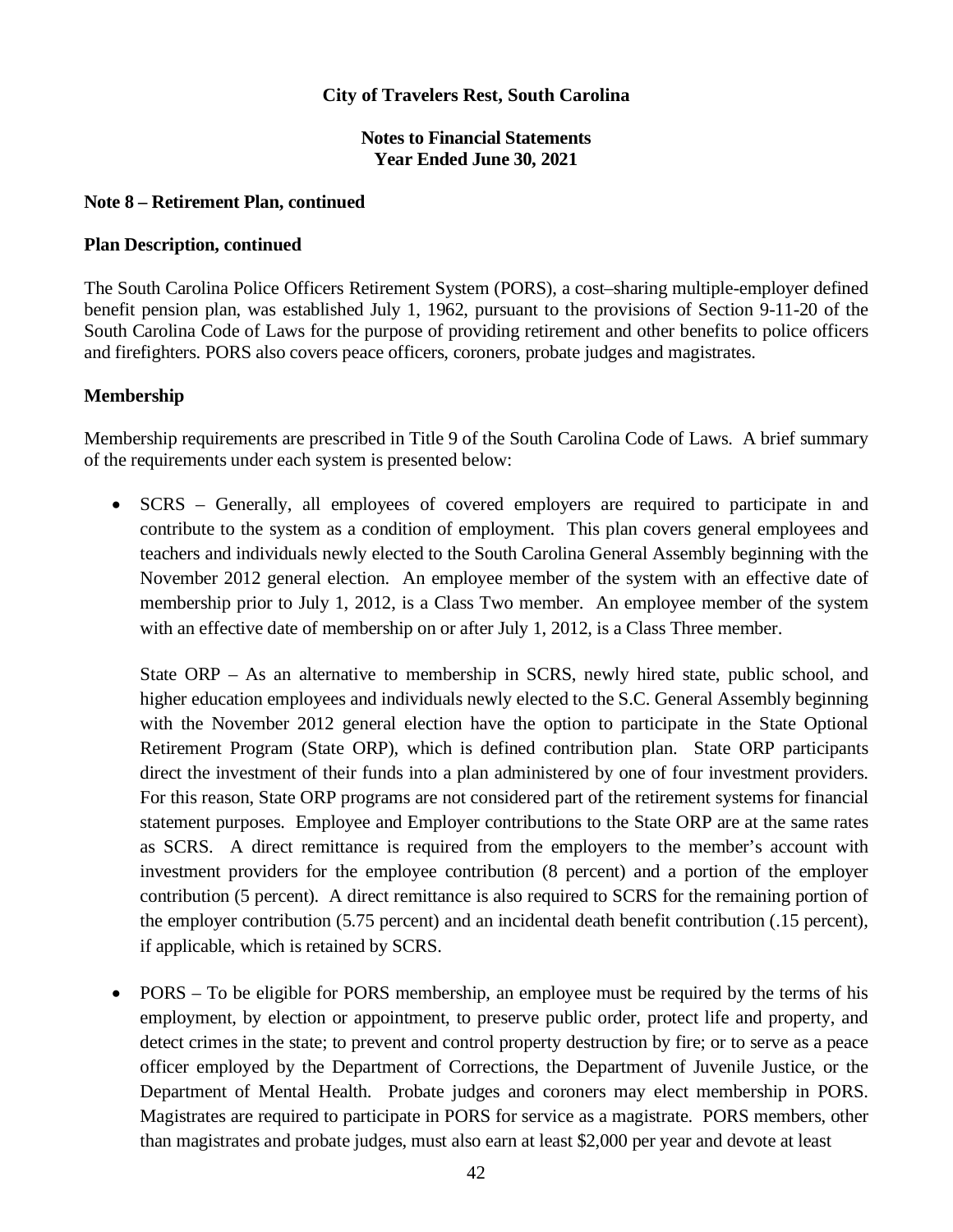**City of Travelers Rest, South Carolina**

**Notes to Financial Statements**
**Year Ended June 30, 2021**

**Note 8 – Retirement Plan, continued**

**Plan Description, continued**

The South Carolina Police Officers Retirement System (PORS), a cost–sharing multiple-employer defined benefit pension plan, was established July 1, 1962, pursuant to the provisions of Section 9-11-20 of the South Carolina Code of Laws for the purpose of providing retirement and other benefits to police officers and firefighters. PORS also covers peace officers, coroners, probate judges and magistrates.

**Membership**

Membership requirements are prescribed in Title 9 of the South Carolina Code of Laws. A brief summary of the requirements under each system is presented below:

- SCRS – Generally, all employees of covered employers are required to participate in and contribute to the system as a condition of employment. This plan covers general employees and teachers and individuals newly elected to the South Carolina General Assembly beginning with the November 2012 general election. An employee member of the system with an effective date of membership prior to July 1, 2012, is a Class Two member. An employee member of the system with an effective date of membership on or after July 1, 2012, is a Class Three member.

  State ORP – As an alternative to membership in SCRS, newly hired state, public school, and higher education employees and individuals newly elected to the S.C. General Assembly beginning with the November 2012 general election have the option to participate in the State Optional Retirement Program (State ORP), which is defined contribution plan. State ORP participants direct the investment of their funds into a plan administered by one of four investment providers. For this reason, State ORP programs are not considered part of the retirement systems for financial statement purposes. Employee and Employer contributions to the State ORP are at the same rates as SCRS. A direct remittance is required from the employers to the member's account with investment providers for the employee contribution (8 percent) and a portion of the employer contribution (5 percent). A direct remittance is also required to SCRS for the remaining portion of the employer contribution (5.75 percent) and an incidental death benefit contribution (.15 percent), if applicable, which is retained by SCRS.

- PORS – To be eligible for PORS membership, an employee must be required by the terms of his employment, by election or appointment, to preserve public order, protect life and property, and detect crimes in the state; to prevent and control property destruction by fire; or to serve as a peace officer employed by the Department of Corrections, the Department of Juvenile Justice, or the Department of Mental Health. Probate judges and coroners may elect membership in PORS. Magistrates are required to participate in PORS for service as a magistrate. PORS members, other than magistrates and probate judges, must also earn at least $2,000 per year and devote at least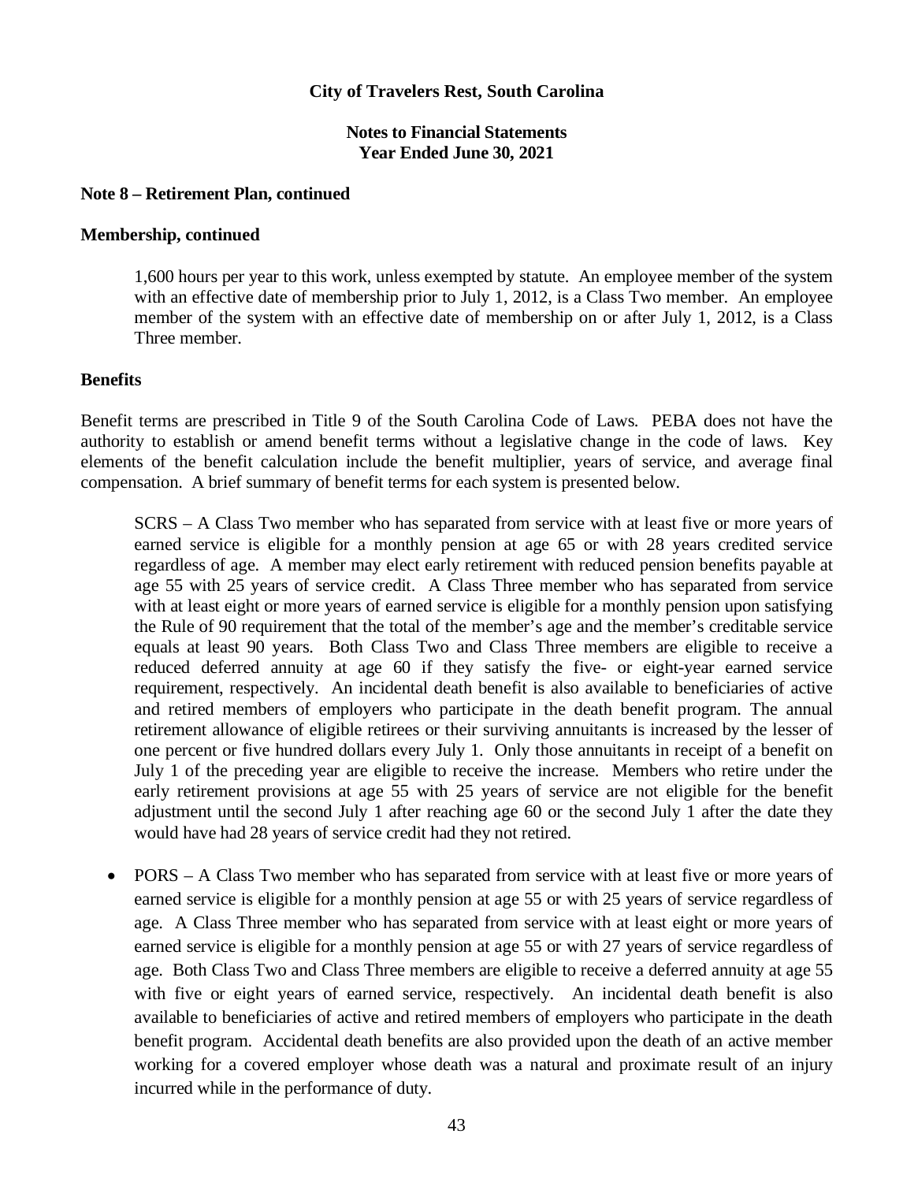**City of Travelers Rest, South Carolina**

**Notes to Financial Statements**
**Year Ended June 30, 2021**

**Note 8 – Retirement Plan, continued**

**Membership, continued**

1,600 hours per year to this work, unless exempted by statute. An employee member of the system with an effective date of membership prior to July 1, 2012, is a Class Two member. An employee member of the system with an effective date of membership on or after July 1, 2012, is a Class Three member.

**Benefits**

Benefit terms are prescribed in Title 9 of the South Carolina Code of Laws. PEBA does not have the authority to establish or amend benefit terms without a legislative change in the code of laws. Key elements of the benefit calculation include the benefit multiplier, years of service, and average final compensation. A brief summary of benefit terms for each system is presented below.

SCRS – A Class Two member who has separated from service with at least five or more years of earned service is eligible for a monthly pension at age 65 or with 28 years credited service regardless of age. A member may elect early retirement with reduced pension benefits payable at age 55 with 25 years of service credit. A Class Three member who has separated from service with at least eight or more years of earned service is eligible for a monthly pension upon satisfying the Rule of 90 requirement that the total of the member's age and the member's creditable service equals at least 90 years. Both Class Two and Class Three members are eligible to receive a reduced deferred annuity at age 60 if they satisfy the five- or eight-year earned service requirement, respectively. An incidental death benefit is also available to beneficiaries of active and retired members of employers who participate in the death benefit program. The annual retirement allowance of eligible retirees or their surviving annuitants is increased by the lesser of one percent or five hundred dollars every July 1. Only those annuitants in receipt of a benefit on July 1 of the preceding year are eligible to receive the increase. Members who retire under the early retirement provisions at age 55 with 25 years of service are not eligible for the benefit adjustment until the second July 1 after reaching age 60 or the second July 1 after the date they would have had 28 years of service credit had they not retired.

- PORS – A Class Two member who has separated from service with at least five or more years of earned service is eligible for a monthly pension at age 55 or with 25 years of service regardless of age. A Class Three member who has separated from service with at least eight or more years of earned service is eligible for a monthly pension at age 55 or with 27 years of service regardless of age. Both Class Two and Class Three members are eligible to receive a deferred annuity at age 55 with five or eight years of earned service, respectively. An incidental death benefit is also available to beneficiaries of active and retired members of employers who participate in the death benefit program. Accidental death benefits are also provided upon the death of an active member working for a covered employer whose death was a natural and proximate result of an injury incurred while in the performance of duty.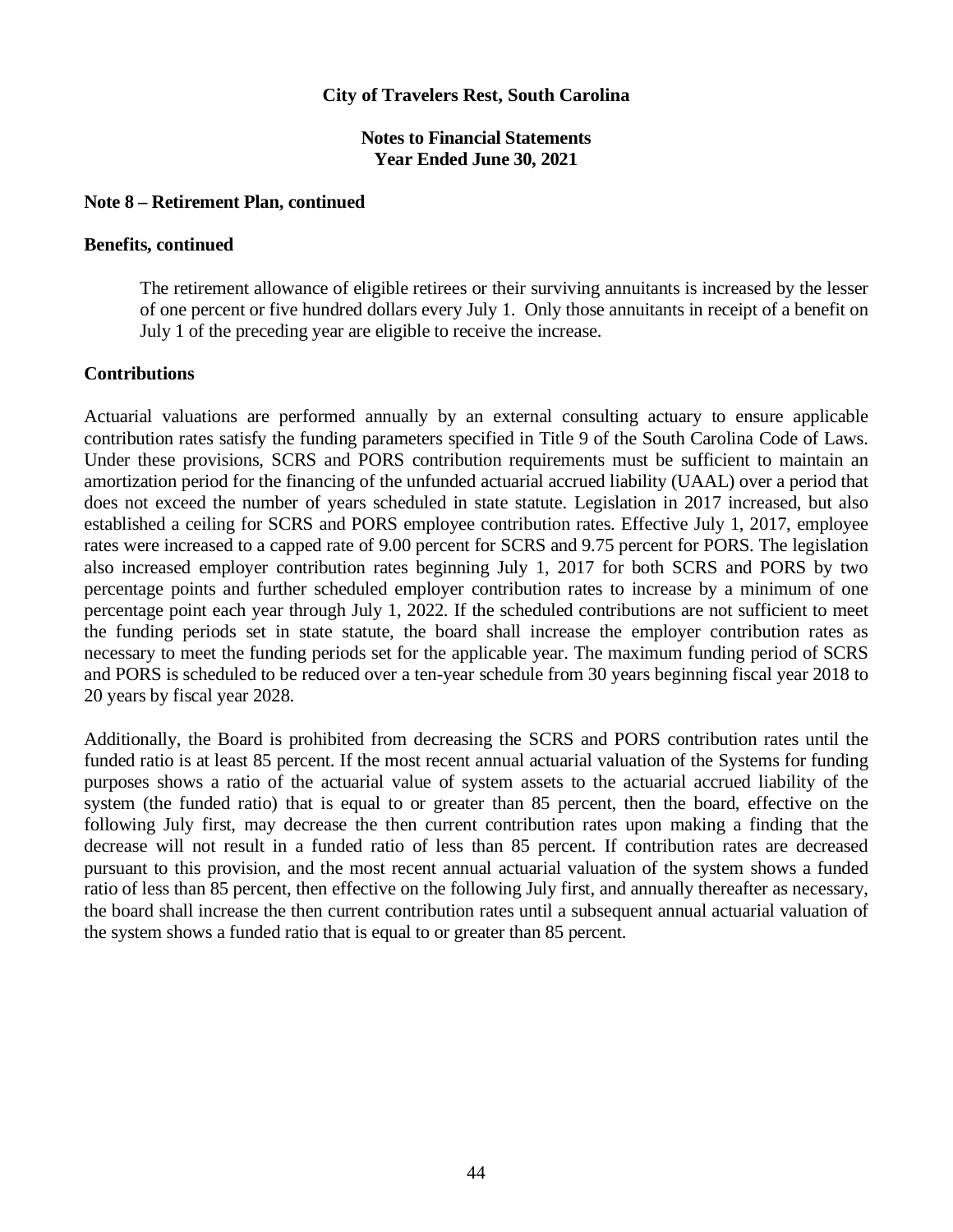**Note 8 – Retirement Plan, continued**

**Benefits, continued**

The retirement allowance of eligible retirees or their surviving annuitants is increased by the lesser of one percent or five hundred dollars every July 1. Only those annuitants in receipt of a benefit on July 1 of the preceding year are eligible to receive the increase.

**Contributions**

Actuarial valuations are performed annually by an external consulting actuary to ensure applicable contribution rates satisfy the funding parameters specified in Title 9 of the South Carolina Code of Laws. Under these provisions, SCRS and PORS contribution requirements must be sufficient to maintain an amortization period for the financing of the unfunded actuarial accrued liability (UAAL) over a period that does not exceed the number of years scheduled in state statute. Legislation in 2017 increased, but also established a ceiling for SCRS and PORS employee contribution rates. Effective July 1, 2017, employee rates were increased to a capped rate of 9.00 percent for SCRS and 9.75 percent for PORS. The legislation also increased employer contribution rates beginning July 1, 2017 for both SCRS and PORS by two percentage points and further scheduled employer contribution rates to increase by a minimum of one percentage point each year through July 1, 2022. If the scheduled contributions are not sufficient to meet the funding periods set in state statute, the board shall increase the employer contribution rates as necessary to meet the funding periods set for the applicable year. The maximum funding period of SCRS and PORS is scheduled to be reduced over a ten-year schedule from 30 years beginning fiscal year 2018 to 20 years by fiscal year 2028.

Additionally, the Board is prohibited from decreasing the SCRS and PORS contribution rates until the funded ratio is at least 85 percent. If the most recent annual actuarial valuation of the Systems for funding purposes shows a ratio of the actuarial value of system assets to the actuarial accrued liability of the system (the funded ratio) that is equal to or greater than 85 percent, then the board, effective on the following July first, may decrease the then current contribution rates upon making a finding that the decrease will not result in a funded ratio of less than 85 percent. If contribution rates are decreased pursuant to this provision, and the most recent annual actuarial valuation of the system shows a funded ratio of less than 85 percent, then effective on the following July first, and annually thereafter as necessary, the board shall increase the then current contribution rates until a subsequent annual actuarial valuation of the system shows a funded ratio that is equal to or greater than 85 percent.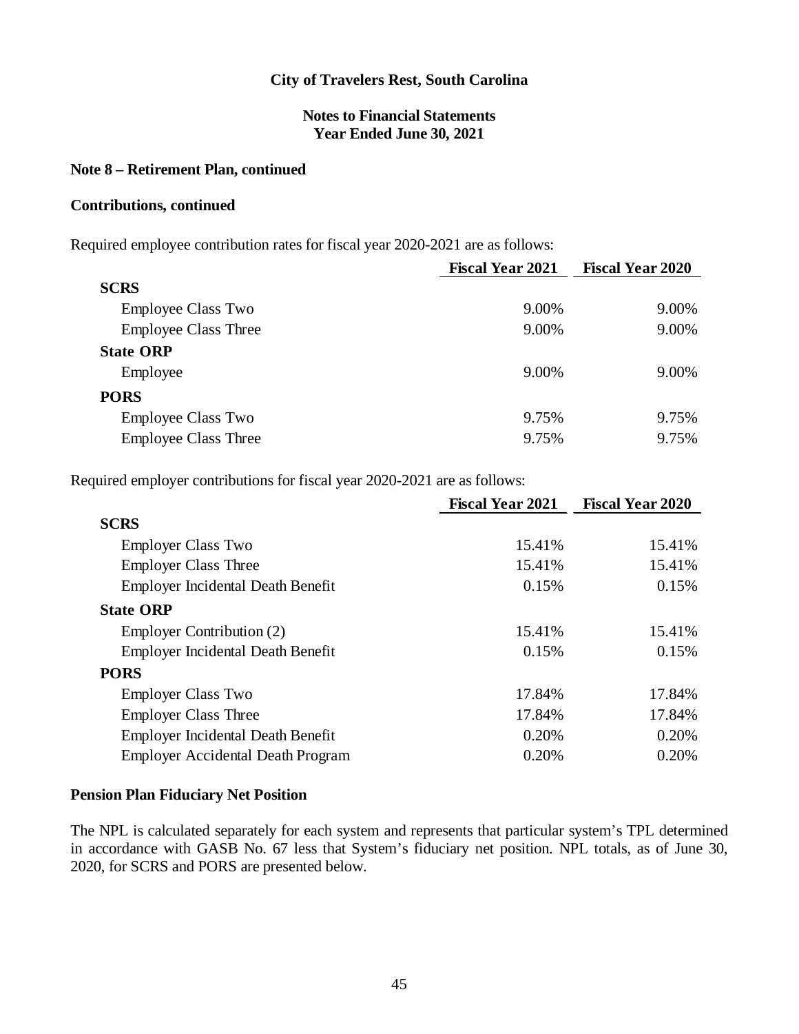## City of Travelers Rest, South Carolina

### Notes to Financial Statements
### Year Ended June 30, 2021

**Note 8 – Retirement Plan, continued**

**Contributions, continued**

Required employee contribution rates for fiscal year 2020-2021 are as follows:

| | Fiscal Year 2021 | Fiscal Year 2020 |
|---|---|---|
| **SCRS** | | |
| Employee Class Two | 9.00% | 9.00% |
| Employee Class Three | 9.00% | 9.00% |
| **State ORP** | | |
| Employee | 9.00% | 9.00% |
| **PORS** | | |
| Employee Class Two | 9.75% | 9.75% |
| Employee Class Three | 9.75% | 9.75% |

Required employer contributions for fiscal year 2020-2021 are as follows:

| | Fiscal Year 2021 | Fiscal Year 2020 |
|---|---|---|
| **SCRS** | | |
| Employer Class Two | 15.41% | 15.41% |
| Employer Class Three | 15.41% | 15.41% |
| Employer Incidental Death Benefit | 0.15% | 0.15% |
| **State ORP** | | |
| Employer Contribution (2) | 15.41% | 15.41% |
| Employer Incidental Death Benefit | 0.15% | 0.15% |
| **PORS** | | |
| Employer Class Two | 17.84% | 17.84% |
| Employer Class Three | 17.84% | 17.84% |
| Employer Incidental Death Benefit | 0.20% | 0.20% |
| Employer Accidental Death Program | 0.20% | 0.20% |

**Pension Plan Fiduciary Net Position**

The NPL is calculated separately for each system and represents that particular system's TPL determined in accordance with GASB No. 67 less that System's fiduciary net position. NPL totals, as of June 30, 2020, for SCRS and PORS are presented below.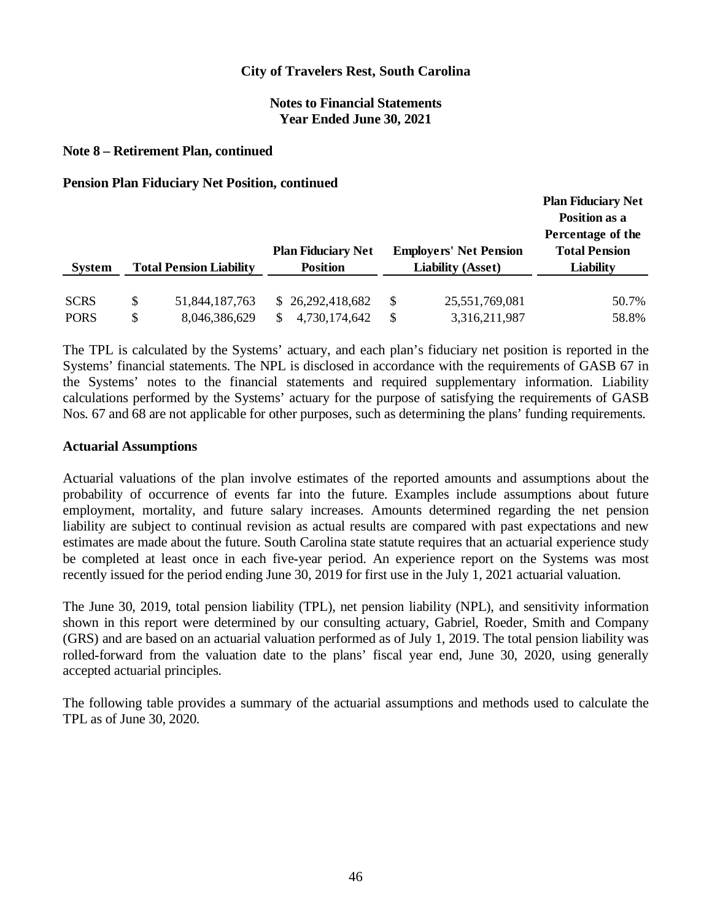## City of Travelers Rest, South Carolina

### Notes to Financial Statements
### Year Ended June 30, 2021

**Note 8 – Retirement Plan, continued**

**Pension Plan Fiduciary Net Position, continued**

| System | Total Pension Liability | Plan Fiduciary Net Position | Employers' Net Pension Liability (Asset) | Plan Fiduciary Net Position as a Percentage of the Total Pension Liability |
|---|---|---|---|---|
| SCRS | $ 51,844,187,763 | $ 26,292,418,682 | $ 25,551,769,081 | 50.7% |
| PORS | $ 8,046,386,629 | $ 4,730,174,642 | $ 3,316,211,987 | 58.8% |

The TPL is calculated by the Systems' actuary, and each plan's fiduciary net position is reported in the Systems' financial statements. The NPL is disclosed in accordance with the requirements of GASB 67 in the Systems' notes to the financial statements and required supplementary information. Liability calculations performed by the Systems' actuary for the purpose of satisfying the requirements of GASB Nos. 67 and 68 are not applicable for other purposes, such as determining the plans' funding requirements.

**Actuarial Assumptions**

Actuarial valuations of the plan involve estimates of the reported amounts and assumptions about the probability of occurrence of events far into the future. Examples include assumptions about future employment, mortality, and future salary increases. Amounts determined regarding the net pension liability are subject to continual revision as actual results are compared with past expectations and new estimates are made about the future. South Carolina state statute requires that an actuarial experience study be completed at least once in each five-year period. An experience report on the Systems was most recently issued for the period ending June 30, 2019 for first use in the July 1, 2021 actuarial valuation.

The June 30, 2019, total pension liability (TPL), net pension liability (NPL), and sensitivity information shown in this report were determined by our consulting actuary, Gabriel, Roeder, Smith and Company (GRS) and are based on an actuarial valuation performed as of July 1, 2019. The total pension liability was rolled-forward from the valuation date to the plans' fiscal year end, June 30, 2020, using generally accepted actuarial principles.

The following table provides a summary of the actuarial assumptions and methods used to calculate the TPL as of June 30, 2020.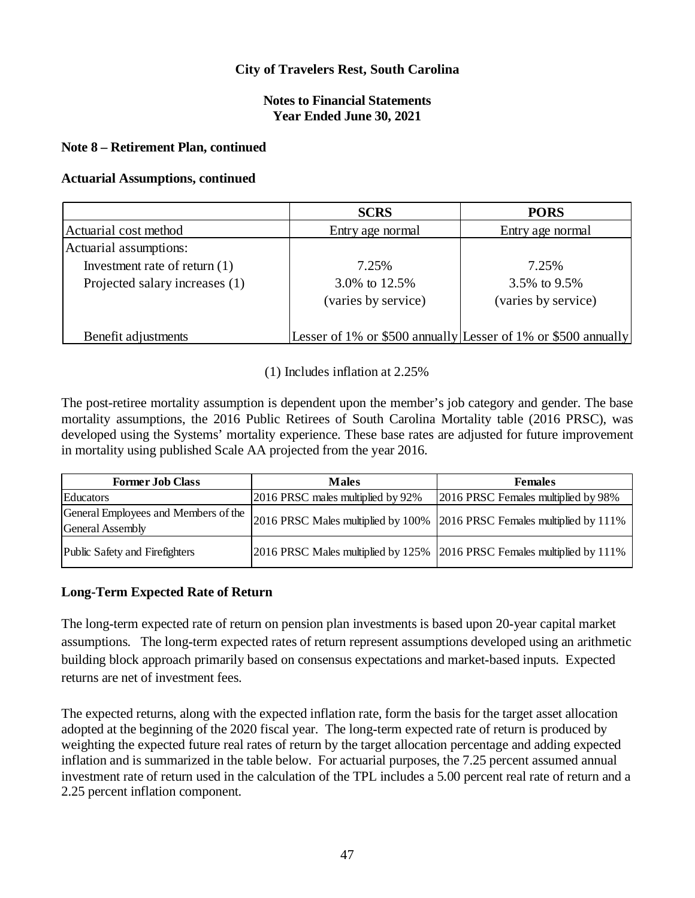**City of Travelers Rest, South Carolina**

**Notes to Financial Statements**
**Year Ended June 30, 2021**

**Note 8 – Retirement Plan, continued**

**Actuarial Assumptions, continued**

| | SCRS | PORS |
|---|---|---|
| Actuarial cost method | Entry age normal | Entry age normal |
| Actuarial assumptions: | | |
| Investment rate of return (1) | 7.25% | 7.25% |
| Projected salary increases (1) | 3.0% to 12.5% (varies by service) | 3.5% to 9.5% (varies by service) |
| Benefit adjustments | Lesser of 1% or $500 annually | Lesser of 1% or $500 annually |

(1) Includes inflation at 2.25%

The post-retiree mortality assumption is dependent upon the member's job category and gender. The base mortality assumptions, the 2016 Public Retirees of South Carolina Mortality table (2016 PRSC), was developed using the Systems' mortality experience. These base rates are adjusted for future improvement in mortality using published Scale AA projected from the year 2016.

| Former Job Class | Males | Females |
|---|---|---|
| Educators | 2016 PRSC males multiplied by 92% | 2016 PRSC Females multiplied by 98% |
| General Employees and Members of the General Assembly | 2016 PRSC Males multiplied by 100% | 2016 PRSC Females multiplied by 111% |
| Public Safety and Firefighters | 2016 PRSC Males multiplied by 125% | 2016 PRSC Females multiplied by 111% |

## Long-Term Expected Rate of Return

The long-term expected rate of return on pension plan investments is based upon 20-year capital market assumptions. The long-term expected rates of return represent assumptions developed using an arithmetic building block approach primarily based on consensus expectations and market-based inputs. Expected returns are net of investment fees.

The expected returns, along with the expected inflation rate, form the basis for the target asset allocation adopted at the beginning of the 2020 fiscal year. The long-term expected rate of return is produced by weighting the expected future real rates of return by the target allocation percentage and adding expected inflation and is summarized in the table below. For actuarial purposes, the 7.25 percent assumed annual investment rate of return used in the calculation of the TPL includes a 5.00 percent real rate of return and a 2.25 percent inflation component.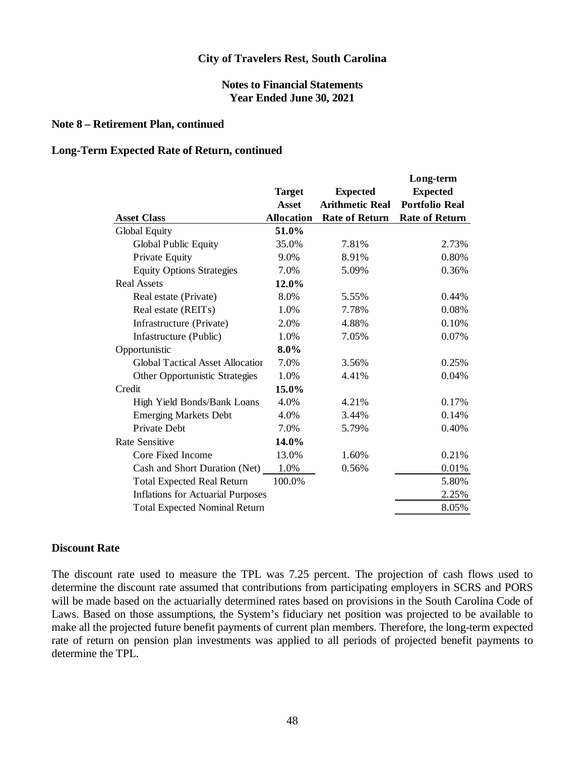## Note 8 – Retirement Plan, continued

### Long-Term Expected Rate of Return, continued

| Asset Class | Target Asset Allocation | Expected Arithmetic Real Rate of Return | Long-term Expected Portfolio Real Rate of Return |
|---|---|---|---|
| Global Equity | **51.0%** | | |
| Global Public Equity | 35.0% | 7.81% | 2.73% |
| Private Equity | 9.0% | 8.91% | 0.80% |
| Equity Options Strategies | 7.0% | 5.09% | 0.36% |
| Real Assets | **12.0%** | | |
| Real estate (Private) | 8.0% | 5.55% | 0.44% |
| Real estate (REITs) | 1.0% | 7.78% | 0.08% |
| Infrastructure (Private) | 2.0% | 4.88% | 0.10% |
| Infastructure (Public) | 1.0% | 7.05% | 0.07% |
| Opportunistic | **8.0%** | | |
| Global Tactical Asset Allocatior | 7.0% | 3.56% | 0.25% |
| Other Opportunistic Strategies | 1.0% | 4.41% | 0.04% |
| Credit | **15.0%** | | |
| High Yield Bonds/Bank Loans | 4.0% | 4.21% | 0.17% |
| Emerging Markets Debt | 4.0% | 3.44% | 0.14% |
| Private Debt | 7.0% | 5.79% | 0.40% |
| Rate Sensitive | **14.0%** | | |
| Core Fixed Income | 13.0% | 1.60% | 0.21% |
| Cash and Short Duration (Net) | 1.0% | 0.56% | 0.01% |
| Total Expected Real Return | 100.0% | | 5.80% |
| Inflations for Actuarial Purposes | | | 2.25% |
| Total Expected Nominal Return | | | 8.05% |

### Discount Rate

The discount rate used to measure the TPL was 7.25 percent. The projection of cash flows used to determine the discount rate assumed that contributions from participating employers in SCRS and PORS will be made based on the actuarially determined rates based on provisions in the South Carolina Code of Laws. Based on those assumptions, the System's fiduciary net position was projected to be available to make all the projected future benefit payments of current plan members. Therefore, the long-term expected rate of return on pension plan investments was applied to all periods of projected benefit payments to determine the TPL.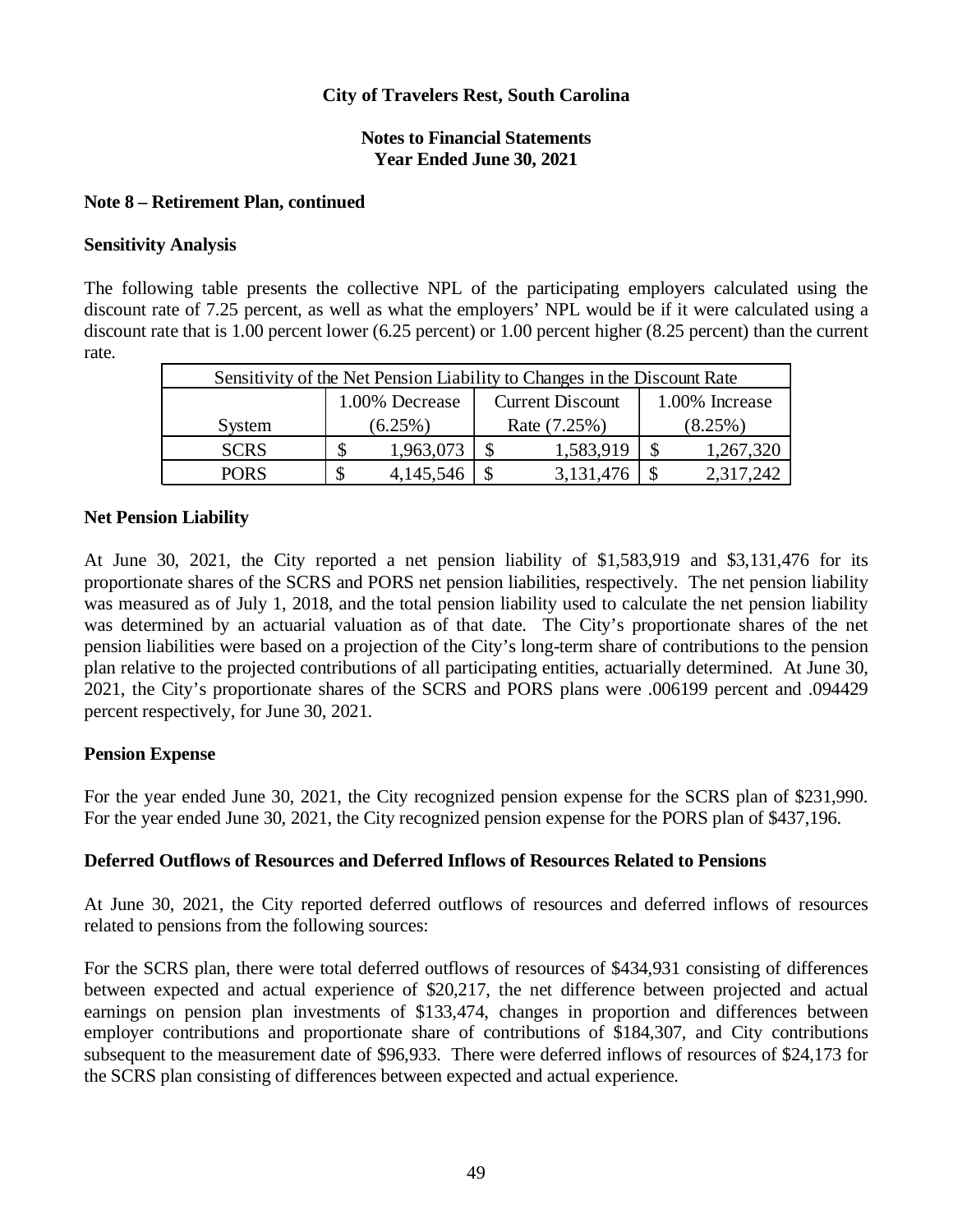# City of Travelers Rest, South Carolina

## Notes to Financial Statements
## Year Ended June 30, 2021

### Note 8 – Retirement Plan, continued

### Sensitivity Analysis

The following table presents the collective NPL of the participating employers calculated using the discount rate of 7.25 percent, as well as what the employers' NPL would be if it were calculated using a discount rate that is 1.00 percent lower (6.25 percent) or 1.00 percent higher (8.25 percent) than the current rate.

| Sensitivity of the Net Pension Liability to Changes in the Discount Rate | | | |
|---|---|---|---|
| | 1.00% Decrease | Current Discount | 1.00% Increase |
| System | (6.25%) | Rate (7.25%) | (8.25%) |
| SCRS | $ 1,963,073 | $ 1,583,919 | $ 1,267,320 |
| PORS | $ 4,145,546 | $ 3,131,476 | $ 2,317,242 |

### Net Pension Liability

At June 30, 2021, the City reported a net pension liability of $1,583,919 and $3,131,476 for its proportionate shares of the SCRS and PORS net pension liabilities, respectively. The net pension liability was measured as of July 1, 2018, and the total pension liability used to calculate the net pension liability was determined by an actuarial valuation as of that date. The City's proportionate shares of the net pension liabilities were based on a projection of the City's long-term share of contributions to the pension plan relative to the projected contributions of all participating entities, actuarially determined. At June 30, 2021, the City's proportionate shares of the SCRS and PORS plans were .006199 percent and .094429 percent respectively, for June 30, 2021.

### Pension Expense

For the year ended June 30, 2021, the City recognized pension expense for the SCRS plan of $231,990. For the year ended June 30, 2021, the City recognized pension expense for the PORS plan of $437,196.

### Deferred Outflows of Resources and Deferred Inflows of Resources Related to Pensions

At June 30, 2021, the City reported deferred outflows of resources and deferred inflows of resources related to pensions from the following sources:

For the SCRS plan, there were total deferred outflows of resources of $434,931 consisting of differences between expected and actual experience of $20,217, the net difference between projected and actual earnings on pension plan investments of $133,474, changes in proportion and differences between employer contributions and proportionate share of contributions of $184,307, and City contributions subsequent to the measurement date of $96,933. There were deferred inflows of resources of $24,173 for the SCRS plan consisting of differences between expected and actual experience.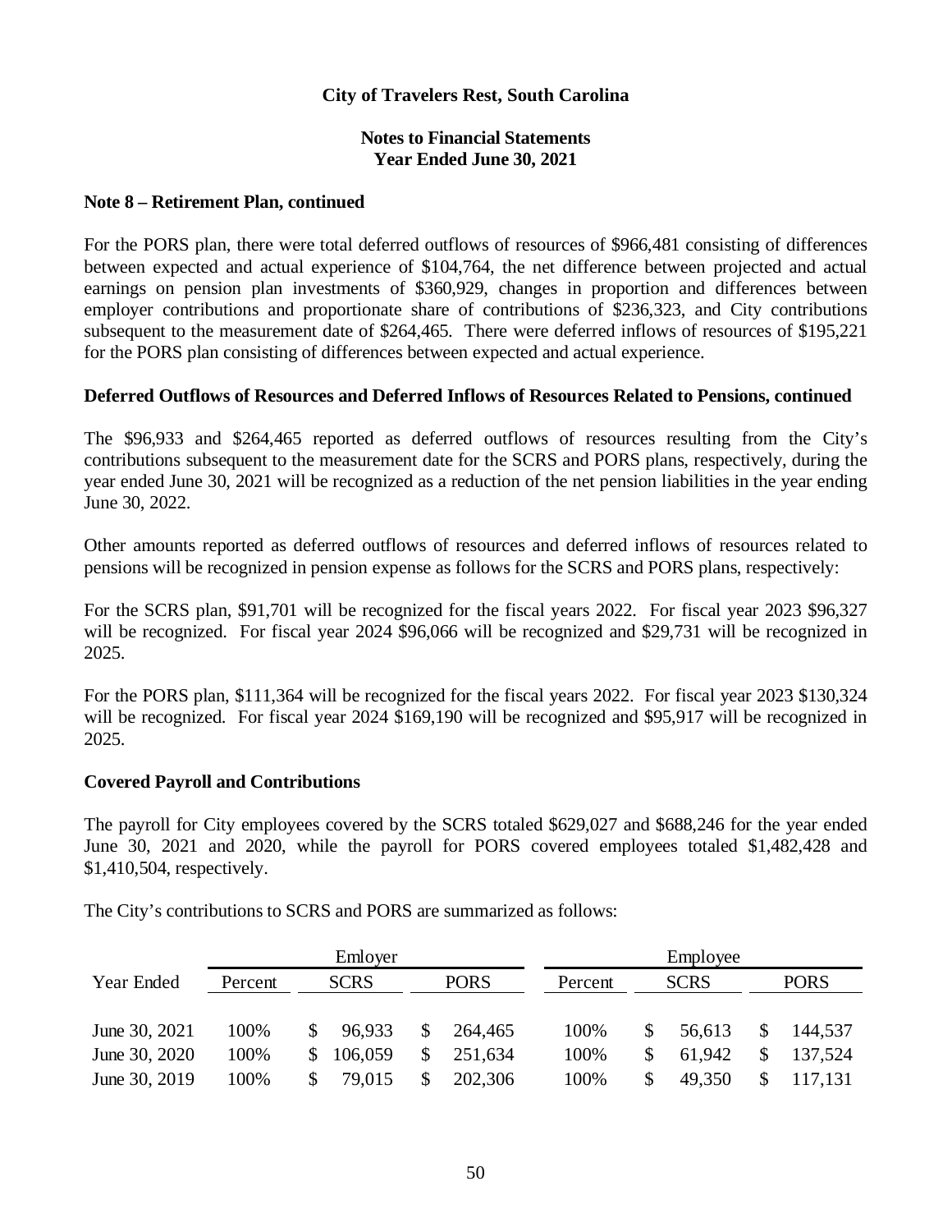# City of Travelers Rest, South Carolina

## Notes to Financial Statements
## Year Ended June 30, 2021

### Note 8 – Retirement Plan, continued

For the PORS plan, there were total deferred outflows of resources of $966,481 consisting of differences between expected and actual experience of $104,764, the net difference between projected and actual earnings on pension plan investments of $360,929, changes in proportion and differences between employer contributions and proportionate share of contributions of $236,323, and City contributions subsequent to the measurement date of $264,465. There were deferred inflows of resources of $195,221 for the PORS plan consisting of differences between expected and actual experience.

### Deferred Outflows of Resources and Deferred Inflows of Resources Related to Pensions, continued

The $96,933 and $264,465 reported as deferred outflows of resources resulting from the City's contributions subsequent to the measurement date for the SCRS and PORS plans, respectively, during the year ended June 30, 2021 will be recognized as a reduction of the net pension liabilities in the year ending June 30, 2022.

Other amounts reported as deferred outflows of resources and deferred inflows of resources related to pensions will be recognized in pension expense as follows for the SCRS and PORS plans, respectively:

For the SCRS plan, $91,701 will be recognized for the fiscal years 2022. For fiscal year 2023 $96,327 will be recognized. For fiscal year 2024 $96,066 will be recognized and $29,731 will be recognized in 2025.

For the PORS plan, $111,364 will be recognized for the fiscal years 2022. For fiscal year 2023 $130,324 will be recognized. For fiscal year 2024 $169,190 will be recognized and $95,917 will be recognized in 2025.

### Covered Payroll and Contributions

The payroll for City employees covered by the SCRS totaled $629,027 and $688,246 for the year ended June 30, 2021 and 2020, while the payroll for PORS covered employees totaled $1,482,428 and $1,410,504, respectively.

The City's contributions to SCRS and PORS are summarized as follows:

| | Emloyer | | | Employee | | |
|---|---|---|---|---|---|---|
| Year Ended | Percent | SCRS | PORS | Percent | SCRS | PORS |
| June 30, 2021 | 100% | $ 96,933 | $ 264,465 | 100% | $ 56,613 | $ 144,537 |
| June 30, 2020 | 100% | $ 106,059 | $ 251,634 | 100% | $ 61,942 | $ 137,524 |
| June 30, 2019 | 100% | $ 79,015 | $ 202,306 | 100% | $ 49,350 | $ 117,131 |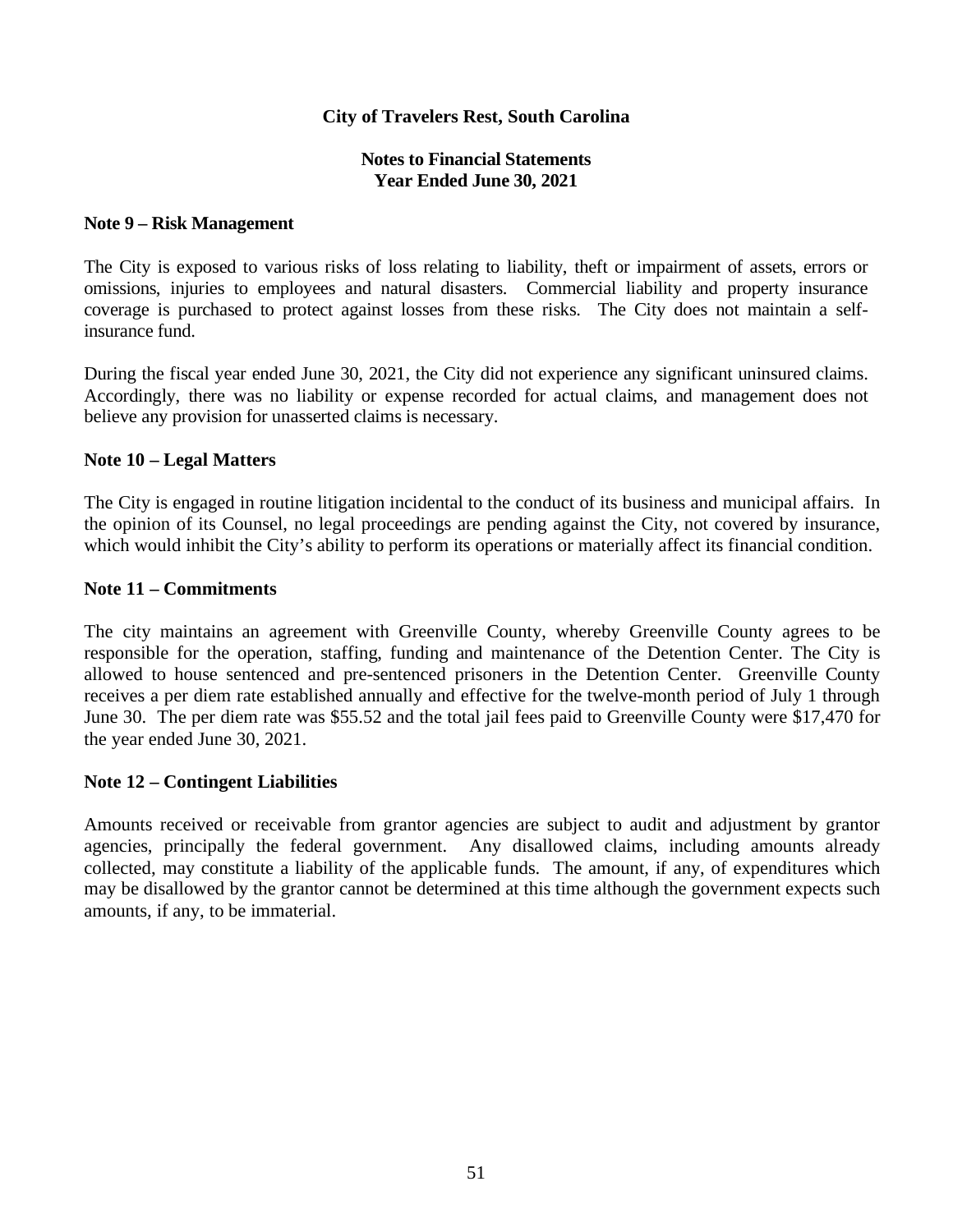# City of Travelers Rest, South Carolina

## Notes to Financial Statements
## Year Ended June 30, 2021

### Note 9 – Risk Management

The City is exposed to various risks of loss relating to liability, theft or impairment of assets, errors or omissions, injuries to employees and natural disasters. Commercial liability and property insurance coverage is purchased to protect against losses from these risks. The City does not maintain a self-insurance fund.

During the fiscal year ended June 30, 2021, the City did not experience any significant uninsured claims. Accordingly, there was no liability or expense recorded for actual claims, and management does not believe any provision for unasserted claims is necessary.

### Note 10 – Legal Matters

The City is engaged in routine litigation incidental to the conduct of its business and municipal affairs. In the opinion of its Counsel, no legal proceedings are pending against the City, not covered by insurance, which would inhibit the City's ability to perform its operations or materially affect its financial condition.

### Note 11 – Commitments

The city maintains an agreement with Greenville County, whereby Greenville County agrees to be responsible for the operation, staffing, funding and maintenance of the Detention Center. The City is allowed to house sentenced and pre-sentenced prisoners in the Detention Center. Greenville County receives a per diem rate established annually and effective for the twelve-month period of July 1 through June 30. The per diem rate was $55.52 and the total jail fees paid to Greenville County were $17,470 for the year ended June 30, 2021.

### Note 12 – Contingent Liabilities

Amounts received or receivable from grantor agencies are subject to audit and adjustment by grantor agencies, principally the federal government. Any disallowed claims, including amounts already collected, may constitute a liability of the applicable funds. The amount, if any, of expenditures which may be disallowed by the grantor cannot be determined at this time although the government expects such amounts, if any, to be immaterial.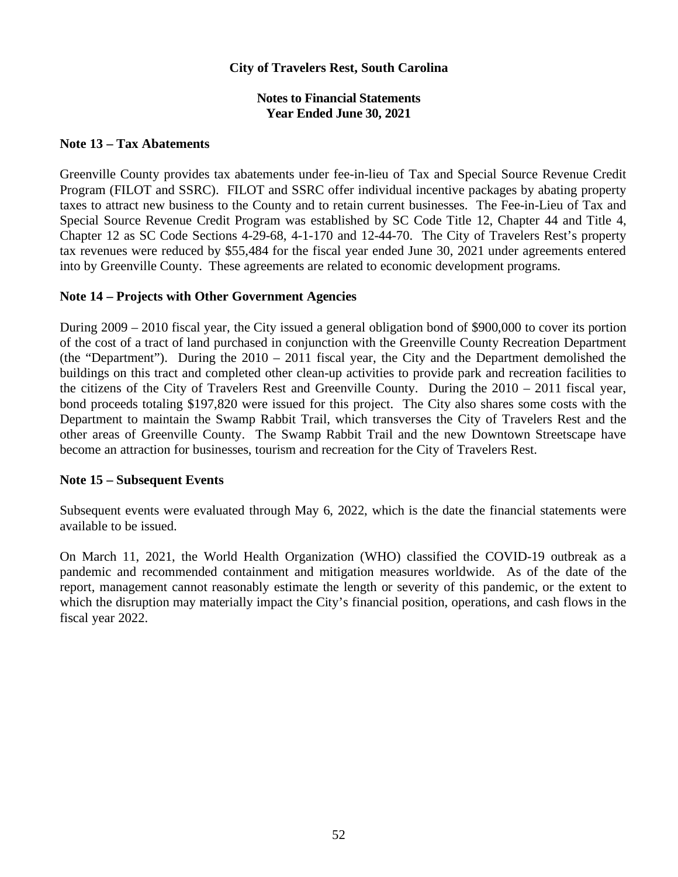**City of Travelers Rest, South Carolina**

**Notes to Financial Statements**
**Year Ended June 30, 2021**

## Note 13 – Tax Abatements

Greenville County provides tax abatements under fee-in-lieu of Tax and Special Source Revenue Credit Program (FILOT and SSRC). FILOT and SSRC offer individual incentive packages by abating property taxes to attract new business to the County and to retain current businesses. The Fee-in-Lieu of Tax and Special Source Revenue Credit Program was established by SC Code Title 12, Chapter 44 and Title 4, Chapter 12 as SC Code Sections 4-29-68, 4-1-170 and 12-44-70. The City of Travelers Rest's property tax revenues were reduced by $55,484 for the fiscal year ended June 30, 2021 under agreements entered into by Greenville County. These agreements are related to economic development programs.

## Note 14 – Projects with Other Government Agencies

During 2009 – 2010 fiscal year, the City issued a general obligation bond of $900,000 to cover its portion of the cost of a tract of land purchased in conjunction with the Greenville County Recreation Department (the "Department"). During the 2010 – 2011 fiscal year, the City and the Department demolished the buildings on this tract and completed other clean-up activities to provide park and recreation facilities to the citizens of the City of Travelers Rest and Greenville County. During the 2010 – 2011 fiscal year, bond proceeds totaling $197,820 were issued for this project. The City also shares some costs with the Department to maintain the Swamp Rabbit Trail, which transverses the City of Travelers Rest and the other areas of Greenville County. The Swamp Rabbit Trail and the new Downtown Streetscape have become an attraction for businesses, tourism and recreation for the City of Travelers Rest.

## Note 15 – Subsequent Events

Subsequent events were evaluated through May 6, 2022, which is the date the financial statements were available to be issued.

On March 11, 2021, the World Health Organization (WHO) classified the COVID-19 outbreak as a pandemic and recommended containment and mitigation measures worldwide. As of the date of the report, management cannot reasonably estimate the length or severity of this pandemic, or the extent to which the disruption may materially impact the City's financial position, operations, and cash flows in the fiscal year 2022.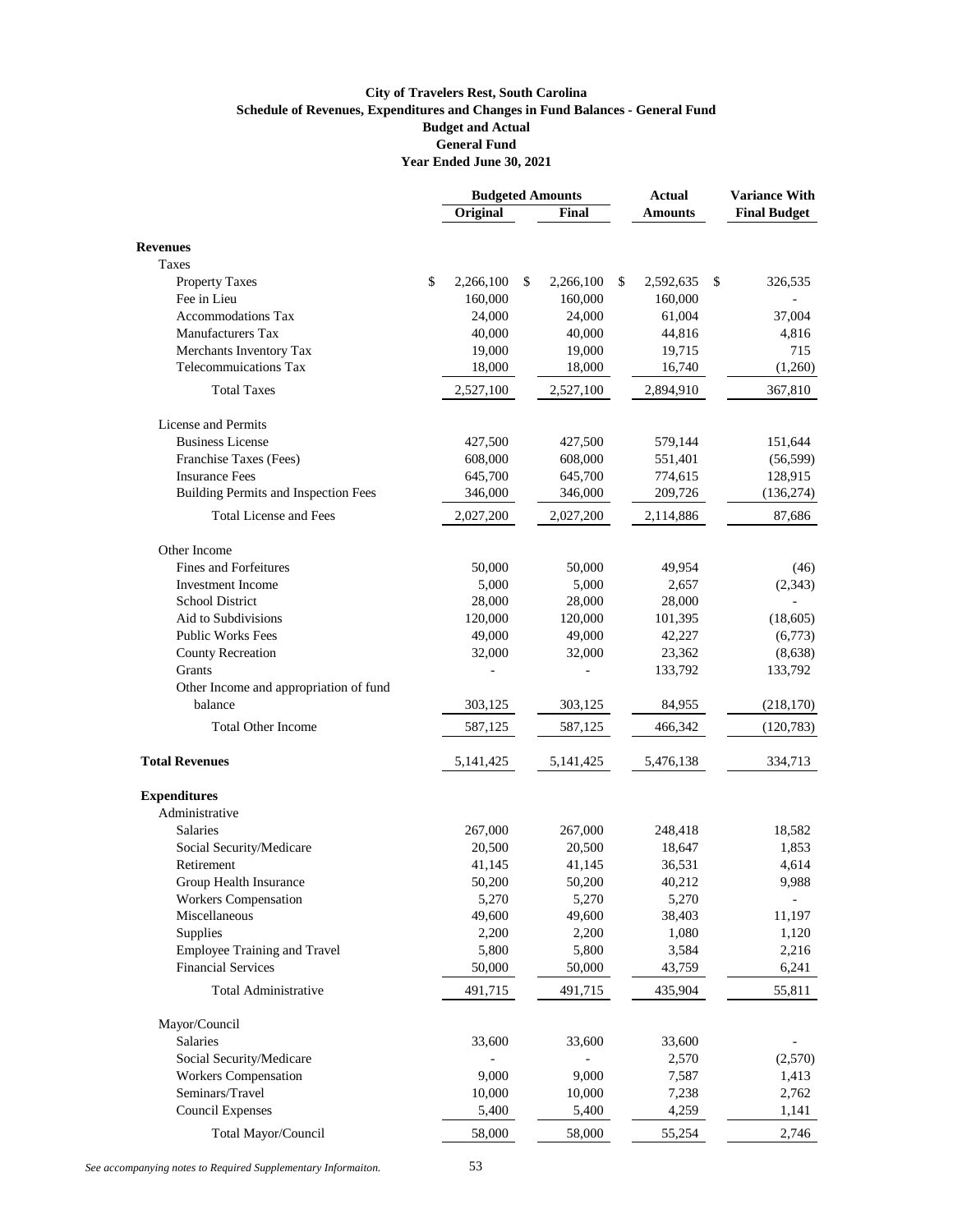**City of Travelers Rest, South Carolina**
**Schedule of Revenues, Expenditures and Changes in Fund Balances - General Fund**
**Budget and Actual**
**General Fund**
**Year Ended June 30, 2021**

| | Budgeted Amounts | | Actual | Variance With |
|---|---|---|---|---|
| | Original | Final | Amounts | Final Budget |
| **Revenues** | | | | |
| Taxes | | | | |
| Property Taxes | $ 2,266,100 | $ 2,266,100 | $ 2,592,635 | $ 326,535 |
| Fee in Lieu | 160,000 | 160,000 | 160,000 | - |
| Accommodations Tax | 24,000 | 24,000 | 61,004 | 37,004 |
| Manufacturers Tax | 40,000 | 40,000 | 44,816 | 4,816 |
| Merchants Inventory Tax | 19,000 | 19,000 | 19,715 | 715 |
| Telecommuications Tax | 18,000 | 18,000 | 16,740 | (1,260) |
| Total Taxes | 2,527,100 | 2,527,100 | 2,894,910 | 367,810 |
| License and Permits | | | | |
| Business License | 427,500 | 427,500 | 579,144 | 151,644 |
| Franchise Taxes (Fees) | 608,000 | 608,000 | 551,401 | (56,599) |
| Insurance Fees | 645,700 | 645,700 | 774,615 | 128,915 |
| Building Permits and Inspection Fees | 346,000 | 346,000 | 209,726 | (136,274) |
| Total License and Fees | 2,027,200 | 2,027,200 | 2,114,886 | 87,686 |
| Other Income | | | | |
| Fines and Forfeitures | 50,000 | 50,000 | 49,954 | (46) |
| Investment Income | 5,000 | 5,000 | 2,657 | (2,343) |
| School District | 28,000 | 28,000 | 28,000 | - |
| Aid to Subdivisions | 120,000 | 120,000 | 101,395 | (18,605) |
| Public Works Fees | 49,000 | 49,000 | 42,227 | (6,773) |
| County Recreation | 32,000 | 32,000 | 23,362 | (8,638) |
| Grants | - | - | 133,792 | 133,792 |
| Other Income and appropriation of fund balance | 303,125 | 303,125 | 84,955 | (218,170) |
| Total Other Income | 587,125 | 587,125 | 466,342 | (120,783) |
| **Total Revenues** | 5,141,425 | 5,141,425 | 5,476,138 | 334,713 |
| **Expenditures** | | | | |
| Administrative | | | | |
| Salaries | 267,000 | 267,000 | 248,418 | 18,582 |
| Social Security/Medicare | 20,500 | 20,500 | 18,647 | 1,853 |
| Retirement | 41,145 | 41,145 | 36,531 | 4,614 |
| Group Health Insurance | 50,200 | 50,200 | 40,212 | 9,988 |
| Workers Compensation | 5,270 | 5,270 | 5,270 | - |
| Miscellaneous | 49,600 | 49,600 | 38,403 | 11,197 |
| Supplies | 2,200 | 2,200 | 1,080 | 1,120 |
| Employee Training and Travel | 5,800 | 5,800 | 3,584 | 2,216 |
| Financial Services | 50,000 | 50,000 | 43,759 | 6,241 |
| Total Administrative | 491,715 | 491,715 | 435,904 | 55,811 |
| Mayor/Council | | | | |
| Salaries | 33,600 | 33,600 | 33,600 | - |
| Social Security/Medicare | - | - | 2,570 | (2,570) |
| Workers Compensation | 9,000 | 9,000 | 7,587 | 1,413 |
| Seminars/Travel | 10,000 | 10,000 | 7,238 | 2,762 |
| Council Expenses | 5,400 | 5,400 | 4,259 | 1,141 |
| Total Mayor/Council | 58,000 | 58,000 | 55,254 | 2,746 |

*See accompanying notes to Required Supplementary Informaiton.*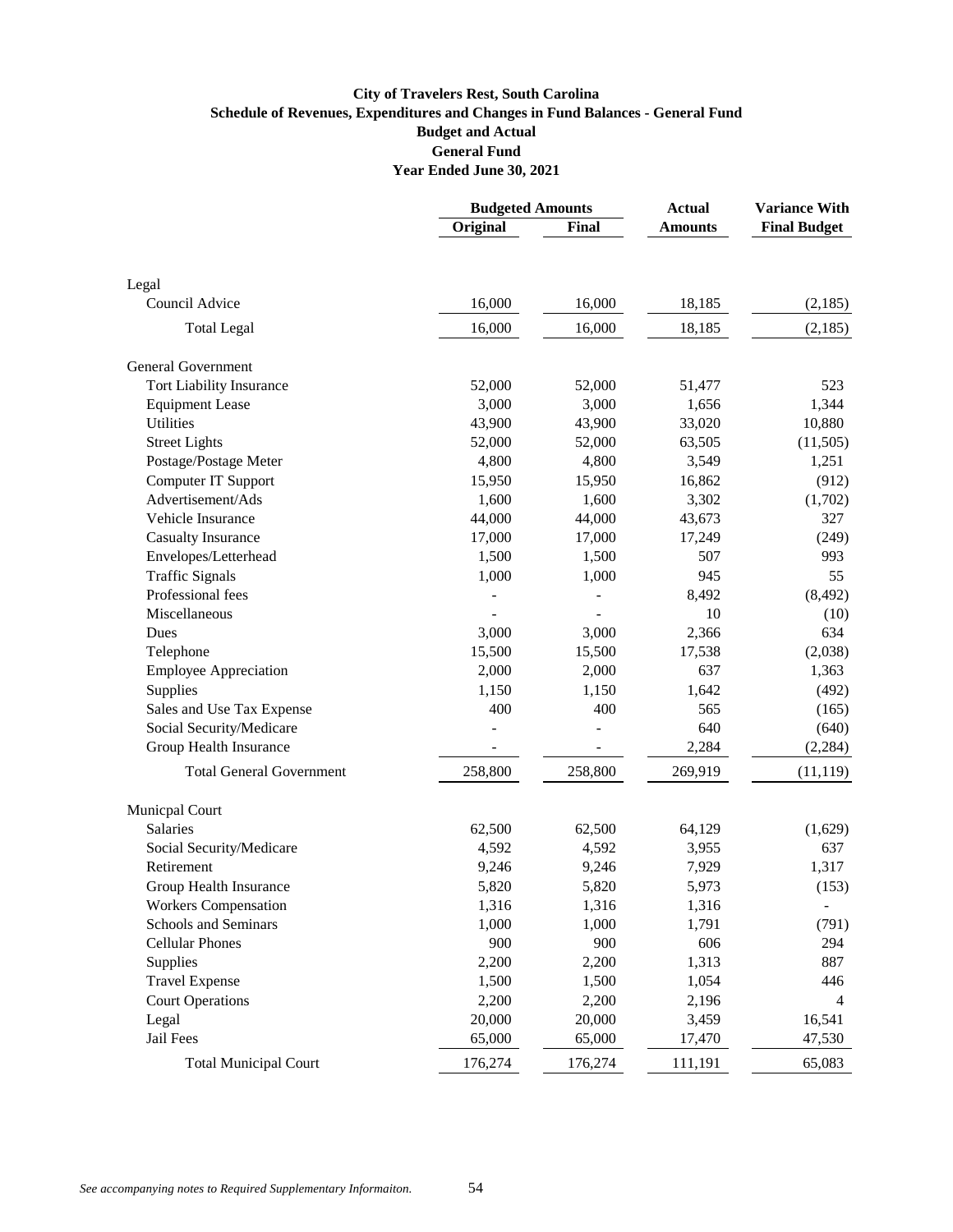**City of Travelers Rest, South Carolina**
**Schedule of Revenues, Expenditures and Changes in Fund Balances - General Fund**
**Budget and Actual**
**General Fund**
**Year Ended June 30, 2021**

| | Budgeted Amounts | | Actual | Variance With |
|---|---|---|---|---|
| | Original | Final | Amounts | Final Budget |
| Legal | | | | |
| Council Advice | 16,000 | 16,000 | 18,185 | (2,185) |
| Total Legal | 16,000 | 16,000 | 18,185 | (2,185) |
| General Government | | | | |
| Tort Liability Insurance | 52,000 | 52,000 | 51,477 | 523 |
| Equipment Lease | 3,000 | 3,000 | 1,656 | 1,344 |
| Utilities | 43,900 | 43,900 | 33,020 | 10,880 |
| Street Lights | 52,000 | 52,000 | 63,505 | (11,505) |
| Postage/Postage Meter | 4,800 | 4,800 | 3,549 | 1,251 |
| Computer IT Support | 15,950 | 15,950 | 16,862 | (912) |
| Advertisement/Ads | 1,600 | 1,600 | 3,302 | (1,702) |
| Vehicle Insurance | 44,000 | 44,000 | 43,673 | 327 |
| Casualty Insurance | 17,000 | 17,000 | 17,249 | (249) |
| Envelopes/Letterhead | 1,500 | 1,500 | 507 | 993 |
| Traffic Signals | 1,000 | 1,000 | 945 | 55 |
| Professional fees | - | - | 8,492 | (8,492) |
| Miscellaneous | - | - | 10 | (10) |
| Dues | 3,000 | 3,000 | 2,366 | 634 |
| Telephone | 15,500 | 15,500 | 17,538 | (2,038) |
| Employee Appreciation | 2,000 | 2,000 | 637 | 1,363 |
| Supplies | 1,150 | 1,150 | 1,642 | (492) |
| Sales and Use Tax Expense | 400 | 400 | 565 | (165) |
| Social Security/Medicare | - | - | 640 | (640) |
| Group Health Insurance | - | - | 2,284 | (2,284) |
| Total General Government | 258,800 | 258,800 | 269,919 | (11,119) |
| Municpal Court | | | | |
| Salaries | 62,500 | 62,500 | 64,129 | (1,629) |
| Social Security/Medicare | 4,592 | 4,592 | 3,955 | 637 |
| Retirement | 9,246 | 9,246 | 7,929 | 1,317 |
| Group Health Insurance | 5,820 | 5,820 | 5,973 | (153) |
| Workers Compensation | 1,316 | 1,316 | 1,316 | - |
| Schools and Seminars | 1,000 | 1,000 | 1,791 | (791) |
| Cellular Phones | 900 | 900 | 606 | 294 |
| Supplies | 2,200 | 2,200 | 1,313 | 887 |
| Travel Expense | 1,500 | 1,500 | 1,054 | 446 |
| Court Operations | 2,200 | 2,200 | 2,196 | 4 |
| Legal | 20,000 | 20,000 | 3,459 | 16,541 |
| Jail Fees | 65,000 | 65,000 | 17,470 | 47,530 |
| Total Municipal Court | 176,274 | 176,274 | 111,191 | 65,083 |

*See accompanying notes to Required Supplementary Informaiton.*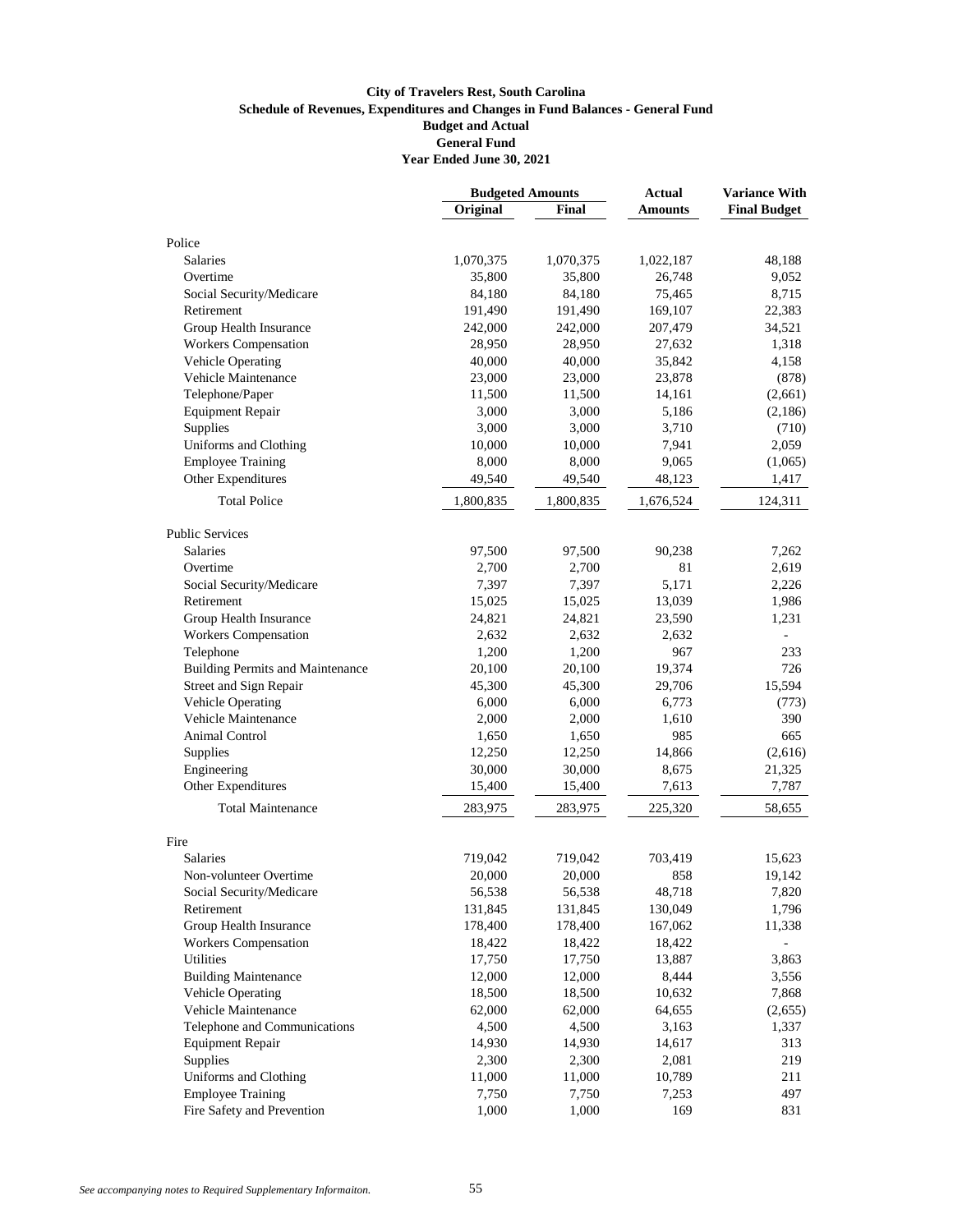**City of Travelers Rest, South Carolina**
**Schedule of Revenues, Expenditures and Changes in Fund Balances - General Fund**
**Budget and Actual**
**General Fund**
**Year Ended June 30, 2021**

| | Budgeted Amounts | | Actual | Variance With |
|---|---|---|---|---|
| | Original | Final | Amounts | Final Budget |
| Police | | | | |
| Salaries | 1,070,375 | 1,070,375 | 1,022,187 | 48,188 |
| Overtime | 35,800 | 35,800 | 26,748 | 9,052 |
| Social Security/Medicare | 84,180 | 84,180 | 75,465 | 8,715 |
| Retirement | 191,490 | 191,490 | 169,107 | 22,383 |
| Group Health Insurance | 242,000 | 242,000 | 207,479 | 34,521 |
| Workers Compensation | 28,950 | 28,950 | 27,632 | 1,318 |
| Vehicle Operating | 40,000 | 40,000 | 35,842 | 4,158 |
| Vehicle Maintenance | 23,000 | 23,000 | 23,878 | (878) |
| Telephone/Paper | 11,500 | 11,500 | 14,161 | (2,661) |
| Equipment Repair | 3,000 | 3,000 | 5,186 | (2,186) |
| Supplies | 3,000 | 3,000 | 3,710 | (710) |
| Uniforms and Clothing | 10,000 | 10,000 | 7,941 | 2,059 |
| Employee Training | 8,000 | 8,000 | 9,065 | (1,065) |
| Other Expenditures | 49,540 | 49,540 | 48,123 | 1,417 |
| Total Police | 1,800,835 | 1,800,835 | 1,676,524 | 124,311 |
| Public Services | | | | |
| Salaries | 97,500 | 97,500 | 90,238 | 7,262 |
| Overtime | 2,700 | 2,700 | 81 | 2,619 |
| Social Security/Medicare | 7,397 | 7,397 | 5,171 | 2,226 |
| Retirement | 15,025 | 15,025 | 13,039 | 1,986 |
| Group Health Insurance | 24,821 | 24,821 | 23,590 | 1,231 |
| Workers Compensation | 2,632 | 2,632 | 2,632 | - |
| Telephone | 1,200 | 1,200 | 967 | 233 |
| Building Permits and Maintenance | 20,100 | 20,100 | 19,374 | 726 |
| Street and Sign Repair | 45,300 | 45,300 | 29,706 | 15,594 |
| Vehicle Operating | 6,000 | 6,000 | 6,773 | (773) |
| Vehicle Maintenance | 2,000 | 2,000 | 1,610 | 390 |
| Animal Control | 1,650 | 1,650 | 985 | 665 |
| Supplies | 12,250 | 12,250 | 14,866 | (2,616) |
| Engineering | 30,000 | 30,000 | 8,675 | 21,325 |
| Other Expenditures | 15,400 | 15,400 | 7,613 | 7,787 |
| Total Maintenance | 283,975 | 283,975 | 225,320 | 58,655 |
| Fire | | | | |
| Salaries | 719,042 | 719,042 | 703,419 | 15,623 |
| Non-volunteer Overtime | 20,000 | 20,000 | 858 | 19,142 |
| Social Security/Medicare | 56,538 | 56,538 | 48,718 | 7,820 |
| Retirement | 131,845 | 131,845 | 130,049 | 1,796 |
| Group Health Insurance | 178,400 | 178,400 | 167,062 | 11,338 |
| Workers Compensation | 18,422 | 18,422 | 18,422 | - |
| Utilities | 17,750 | 17,750 | 13,887 | 3,863 |
| Building Maintenance | 12,000 | 12,000 | 8,444 | 3,556 |
| Vehicle Operating | 18,500 | 18,500 | 10,632 | 7,868 |
| Vehicle Maintenance | 62,000 | 62,000 | 64,655 | (2,655) |
| Telephone and Communications | 4,500 | 4,500 | 3,163 | 1,337 |
| Equipment Repair | 14,930 | 14,930 | 14,617 | 313 |
| Supplies | 2,300 | 2,300 | 2,081 | 219 |
| Uniforms and Clothing | 11,000 | 11,000 | 10,789 | 211 |
| Employee Training | 7,750 | 7,750 | 7,253 | 497 |
| Fire Safety and Prevention | 1,000 | 1,000 | 169 | 831 |

*See accompanying notes to Required Supplementary Informaiton.*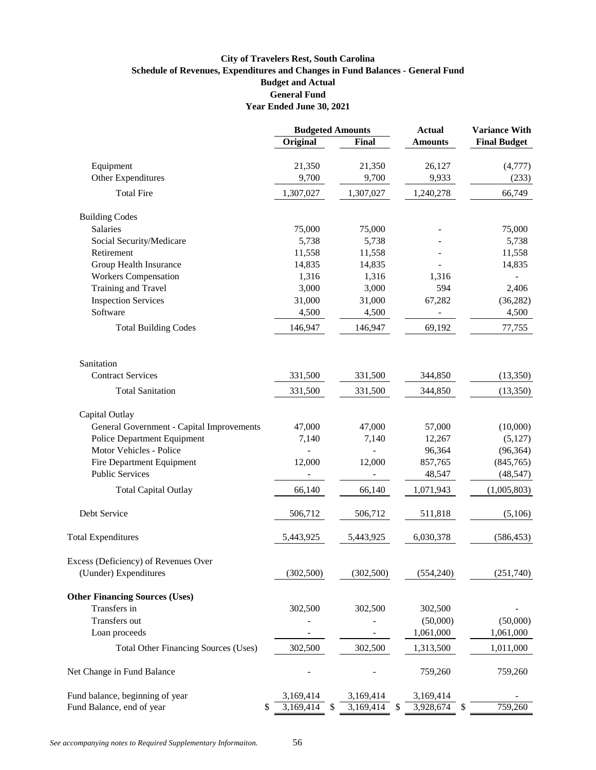**City of Travelers Rest, South Carolina**
**Schedule of Revenues, Expenditures and Changes in Fund Balances - General Fund**
**Budget and Actual**
**General Fund**
**Year Ended June 30, 2021**

| | Budgeted Amounts | | Actual | Variance With |
|---|---|---|---|---|
| | Original | Final | Amounts | Final Budget |
| Equipment | 21,350 | 21,350 | 26,127 | (4,777) |
| Other Expenditures | 9,700 | 9,700 | 9,933 | (233) |
| Total Fire | 1,307,027 | 1,307,027 | 1,240,278 | 66,749 |
| Building Codes | | | | |
| Salaries | 75,000 | 75,000 | - | 75,000 |
| Social Security/Medicare | 5,738 | 5,738 | - | 5,738 |
| Retirement | 11,558 | 11,558 | - | 11,558 |
| Group Health Insurance | 14,835 | 14,835 | - | 14,835 |
| Workers Compensation | 1,316 | 1,316 | 1,316 | - |
| Training and Travel | 3,000 | 3,000 | 594 | 2,406 |
| Inspection Services | 31,000 | 31,000 | 67,282 | (36,282) |
| Software | 4,500 | 4,500 | - | 4,500 |
| Total Building Codes | 146,947 | 146,947 | 69,192 | 77,755 |
| Sanitation | | | | |
| Contract Services | 331,500 | 331,500 | 344,850 | (13,350) |
| Total Sanitation | 331,500 | 331,500 | 344,850 | (13,350) |
| Capital Outlay | | | | |
| General Government - Capital Improvements | 47,000 | 47,000 | 57,000 | (10,000) |
| Police Department Equipment | 7,140 | 7,140 | 12,267 | (5,127) |
| Motor Vehicles - Police | - | - | 96,364 | (96,364) |
| Fire Department Equipment | 12,000 | 12,000 | 857,765 | (845,765) |
| Public Services | - | - | 48,547 | (48,547) |
| Total Capital Outlay | 66,140 | 66,140 | 1,071,943 | (1,005,803) |
| Debt Service | 506,712 | 506,712 | 511,818 | (5,106) |
| Total Expenditures | 5,443,925 | 5,443,925 | 6,030,378 | (586,453) |
| Excess (Deficiency) of Revenues Over (Uunder) Expenditures | (302,500) | (302,500) | (554,240) | (251,740) |
| **Other Financing Sources (Uses)** | | | | |
| Transfers in | 302,500 | 302,500 | 302,500 | - |
| Transfers out | - | - | (50,000) | (50,000) |
| Loan proceeds | - | - | 1,061,000 | 1,061,000 |
| Total Other Financing Sources (Uses) | 302,500 | 302,500 | 1,313,500 | 1,011,000 |
| Net Change in Fund Balance | - | - | 759,260 | 759,260 |
| Fund balance, beginning of year | 3,169,414 | 3,169,414 | 3,169,414 | - |
| Fund Balance, end of year | $ 3,169,414 | $ 3,169,414 | $ 3,928,674 | $ 759,260 |

*See accompanying notes to Required Supplementary Informaiton.*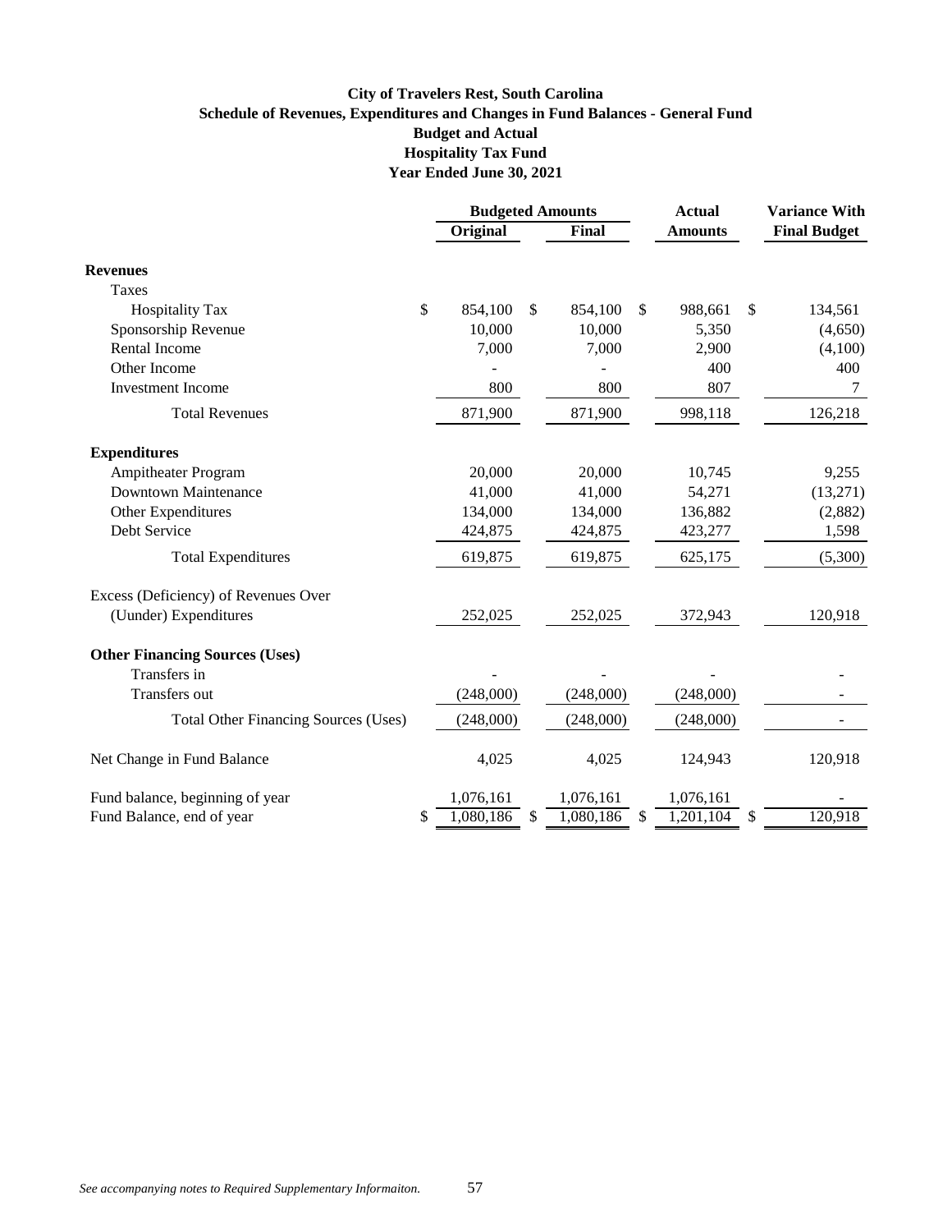**City of Travelers Rest, South Carolina**
**Schedule of Revenues, Expenditures and Changes in Fund Balances - General Fund**
**Budget and Actual**
**Hospitality Tax Fund**
**Year Ended June 30, 2021**

| | Budgeted Amounts | | Actual | Variance With |
|---|---|---|---|---|
| | Original | Final | Amounts | Final Budget |
| **Revenues** | | | | |
| Taxes | | | | |
| Hospitality Tax | $ 854,100 | $ 854,100 | $ 988,661 | $ 134,561 |
| Sponsorship Revenue | 10,000 | 10,000 | 5,350 | (4,650) |
| Rental Income | 7,000 | 7,000 | 2,900 | (4,100) |
| Other Income | - | - | 400 | 400 |
| Investment Income | 800 | 800 | 807 | 7 |
| Total Revenues | 871,900 | 871,900 | 998,118 | 126,218 |
| **Expenditures** | | | | |
| Ampitheater Program | 20,000 | 20,000 | 10,745 | 9,255 |
| Downtown Maintenance | 41,000 | 41,000 | 54,271 | (13,271) |
| Other Expenditures | 134,000 | 134,000 | 136,882 | (2,882) |
| Debt Service | 424,875 | 424,875 | 423,277 | 1,598 |
| Total Expenditures | 619,875 | 619,875 | 625,175 | (5,300) |
| Excess (Deficiency) of Revenues Over (Uunder) Expenditures | 252,025 | 252,025 | 372,943 | 120,918 |
| **Other Financing Sources (Uses)** | | | | |
| Transfers in | - | - | - | - |
| Transfers out | (248,000) | (248,000) | (248,000) | - |
| Total Other Financing Sources (Uses) | (248,000) | (248,000) | (248,000) | - |
| Net Change in Fund Balance | 4,025 | 4,025 | 124,943 | 120,918 |
| Fund balance, beginning of year | 1,076,161 | 1,076,161 | 1,076,161 | - |
| Fund Balance, end of year | $ 1,080,186 | $ 1,080,186 | $ 1,201,104 | $ 120,918 |

*See accompanying notes to Required Supplementary Informaiton.*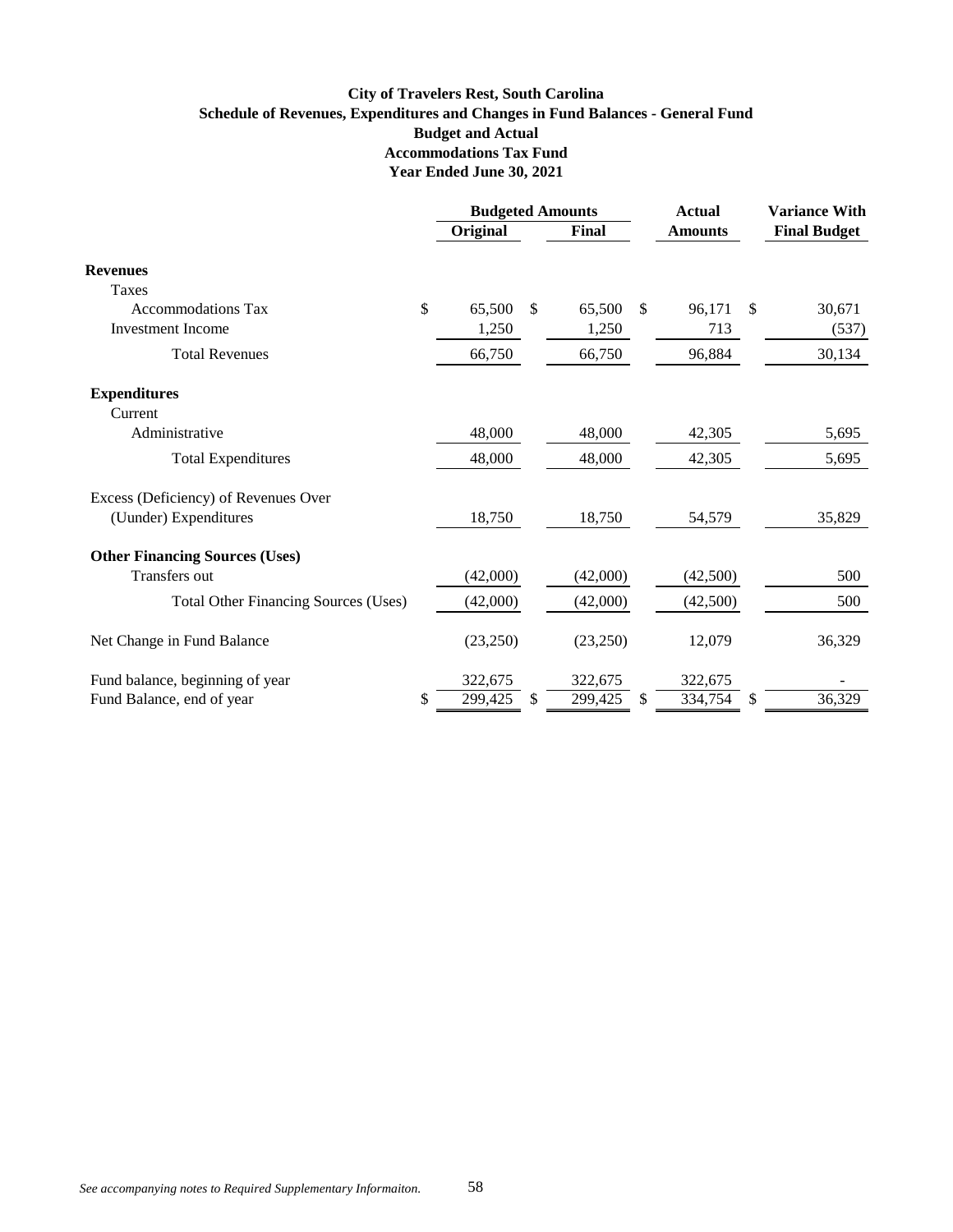# City of Travelers Rest, South Carolina
## Schedule of Revenues, Expenditures and Changes in Fund Balances - General Fund
## Budget and Actual
## Accommodations Tax Fund
## Year Ended June 30, 2021

| | Budgeted Amounts | | Actual | Variance With |
|---|---|---|---|---|
| | Original | Final | Amounts | Final Budget |
| **Revenues** | | | | |
| Taxes | | | | |
| Accommodations Tax | $ 65,500 | $ 65,500 | $ 96,171 | $ 30,671 |
| Investment Income | 1,250 | 1,250 | 713 | (537) |
| Total Revenues | 66,750 | 66,750 | 96,884 | 30,134 |
| **Expenditures** | | | | |
| Current | | | | |
| Administrative | 48,000 | 48,000 | 42,305 | 5,695 |
| Total Expenditures | 48,000 | 48,000 | 42,305 | 5,695 |
| Excess (Deficiency) of Revenues Over (Uunder) Expenditures | 18,750 | 18,750 | 54,579 | 35,829 |
| **Other Financing Sources (Uses)** | | | | |
| Transfers out | (42,000) | (42,000) | (42,500) | 500 |
| Total Other Financing Sources (Uses) | (42,000) | (42,000) | (42,500) | 500 |
| Net Change in Fund Balance | (23,250) | (23,250) | 12,079 | 36,329 |
| Fund balance, beginning of year | 322,675 | 322,675 | 322,675 | - |
| Fund Balance, end of year | $ 299,425 | $ 299,425 | $ 334,754 | $ 36,329 |

*See accompanying notes to Required Supplementary Informaiton.*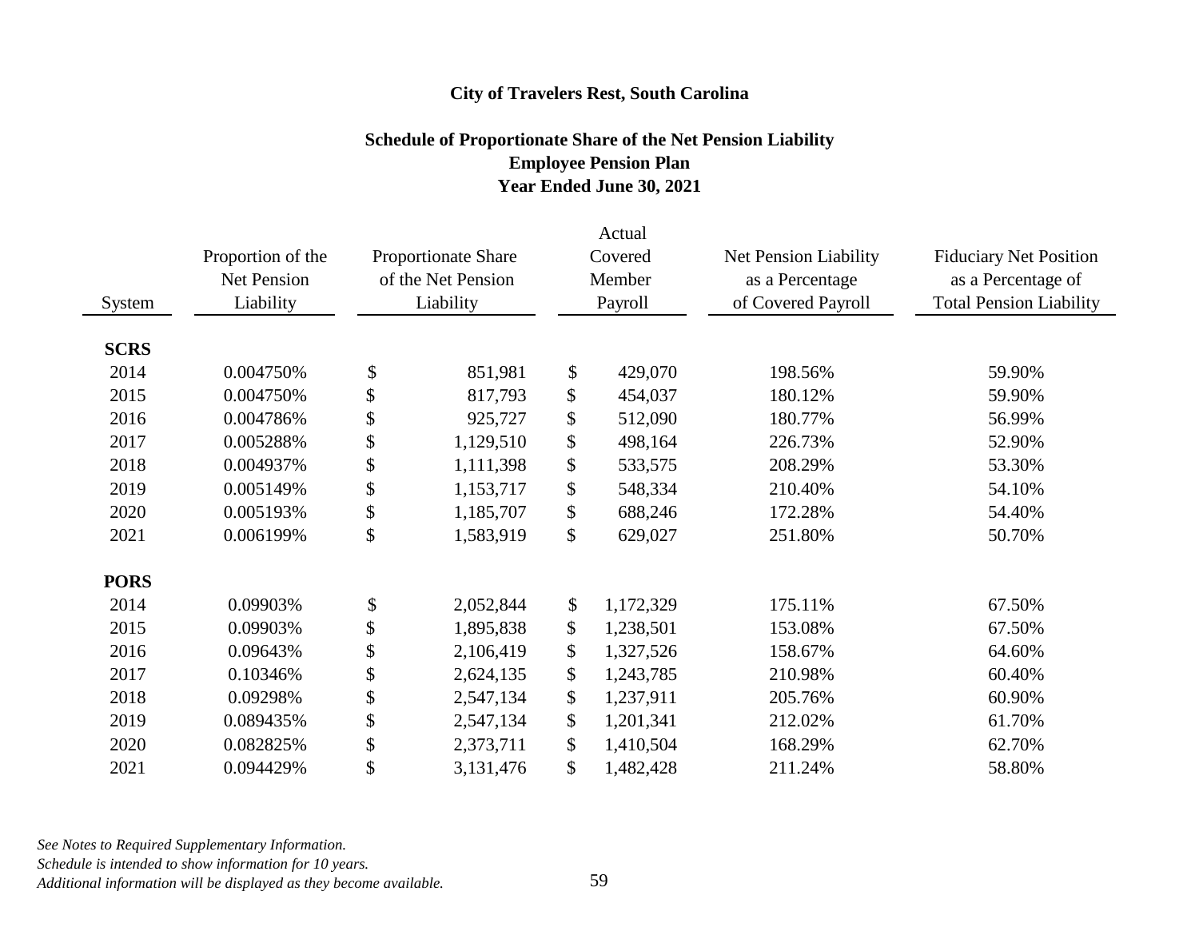**City of Travelers Rest, South Carolina**

**Schedule of Proportionate Share of the Net Pension Liability**
**Employee Pension Plan**
**Year Ended June 30, 2021**

| System | Proportion of the Net Pension Liability | Proportionate Share of the Net Pension Liability | Actual Covered Member Payroll | Net Pension Liability as a Percentage of Covered Payroll | Fiduciary Net Position as a Percentage of Total Pension Liability |
|---|---|---|---|---|---|
| **SCRS** | | | | | |
| 2014 | 0.004750% | $ 851,981 | $ 429,070 | 198.56% | 59.90% |
| 2015 | 0.004750% | $ 817,793 | $ 454,037 | 180.12% | 59.90% |
| 2016 | 0.004786% | $ 925,727 | $ 512,090 | 180.77% | 56.99% |
| 2017 | 0.005288% | $ 1,129,510 | $ 498,164 | 226.73% | 52.90% |
| 2018 | 0.004937% | $ 1,111,398 | $ 533,575 | 208.29% | 53.30% |
| 2019 | 0.005149% | $ 1,153,717 | $ 548,334 | 210.40% | 54.10% |
| 2020 | 0.005193% | $ 1,185,707 | $ 688,246 | 172.28% | 54.40% |
| 2021 | 0.006199% | $ 1,583,919 | $ 629,027 | 251.80% | 50.70% |
| **PORS** | | | | | |
| 2014 | 0.09903% | $ 2,052,844 | $ 1,172,329 | 175.11% | 67.50% |
| 2015 | 0.09903% | $ 1,895,838 | $ 1,238,501 | 153.08% | 67.50% |
| 2016 | 0.09643% | $ 2,106,419 | $ 1,327,526 | 158.67% | 64.60% |
| 2017 | 0.10346% | $ 2,624,135 | $ 1,243,785 | 210.98% | 60.40% |
| 2018 | 0.09298% | $ 2,547,134 | $ 1,237,911 | 205.76% | 60.90% |
| 2019 | 0.089435% | $ 2,547,134 | $ 1,201,341 | 212.02% | 61.70% |
| 2020 | 0.082825% | $ 2,373,711 | $ 1,410,504 | 168.29% | 62.70% |
| 2021 | 0.094429% | $ 3,131,476 | $ 1,482,428 | 211.24% | 58.80% |

*See Notes to Required Supplementary Information.*
*Schedule is intended to show information for 10 years.*
*Additional information will be displayed as they become available.*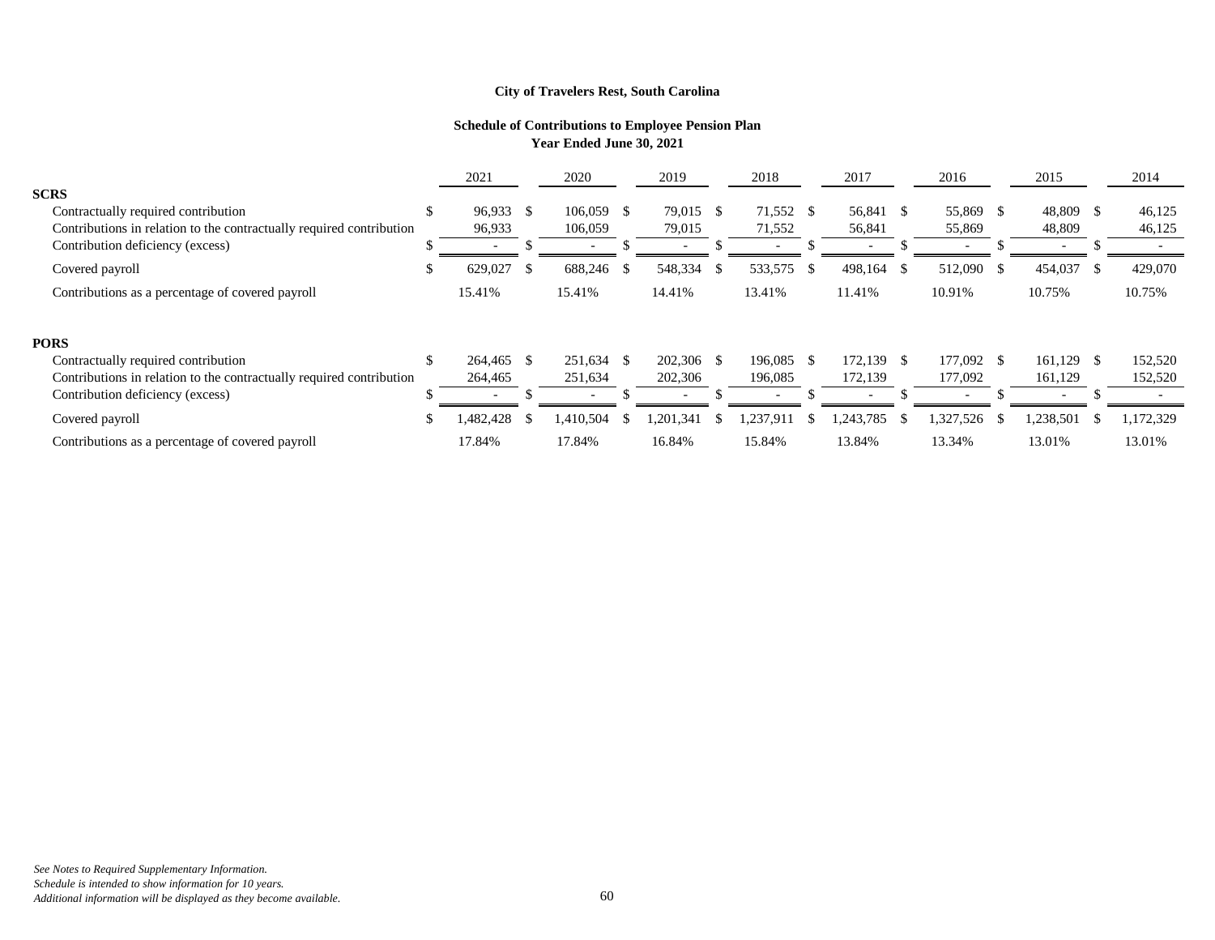**City of Travelers Rest, South Carolina**

**Schedule of Contributions to Employee Pension Plan**
**Year Ended June 30, 2021**

| | 2021 | 2020 | 2019 | 2018 | 2017 | 2016 | 2015 | 2014 |
|---|---|---|---|---|---|---|---|---|
| **SCRS** | | | | | | | | |
| Contractually required contribution | $ 96,933 | $ 106,059 | $ 79,015 | $ 71,552 | $ 56,841 | $ 55,869 | $ 48,809 | $ 46,125 |
| Contributions in relation to the contractually required contribution | 96,933 | 106,059 | 79,015 | 71,552 | 56,841 | 55,869 | 48,809 | 46,125 |
| Contribution deficiency (excess) | $ - | $ - | $ - | $ - | $ - | $ - | $ - | $ - |
| Covered payroll | $ 629,027 | $ 688,246 | $ 548,334 | $ 533,575 | $ 498,164 | $ 512,090 | $ 454,037 | $ 429,070 |
| Contributions as a percentage of covered payroll | 15.41% | 15.41% | 14.41% | 13.41% | 11.41% | 10.91% | 10.75% | 10.75% |
| **PORS** | | | | | | | | |
| Contractually required contribution | $ 264,465 | $ 251,634 | $ 202,306 | $ 196,085 | $ 172,139 | $ 177,092 | $ 161,129 | $ 152,520 |
| Contributions in relation to the contractually required contribution | 264,465 | 251,634 | 202,306 | 196,085 | 172,139 | 177,092 | 161,129 | 152,520 |
| Contribution deficiency (excess) | $ - | $ - | $ - | $ - | $ - | $ - | $ - | $ - |
| Covered payroll | $ 1,482,428 | $ 1,410,504 | $ 1,201,341 | $ 1,237,911 | $ 1,243,785 | $ 1,327,526 | $ 1,238,501 | $ 1,172,329 |
| Contributions as a percentage of covered payroll | 17.84% | 17.84% | 16.84% | 15.84% | 13.84% | 13.34% | 13.01% | 13.01% |

*See Notes to Required Supplementary Information.*
*Schedule is intended to show information for 10 years.*
*Additional information will be displayed as they become available.*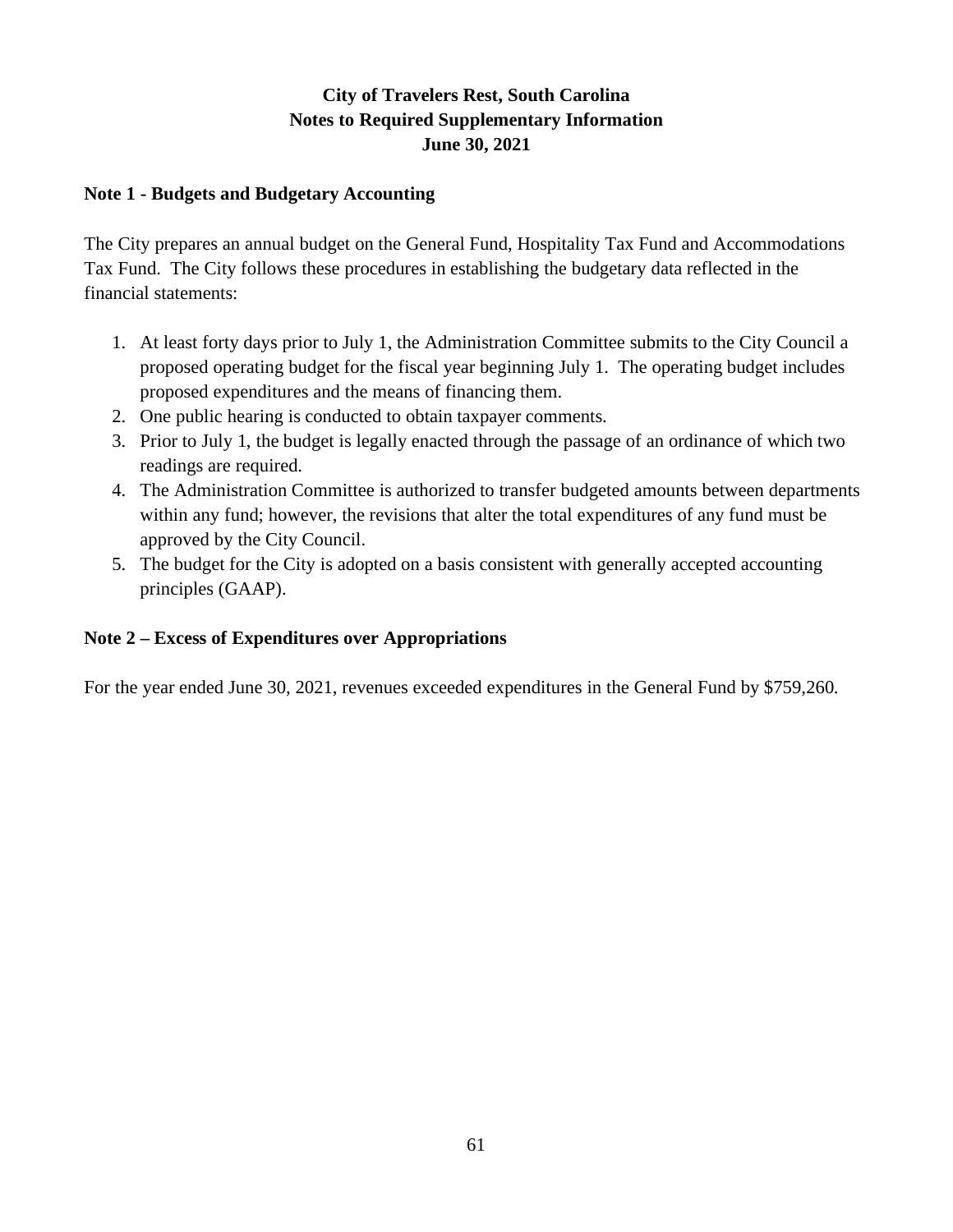# City of Travelers Rest, South Carolina
## Notes to Required Supplementary Information
## June 30, 2021

### Note 1 - Budgets and Budgetary Accounting

The City prepares an annual budget on the General Fund, Hospitality Tax Fund and Accommodations Tax Fund. The City follows these procedures in establishing the budgetary data reflected in the financial statements:

1. At least forty days prior to July 1, the Administration Committee submits to the City Council a proposed operating budget for the fiscal year beginning July 1. The operating budget includes proposed expenditures and the means of financing them.
2. One public hearing is conducted to obtain taxpayer comments.
3. Prior to July 1, the budget is legally enacted through the passage of an ordinance of which two readings are required.
4. The Administration Committee is authorized to transfer budgeted amounts between departments within any fund; however, the revisions that alter the total expenditures of any fund must be approved by the City Council.
5. The budget for the City is adopted on a basis consistent with generally accepted accounting principles (GAAP).

### Note 2 – Excess of Expenditures over Appropriations

For the year ended June 30, 2021, revenues exceeded expenditures in the General Fund by $759,260.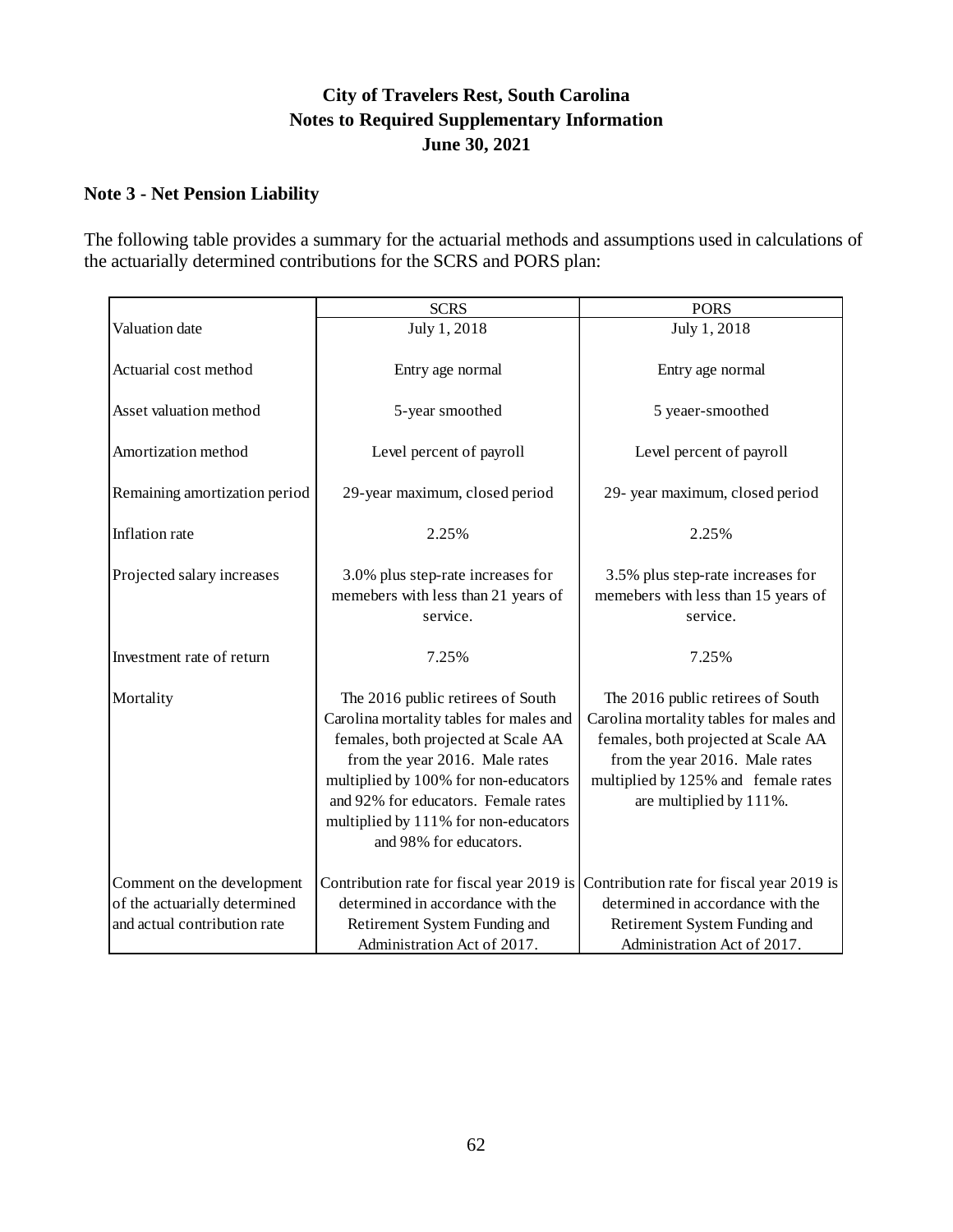# City of Travelers Rest, South Carolina
## Notes to Required Supplementary Information
## June 30, 2021

### Note 3 - Net Pension Liability

The following table provides a summary for the actuarial methods and assumptions used in calculations of the actuarially determined contributions for the SCRS and PORS plan:

| | SCRS | PORS |
|---|---|---|
| Valuation date | July 1, 2018 | July 1, 2018 |
| Actuarial cost method | Entry age normal | Entry age normal |
| Asset valuation method | 5-year smoothed | 5 yeaer-smoothed |
| Amortization method | Level percent of payroll | Level percent of payroll |
| Remaining amortization period | 29-year maximum, closed period | 29- year maximum, closed period |
| Inflation rate | 2.25% | 2.25% |
| Projected salary increases | 3.0% plus step-rate increases for memebers with less than 21 years of service. | 3.5% plus step-rate increases for memebers with less than 15 years of service. |
| Investment rate of return | 7.25% | 7.25% |
| Mortality | The 2016 public retirees of South Carolina mortality tables for males and females, both projected at Scale AA from the year 2016. Male rates multiplied by 100% for non-educators and 92% for educators. Female rates multiplied by 111% for non-educators and 98% for educators. | The 2016 public retirees of South Carolina mortality tables for males and females, both projected at Scale AA from the year 2016. Male rates multiplied by 125% and female rates are multiplied by 111%. |
| Comment on the development of the actuarially determined and actual contribution rate | Contribution rate for fiscal year 2019 is determined in accordance with the Retirement System Funding and Administration Act of 2017. | Contribution rate for fiscal year 2019 is determined in accordance with the Retirement System Funding and Administration Act of 2017. |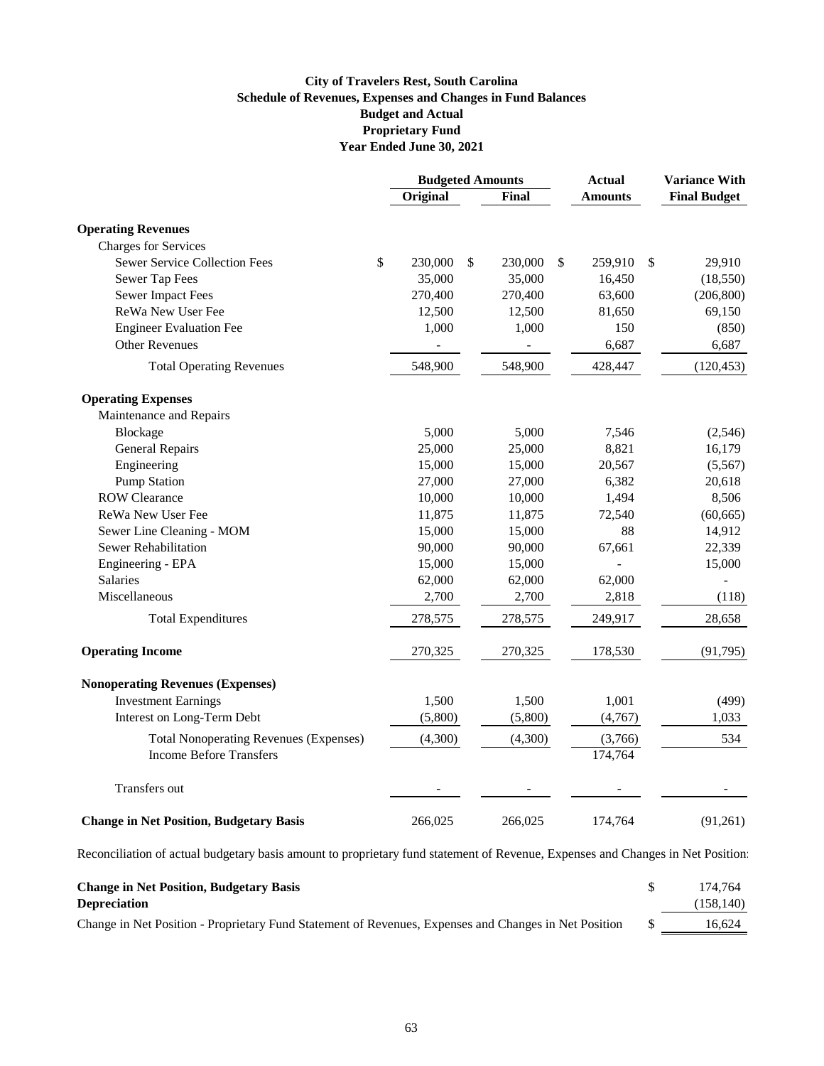# City of Travelers Rest, South Carolina
## Schedule of Revenues, Expenses and Changes in Fund Balances
## Budget and Actual
## Proprietary Fund
## Year Ended June 30, 2021

| | Budgeted Amounts | | Actual | Variance With |
|---|---|---|---|---|
| | Original | Final | Amounts | Final Budget |
| **Operating Revenues** | | | | |
| Charges for Services | | | | |
| Sewer Service Collection Fees | $ 230,000 | $ 230,000 | $ 259,910 | $ 29,910 |
| Sewer Tap Fees | 35,000 | 35,000 | 16,450 | (18,550) |
| Sewer Impact Fees | 270,400 | 270,400 | 63,600 | (206,800) |
| ReWa New User Fee | 12,500 | 12,500 | 81,650 | 69,150 |
| Engineer Evaluation Fee | 1,000 | 1,000 | 150 | (850) |
| Other Revenues | - | - | 6,687 | 6,687 |
| Total Operating Revenues | 548,900 | 548,900 | 428,447 | (120,453) |
| **Operating Expenses** | | | | |
| Maintenance and Repairs | | | | |
| Blockage | 5,000 | 5,000 | 7,546 | (2,546) |
| General Repairs | 25,000 | 25,000 | 8,821 | 16,179 |
| Engineering | 15,000 | 15,000 | 20,567 | (5,567) |
| Pump Station | 27,000 | 27,000 | 6,382 | 20,618 |
| ROW Clearance | 10,000 | 10,000 | 1,494 | 8,506 |
| ReWa New User Fee | 11,875 | 11,875 | 72,540 | (60,665) |
| Sewer Line Cleaning - MOM | 15,000 | 15,000 | 88 | 14,912 |
| Sewer Rehabilitation | 90,000 | 90,000 | 67,661 | 22,339 |
| Engineering - EPA | 15,000 | 15,000 | - | 15,000 |
| Salaries | 62,000 | 62,000 | 62,000 | - |
| Miscellaneous | 2,700 | 2,700 | 2,818 | (118) |
| Total Expenditures | 278,575 | 278,575 | 249,917 | 28,658 |
| **Operating Income** | 270,325 | 270,325 | 178,530 | (91,795) |
| **Nonoperating Revenues (Expenses)** | | | | |
| Investment Earnings | 1,500 | 1,500 | 1,001 | (499) |
| Interest on Long-Term Debt | (5,800) | (5,800) | (4,767) | 1,033 |
| Total Nonoperating Revenues (Expenses) | (4,300) | (4,300) | (3,766) | 534 |
| Income Before Transfers | | | 174,764 | |
| Transfers out | - | - | - | - |
| **Change in Net Position, Budgetary Basis** | 266,025 | 266,025 | 174,764 | (91,261) |

Reconciliation of actual budgetary basis amount to proprietary fund statement of Revenue, Expenses and Changes in Net Position:

| | |
|---|---|
| **Change in Net Position, Budgetary Basis** | $ 174,764 |
| **Depreciation** | (158,140) |
| Change in Net Position - Proprietary Fund Statement of Revenues, Expenses and Changes in Net Position | $ 16,624 |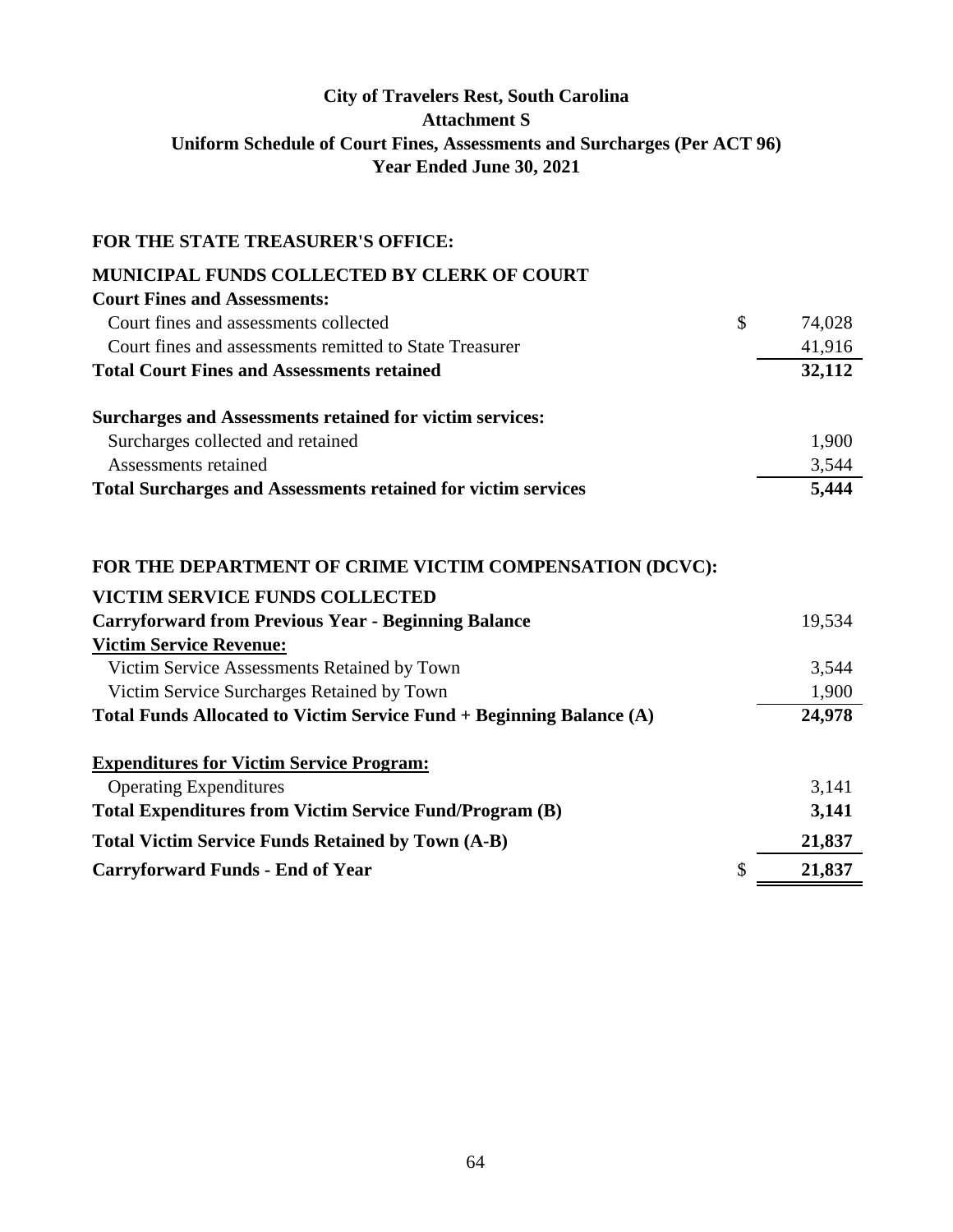# City of Travelers Rest, South Carolina
## Attachment S
## Uniform Schedule of Court Fines, Assessments and Surcharges (Per ACT 96)
## Year Ended June 30, 2021

### FOR THE STATE TREASURER'S OFFICE:

| | | |
|---|---|---|
| **MUNICIPAL FUNDS COLLECTED BY CLERK OF COURT** | | |
| **Court Fines and Assessments:** | | |
| Court fines and assessments collected | $ | 74,028 |
| Court fines and assessments remitted to State Treasurer | | 41,916 |
| **Total Court Fines and Assessments retained** | | **32,112** |
| | | |
| **Surcharges and Assessments retained for victim services:** | | |
| Surcharges collected and retained | | 1,900 |
| Assessments retained | | 3,544 |
| **Total Surcharges and Assessments retained for victim services** | | **5,444** |

### FOR THE DEPARTMENT OF CRIME VICTIM COMPENSATION (DCVC):

| | | |
|---|---|---|
| **VICTIM SERVICE FUNDS COLLECTED** | | |
| **Carryforward from Previous Year - Beginning Balance** | | 19,534 |
| **Victim Service Revenue:** | | |
| Victim Service Assessments Retained by Town | | 3,544 |
| Victim Service Surcharges Retained by Town | | 1,900 |
| **Total Funds Allocated to Victim Service Fund + Beginning Balance (A)** | | **24,978** |
| | | |
| **Expenditures for Victim Service Program:** | | |
| Operating Expenditures | | 3,141 |
| **Total Expenditures from Victim Service Fund/Program (B)** | | **3,141** |
| **Total Victim Service Funds Retained by Town (A-B)** | | **21,837** |
| **Carryforward Funds - End of Year** | $ | **21,837** |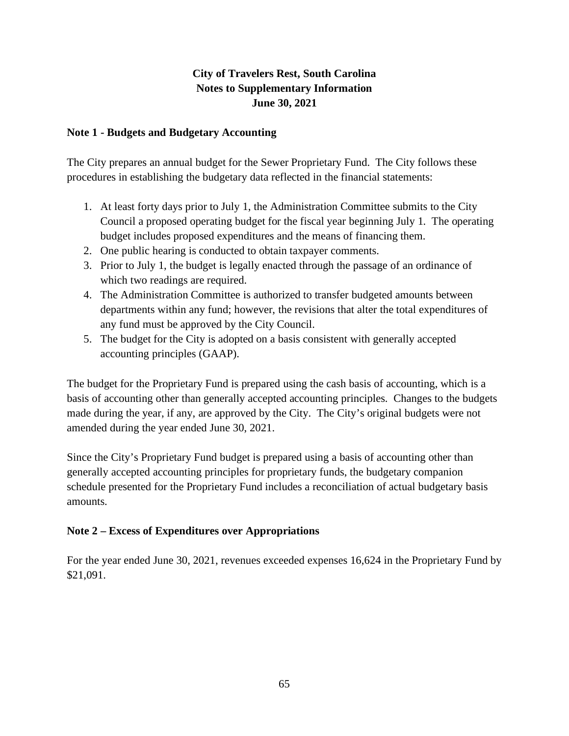# City of Travelers Rest, South Carolina
## Notes to Supplementary Information
## June 30, 2021

### Note 1 - Budgets and Budgetary Accounting

The City prepares an annual budget for the Sewer Proprietary Fund. The City follows these procedures in establishing the budgetary data reflected in the financial statements:

1. At least forty days prior to July 1, the Administration Committee submits to the City Council a proposed operating budget for the fiscal year beginning July 1. The operating budget includes proposed expenditures and the means of financing them.
2. One public hearing is conducted to obtain taxpayer comments.
3. Prior to July 1, the budget is legally enacted through the passage of an ordinance of which two readings are required.
4. The Administration Committee is authorized to transfer budgeted amounts between departments within any fund; however, the revisions that alter the total expenditures of any fund must be approved by the City Council.
5. The budget for the City is adopted on a basis consistent with generally accepted accounting principles (GAAP).

The budget for the Proprietary Fund is prepared using the cash basis of accounting, which is a basis of accounting other than generally accepted accounting principles. Changes to the budgets made during the year, if any, are approved by the City. The City's original budgets were not amended during the year ended June 30, 2021.

Since the City's Proprietary Fund budget is prepared using a basis of accounting other than generally accepted accounting principles for proprietary funds, the budgetary companion schedule presented for the Proprietary Fund includes a reconciliation of actual budgetary basis amounts.

### Note 2 – Excess of Expenditures over Appropriations

For the year ended June 30, 2021, revenues exceeded expenses 16,624 in the Proprietary Fund by $21,091.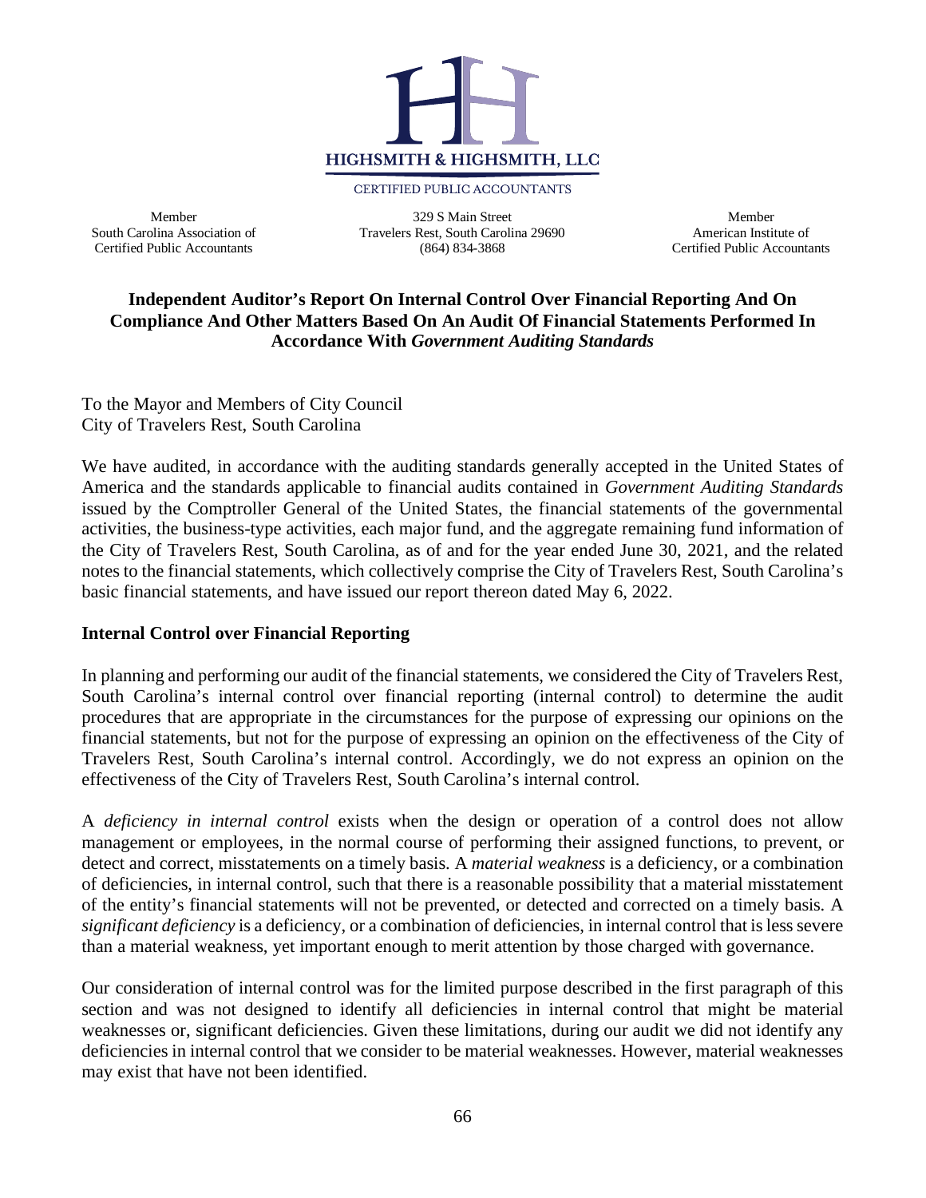**HIGHSMITH & HIGHSMITH, LLC**

CERTIFIED PUBLIC ACCOUNTANTS

Member
South Carolina Association of
Certified Public Accountants

329 S Main Street
Travelers Rest, South Carolina 29690
(864) 834-3868

Member
American Institute of
Certified Public Accountants

## Independent Auditor's Report On Internal Control Over Financial Reporting And On Compliance And Other Matters Based On An Audit Of Financial Statements Performed In Accordance With *Government Auditing Standards*

To the Mayor and Members of City Council
City of Travelers Rest, South Carolina

We have audited, in accordance with the auditing standards generally accepted in the United States of America and the standards applicable to financial audits contained in *Government Auditing Standards* issued by the Comptroller General of the United States, the financial statements of the governmental activities, the business-type activities, each major fund, and the aggregate remaining fund information of the City of Travelers Rest, South Carolina, as of and for the year ended June 30, 2021, and the related notes to the financial statements, which collectively comprise the City of Travelers Rest, South Carolina's basic financial statements, and have issued our report thereon dated May 6, 2022.

### Internal Control over Financial Reporting

In planning and performing our audit of the financial statements, we considered the City of Travelers Rest, South Carolina's internal control over financial reporting (internal control) to determine the audit procedures that are appropriate in the circumstances for the purpose of expressing our opinions on the financial statements, but not for the purpose of expressing an opinion on the effectiveness of the City of Travelers Rest, South Carolina's internal control. Accordingly, we do not express an opinion on the effectiveness of the City of Travelers Rest, South Carolina's internal control.

A *deficiency in internal control* exists when the design or operation of a control does not allow management or employees, in the normal course of performing their assigned functions, to prevent, or detect and correct, misstatements on a timely basis. A *material weakness* is a deficiency, or a combination of deficiencies, in internal control, such that there is a reasonable possibility that a material misstatement of the entity's financial statements will not be prevented, or detected and corrected on a timely basis. A *significant deficiency* is a deficiency, or a combination of deficiencies, in internal control that is less severe than a material weakness, yet important enough to merit attention by those charged with governance.

Our consideration of internal control was for the limited purpose described in the first paragraph of this section and was not designed to identify all deficiencies in internal control that might be material weaknesses or, significant deficiencies. Given these limitations, during our audit we did not identify any deficiencies in internal control that we consider to be material weaknesses. However, material weaknesses may exist that have not been identified.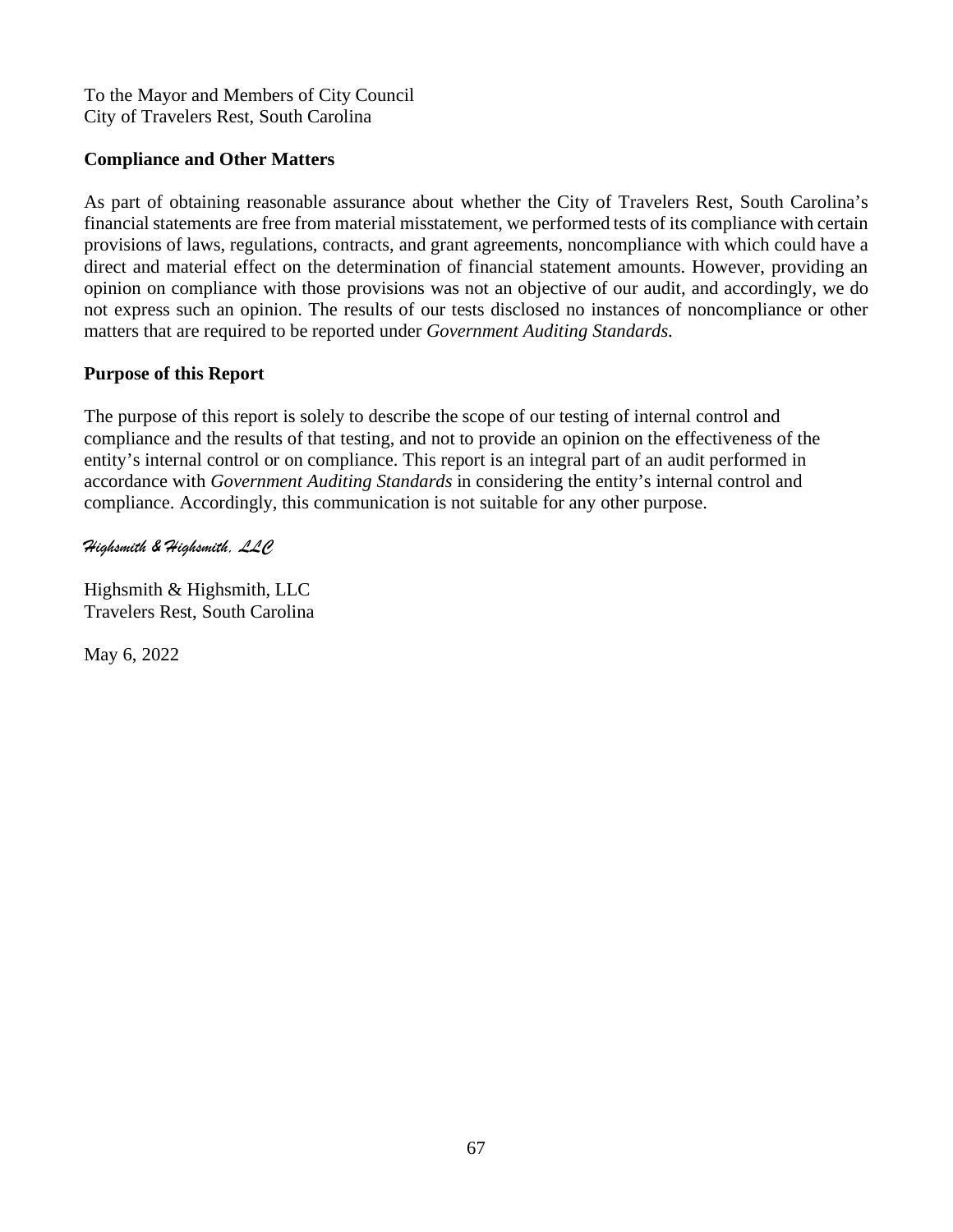To the Mayor and Members of City Council
City of Travelers Rest, South Carolina

**Compliance and Other Matters**

As part of obtaining reasonable assurance about whether the City of Travelers Rest, South Carolina's financial statements are free from material misstatement, we performed tests of its compliance with certain provisions of laws, regulations, contracts, and grant agreements, noncompliance with which could have a direct and material effect on the determination of financial statement amounts. However, providing an opinion on compliance with those provisions was not an objective of our audit, and accordingly, we do not express such an opinion. The results of our tests disclosed no instances of noncompliance or other matters that are required to be reported under *Government Auditing Standards*.

**Purpose of this Report**

The purpose of this report is solely to describe the scope of our testing of internal control and compliance and the results of that testing, and not to provide an opinion on the effectiveness of the entity's internal control or on compliance. This report is an integral part of an audit performed in accordance with *Government Auditing Standards* in considering the entity's internal control and compliance. Accordingly, this communication is not suitable for any other purpose.

*Highsmith & Highsmith, LLC*

Highsmith & Highsmith, LLC
Travelers Rest, South Carolina

May 6, 2022